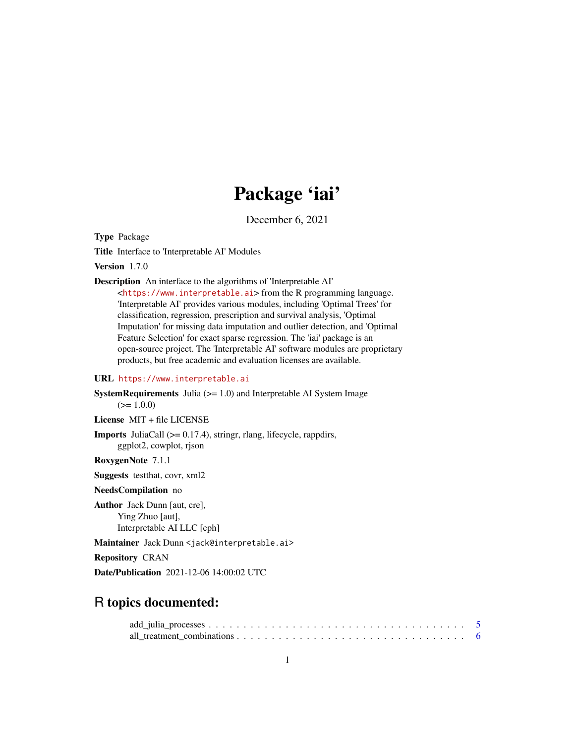# Package 'iai'

December 6, 2021

**Type** Package

**Title** Interface to 'Interpretable AI' Modules

**Version** 1.7.0

**Description** An interface to the algorithms of 'Interpretable AI' <https://www.interpretable.ai> from the R programming language. 'Interpretable AI' provides various modules, including 'Optimal Trees' for classification, regression, prescription and survival analysis, 'Optimal Imputation' for missing data imputation and outlier detection, and 'Optimal Feature Selection' for exact sparse regression. The 'iai' package is an open-source project. The 'Interpretable AI' software modules are proprietary products, but free academic and evaluation licenses are available.

**URL** https://www.interpretable.ai

**SystemRequirements** Julia (>= 1.0) and Interpretable AI System Image (>= 1.0.0)

**License** MIT + file LICENSE

**Imports** JuliaCall (>= 0.17.4), stringr, rlang, lifecycle, rappdirs, ggplot2, cowplot, rjson

**RoxygenNote** 7.1.1

**Suggests** testthat, covr, xml2

**NeedsCompilation** no

**Author** Jack Dunn [aut, cre], Ying Zhuo [aut], Interpretable AI LLC [cph]

**Maintainer** Jack Dunn <jack@interpretable.ai>

**Repository** CRAN

**Date/Publication** 2021-12-06 14:00:02 UTC

## R topics documented:

add_julia_processes . . . . . . . . . . . . . . . . . . . . . . . . . . . . . . . . . . . . 5
all_treatment_combinations . . . . . . . . . . . . . . . . . . . . . . . . . . . . . . . . 6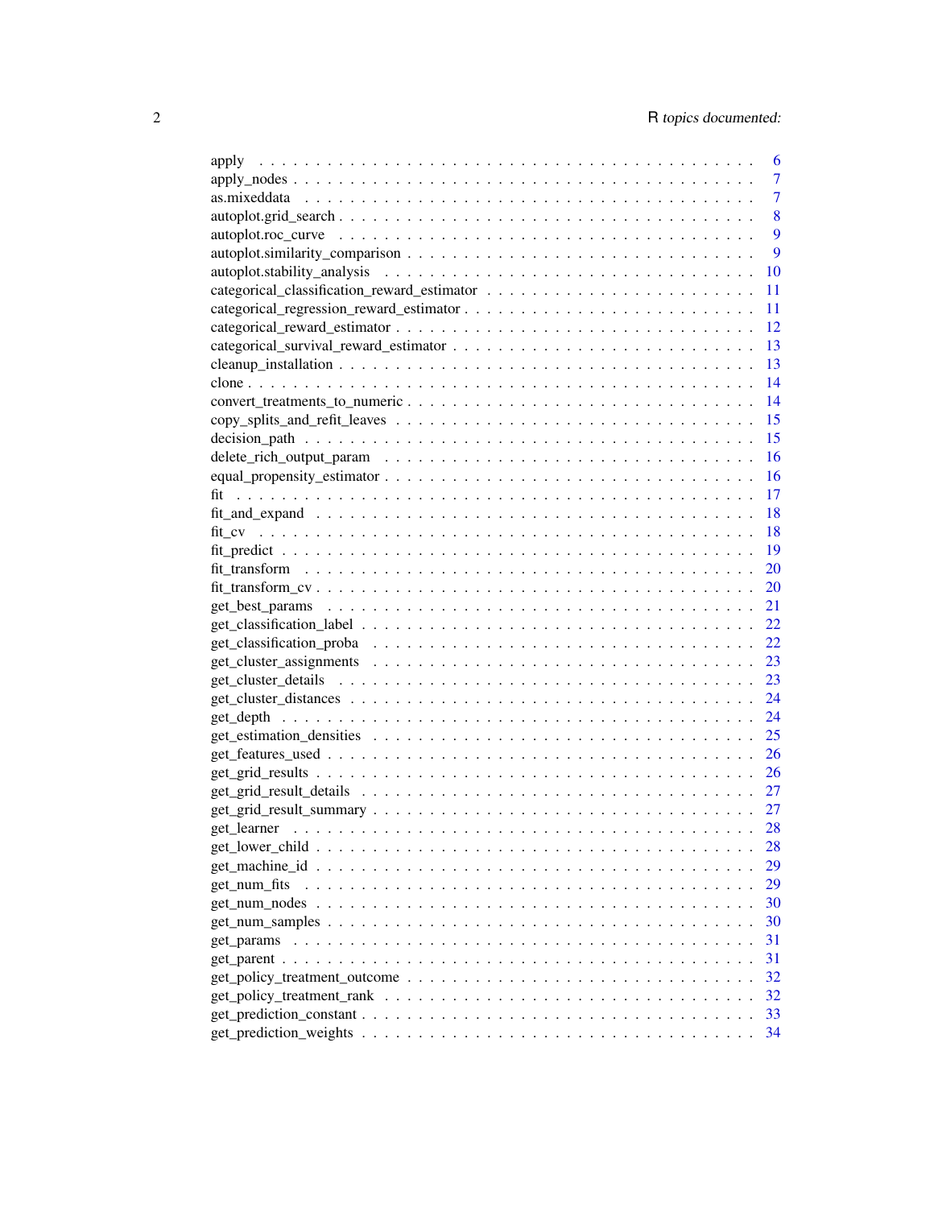| | |
|---|---|
| apply | 6 |
| apply_nodes | 7 |
| as.mixeddata | 7 |
| autoplot.grid_search | 8 |
| autoplot.roc_curve | 9 |
| autoplot.similarity_comparison | 9 |
| autoplot.stability_analysis | 10 |
| categorical_classification_reward_estimator | 11 |
| categorical_regression_reward_estimator | 11 |
| categorical_reward_estimator | 12 |
| categorical_survival_reward_estimator | 13 |
| cleanup_installation | 13 |
| clone | 14 |
| convert_treatments_to_numeric | 14 |
| copy_splits_and_refit_leaves | 15 |
| decision_path | 15 |
| delete_rich_output_param | 16 |
| equal_propensity_estimator | 16 |
| fit | 17 |
| fit_and_expand | 18 |
| fit_cv | 18 |
| fit_predict | 19 |
| fit_transform | 20 |
| fit_transform_cv | 20 |
| get_best_params | 21 |
| get_classification_label | 22 |
| get_classification_proba | 22 |
| get_cluster_assignments | 23 |
| get_cluster_details | 23 |
| get_cluster_distances | 24 |
| get_depth | 24 |
| get_estimation_densities | 25 |
| get_features_used | 26 |
| get_grid_results | 26 |
| get_grid_result_details | 27 |
| get_grid_result_summary | 27 |
| get_learner | 28 |
| get_lower_child | 28 |
| get_machine_id | 29 |
| get_num_fits | 29 |
| get_num_nodes | 30 |
| get_num_samples | 30 |
| get_params | 31 |
| get_parent | 31 |
| get_policy_treatment_outcome | 32 |
| get_policy_treatment_rank | 32 |
| get_prediction_constant | 33 |
| get_prediction_weights | 34 |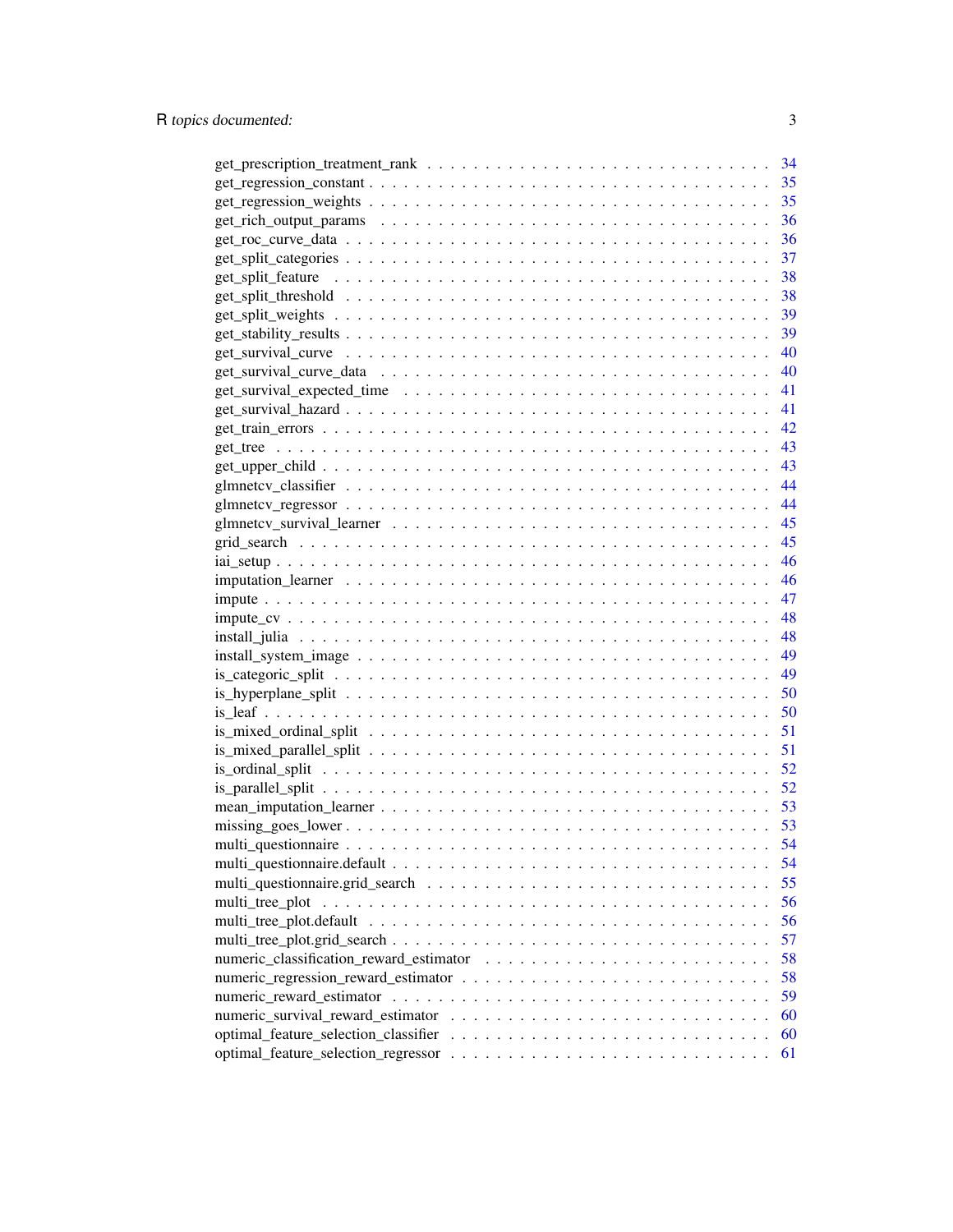get_prescription_treatment_rank . . . . . . . . . . . . . . . . . . . . . . . . . . . . 34
get_regression_constant . . . . . . . . . . . . . . . . . . . . . . . . . . . . . . . . 35
get_regression_weights . . . . . . . . . . . . . . . . . . . . . . . . . . . . . . . . 35
get_rich_output_params . . . . . . . . . . . . . . . . . . . . . . . . . . . . . . . . 36
get_roc_curve_data . . . . . . . . . . . . . . . . . . . . . . . . . . . . . . . . . . 36
get_split_categories . . . . . . . . . . . . . . . . . . . . . . . . . . . . . . . . . 37
get_split_feature . . . . . . . . . . . . . . . . . . . . . . . . . . . . . . . . . . . 38
get_split_threshold . . . . . . . . . . . . . . . . . . . . . . . . . . . . . . . . . . 38
get_split_weights . . . . . . . . . . . . . . . . . . . . . . . . . . . . . . . . . . . 39
get_stability_results . . . . . . . . . . . . . . . . . . . . . . . . . . . . . . . . . 39
get_survival_curve . . . . . . . . . . . . . . . . . . . . . . . . . . . . . . . . . . 40
get_survival_curve_data . . . . . . . . . . . . . . . . . . . . . . . . . . . . . . . 40
get_survival_expected_time . . . . . . . . . . . . . . . . . . . . . . . . . . . . . 41
get_survival_hazard . . . . . . . . . . . . . . . . . . . . . . . . . . . . . . . . . 41
get_train_errors . . . . . . . . . . . . . . . . . . . . . . . . . . . . . . . . . . . 42
get_tree . . . . . . . . . . . . . . . . . . . . . . . . . . . . . . . . . . . . . . . . 43
get_upper_child . . . . . . . . . . . . . . . . . . . . . . . . . . . . . . . . . . . . 43
glmnetcv_classifier . . . . . . . . . . . . . . . . . . . . . . . . . . . . . . . . . . 44
glmnetcv_regressor . . . . . . . . . . . . . . . . . . . . . . . . . . . . . . . . . . 44
glmnetcv_survival_learner . . . . . . . . . . . . . . . . . . . . . . . . . . . . . . 45
grid_search . . . . . . . . . . . . . . . . . . . . . . . . . . . . . . . . . . . . . . 45
iai_setup . . . . . . . . . . . . . . . . . . . . . . . . . . . . . . . . . . . . . . . 46
imputation_learner . . . . . . . . . . . . . . . . . . . . . . . . . . . . . . . . . . 46
impute . . . . . . . . . . . . . . . . . . . . . . . . . . . . . . . . . . . . . . . . . 47
impute_cv . . . . . . . . . . . . . . . . . . . . . . . . . . . . . . . . . . . . . . . 48
install_julia . . . . . . . . . . . . . . . . . . . . . . . . . . . . . . . . . . . . . 48
install_system_image . . . . . . . . . . . . . . . . . . . . . . . . . . . . . . . . . 49
is_categoric_split . . . . . . . . . . . . . . . . . . . . . . . . . . . . . . . . . . 49
is_hyperplane_split . . . . . . . . . . . . . . . . . . . . . . . . . . . . . . . . . 50
is_leaf . . . . . . . . . . . . . . . . . . . . . . . . . . . . . . . . . . . . . . . . 50
is_mixed_ordinal_split . . . . . . . . . . . . . . . . . . . . . . . . . . . . . . . 51
is_mixed_parallel_split . . . . . . . . . . . . . . . . . . . . . . . . . . . . . . . 51
is_ordinal_split . . . . . . . . . . . . . . . . . . . . . . . . . . . . . . . . . . . 52
is_parallel_split . . . . . . . . . . . . . . . . . . . . . . . . . . . . . . . . . . . 52
mean_imputation_learner . . . . . . . . . . . . . . . . . . . . . . . . . . . . . . . 53
missing_goes_lower . . . . . . . . . . . . . . . . . . . . . . . . . . . . . . . . . . 53
multi_questionnaire . . . . . . . . . . . . . . . . . . . . . . . . . . . . . . . . . . 54
multi_questionnaire.default . . . . . . . . . . . . . . . . . . . . . . . . . . . . . 54
multi_questionnaire.grid_search . . . . . . . . . . . . . . . . . . . . . . . . . . . 55
multi_tree_plot . . . . . . . . . . . . . . . . . . . . . . . . . . . . . . . . . . . . 56
multi_tree_plot.default . . . . . . . . . . . . . . . . . . . . . . . . . . . . . . . . 56
multi_tree_plot.grid_search . . . . . . . . . . . . . . . . . . . . . . . . . . . . . 57
numeric_classification_reward_estimator . . . . . . . . . . . . . . . . . . . . . . 58
numeric_regression_reward_estimator . . . . . . . . . . . . . . . . . . . . . . . . 58
numeric_reward_estimator . . . . . . . . . . . . . . . . . . . . . . . . . . . . . . 59
numeric_survival_reward_estimator . . . . . . . . . . . . . . . . . . . . . . . . . 60
optimal_feature_selection_classifier . . . . . . . . . . . . . . . . . . . . . . . . 60
optimal_feature_selection_regressor . . . . . . . . . . . . . . . . . . . . . . . . . 61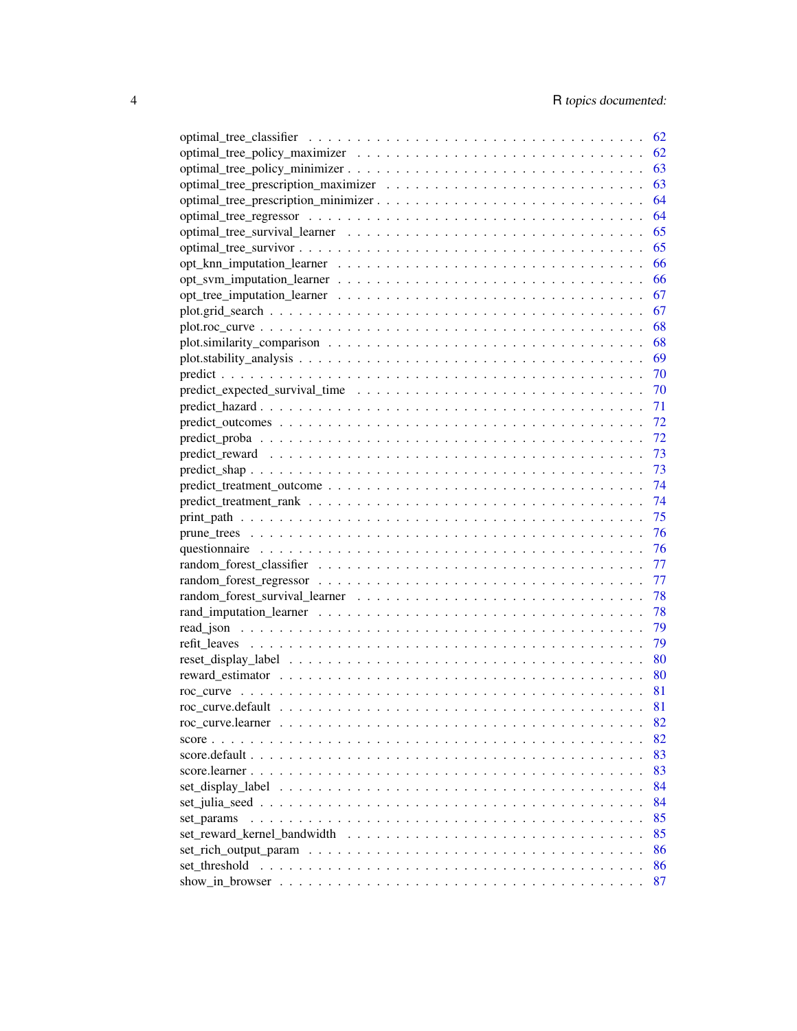optimal_tree_classifier . . . . . . . . . . . . . . . . . . . . . . . . . . . . . . . . 62
optimal_tree_policy_maximizer . . . . . . . . . . . . . . . . . . . . . . . . . . . . 62
optimal_tree_policy_minimizer . . . . . . . . . . . . . . . . . . . . . . . . . . . . 63
optimal_tree_prescription_maximizer . . . . . . . . . . . . . . . . . . . . . . . . . 63
optimal_tree_prescription_minimizer . . . . . . . . . . . . . . . . . . . . . . . . . 64
optimal_tree_regressor . . . . . . . . . . . . . . . . . . . . . . . . . . . . . . . . 64
optimal_tree_survival_learner . . . . . . . . . . . . . . . . . . . . . . . . . . . . 65
optimal_tree_survivor . . . . . . . . . . . . . . . . . . . . . . . . . . . . . . . . 65
opt_knn_imputation_learner . . . . . . . . . . . . . . . . . . . . . . . . . . . . . 66
opt_svm_imputation_learner . . . . . . . . . . . . . . . . . . . . . . . . . . . . . 66
opt_tree_imputation_learner . . . . . . . . . . . . . . . . . . . . . . . . . . . . . 67
plot.grid_search . . . . . . . . . . . . . . . . . . . . . . . . . . . . . . . . . . . 67
plot.roc_curve . . . . . . . . . . . . . . . . . . . . . . . . . . . . . . . . . . . . 68
plot.similarity_comparison . . . . . . . . . . . . . . . . . . . . . . . . . . . . . . 68
plot.stability_analysis . . . . . . . . . . . . . . . . . . . . . . . . . . . . . . . . 69
predict . . . . . . . . . . . . . . . . . . . . . . . . . . . . . . . . . . . . . . . . 70
predict_expected_survival_time . . . . . . . . . . . . . . . . . . . . . . . . . . . 70
predict_hazard . . . . . . . . . . . . . . . . . . . . . . . . . . . . . . . . . . . . 71
predict_outcomes . . . . . . . . . . . . . . . . . . . . . . . . . . . . . . . . . . . 72
predict_proba . . . . . . . . . . . . . . . . . . . . . . . . . . . . . . . . . . . . 72
predict_reward . . . . . . . . . . . . . . . . . . . . . . . . . . . . . . . . . . . . 73
predict_shap . . . . . . . . . . . . . . . . . . . . . . . . . . . . . . . . . . . . . 73
predict_treatment_outcome . . . . . . . . . . . . . . . . . . . . . . . . . . . . . . 74
predict_treatment_rank . . . . . . . . . . . . . . . . . . . . . . . . . . . . . . . . 74
print_path . . . . . . . . . . . . . . . . . . . . . . . . . . . . . . . . . . . . . . 75
prune_trees . . . . . . . . . . . . . . . . . . . . . . . . . . . . . . . . . . . . . 76
questionnaire . . . . . . . . . . . . . . . . . . . . . . . . . . . . . . . . . . . . 76
random_forest_classifier . . . . . . . . . . . . . . . . . . . . . . . . . . . . . . . 77
random_forest_regressor . . . . . . . . . . . . . . . . . . . . . . . . . . . . . . . 77
random_forest_survival_learner . . . . . . . . . . . . . . . . . . . . . . . . . . . . 78
rand_imputation_learner . . . . . . . . . . . . . . . . . . . . . . . . . . . . . . . 78
read_json . . . . . . . . . . . . . . . . . . . . . . . . . . . . . . . . . . . . . . 79
refit_leaves . . . . . . . . . . . . . . . . . . . . . . . . . . . . . . . . . . . . . 79
reset_display_label . . . . . . . . . . . . . . . . . . . . . . . . . . . . . . . . . 80
reward_estimator . . . . . . . . . . . . . . . . . . . . . . . . . . . . . . . . . . 80
roc_curve . . . . . . . . . . . . . . . . . . . . . . . . . . . . . . . . . . . . . . 81
roc_curve.default . . . . . . . . . . . . . . . . . . . . . . . . . . . . . . . . . . 81
roc_curve.learner . . . . . . . . . . . . . . . . . . . . . . . . . . . . . . . . . . 82
score . . . . . . . . . . . . . . . . . . . . . . . . . . . . . . . . . . . . . . . . 82
score.default . . . . . . . . . . . . . . . . . . . . . . . . . . . . . . . . . . . . 83
score.learner . . . . . . . . . . . . . . . . . . . . . . . . . . . . . . . . . . . . 83
set_display_label . . . . . . . . . . . . . . . . . . . . . . . . . . . . . . . . . . 84
set_julia_seed . . . . . . . . . . . . . . . . . . . . . . . . . . . . . . . . . . . . 84
set_params . . . . . . . . . . . . . . . . . . . . . . . . . . . . . . . . . . . . . 85
set_reward_kernel_bandwidth . . . . . . . . . . . . . . . . . . . . . . . . . . . . . 85
set_rich_output_param . . . . . . . . . . . . . . . . . . . . . . . . . . . . . . . . 86
set_threshold . . . . . . . . . . . . . . . . . . . . . . . . . . . . . . . . . . . . 86
show_in_browser . . . . . . . . . . . . . . . . . . . . . . . . . . . . . . . . . . . 87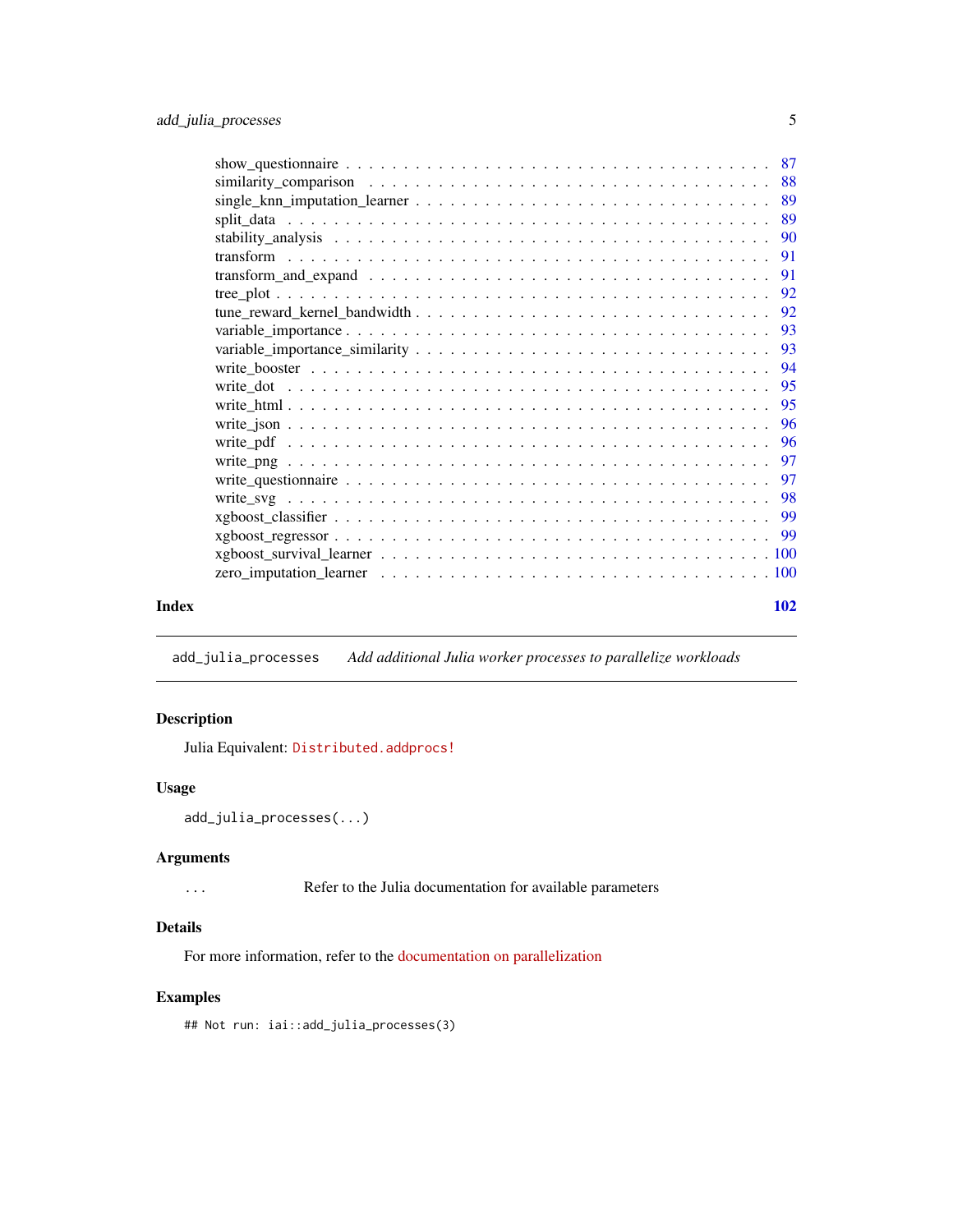show_questionnaire . . . . . . . . . . . . . . . . . . . . . . . . . . . . . . . . . . . . . . . 87
similarity_comparison . . . . . . . . . . . . . . . . . . . . . . . . . . . . . . . . . . . . . . 88
single_knn_imputation_learner . . . . . . . . . . . . . . . . . . . . . . . . . . . . . . . . . 89
split_data . . . . . . . . . . . . . . . . . . . . . . . . . . . . . . . . . . . . . . . . . . . . 89
stability_analysis . . . . . . . . . . . . . . . . . . . . . . . . . . . . . . . . . . . . . . . . 90
transform . . . . . . . . . . . . . . . . . . . . . . . . . . . . . . . . . . . . . . . . . . . . 91
transform_and_expand . . . . . . . . . . . . . . . . . . . . . . . . . . . . . . . . . . . . . . 91
tree_plot . . . . . . . . . . . . . . . . . . . . . . . . . . . . . . . . . . . . . . . . . . . . . 92
tune_reward_kernel_bandwidth . . . . . . . . . . . . . . . . . . . . . . . . . . . . . . . . . 92
variable_importance . . . . . . . . . . . . . . . . . . . . . . . . . . . . . . . . . . . . . . . 93
variable_importance_similarity . . . . . . . . . . . . . . . . . . . . . . . . . . . . . . . . . 93
write_booster . . . . . . . . . . . . . . . . . . . . . . . . . . . . . . . . . . . . . . . . . . 94
write_dot . . . . . . . . . . . . . . . . . . . . . . . . . . . . . . . . . . . . . . . . . . . . 95
write_html . . . . . . . . . . . . . . . . . . . . . . . . . . . . . . . . . . . . . . . . . . . . 95
write_json . . . . . . . . . . . . . . . . . . . . . . . . . . . . . . . . . . . . . . . . . . . . 96
write_pdf . . . . . . . . . . . . . . . . . . . . . . . . . . . . . . . . . . . . . . . . . . . . 96
write_png . . . . . . . . . . . . . . . . . . . . . . . . . . . . . . . . . . . . . . . . . . . . 97
write_questionnaire . . . . . . . . . . . . . . . . . . . . . . . . . . . . . . . . . . . . . . . 97
write_svg . . . . . . . . . . . . . . . . . . . . . . . . . . . . . . . . . . . . . . . . . . . . 98
xgboost_classifier . . . . . . . . . . . . . . . . . . . . . . . . . . . . . . . . . . . . . . . . 99
xgboost_regressor . . . . . . . . . . . . . . . . . . . . . . . . . . . . . . . . . . . . . . . . 99
xgboost_survival_learner . . . . . . . . . . . . . . . . . . . . . . . . . . . . . . . . . . . . 100
zero_imputation_learner . . . . . . . . . . . . . . . . . . . . . . . . . . . . . . . . . . . . 100

**Index** **102**

---

## add_julia_processes — *Add additional Julia worker processes to parallelize workloads*

### Description

Julia Equivalent: `Distributed.addprocs!`

### Usage

```
add_julia_processes(...)
```

### Arguments

`...` Refer to the Julia documentation for available parameters

### Details

For more information, refer to the documentation on parallelization

### Examples

```
## Not run: iai::add_julia_processes(3)
```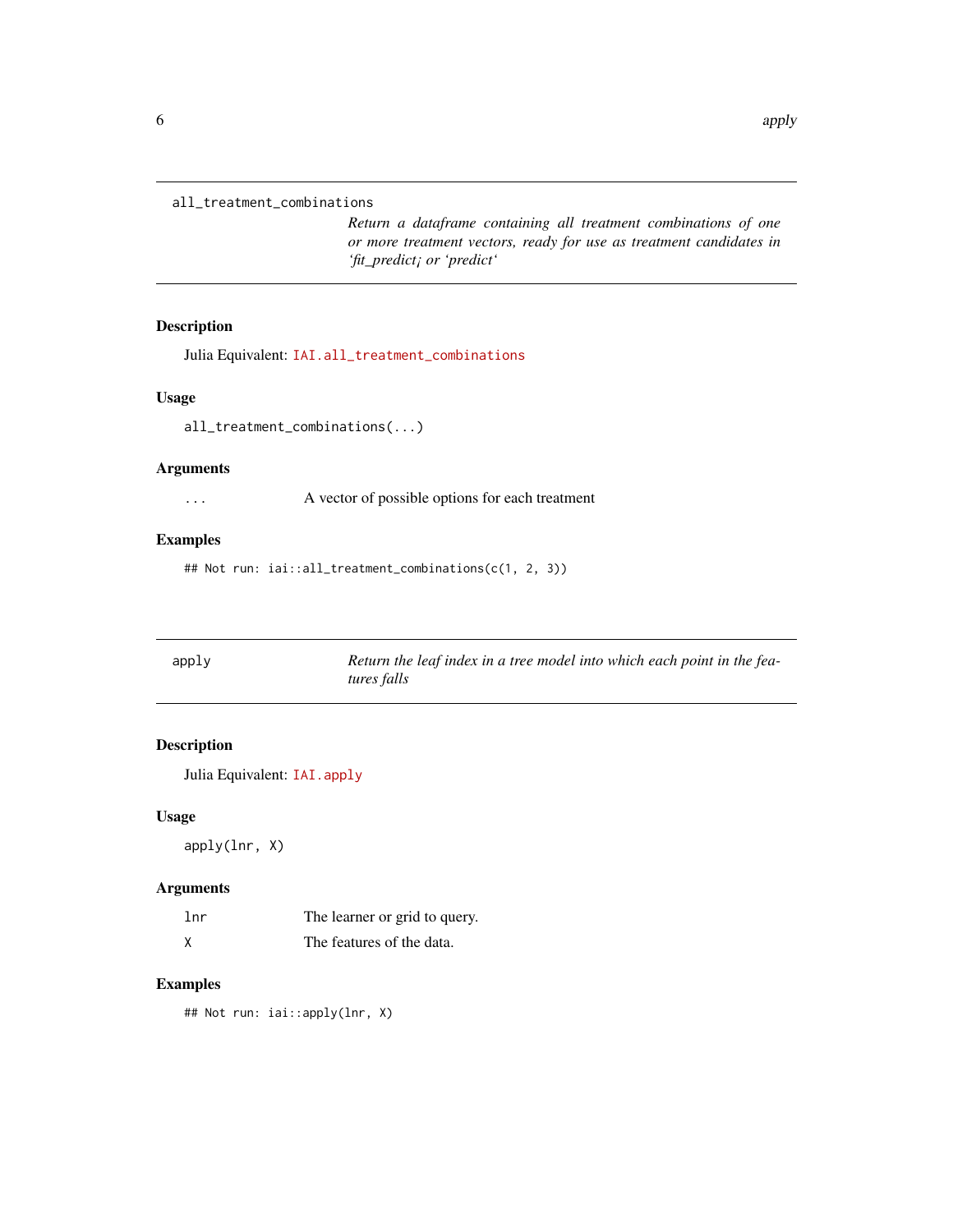## all_treatment_combinations

*Return a dataframe containing all treatment combinations of one or more treatment vectors, ready for use as treatment candidates in 'fit_predict¡ or 'predict'*

### Description

Julia Equivalent: `IAI.all_treatment_combinations`

### Usage

```
all_treatment_combinations(...)
```

### Arguments

| | |
|---|---|
| `...` | A vector of possible options for each treatment |

### Examples

```
## Not run: iai::all_treatment_combinations(c(1, 2, 3))
```

## apply

*Return the leaf index in a tree model into which each point in the features falls*

### Description

Julia Equivalent: `IAI.apply`

### Usage

```
apply(lnr, X)
```

### Arguments

| | |
|---|---|
| `lnr` | The learner or grid to query. |
| `X` | The features of the data. |

### Examples

```
## Not run: iai::apply(lnr, X)
```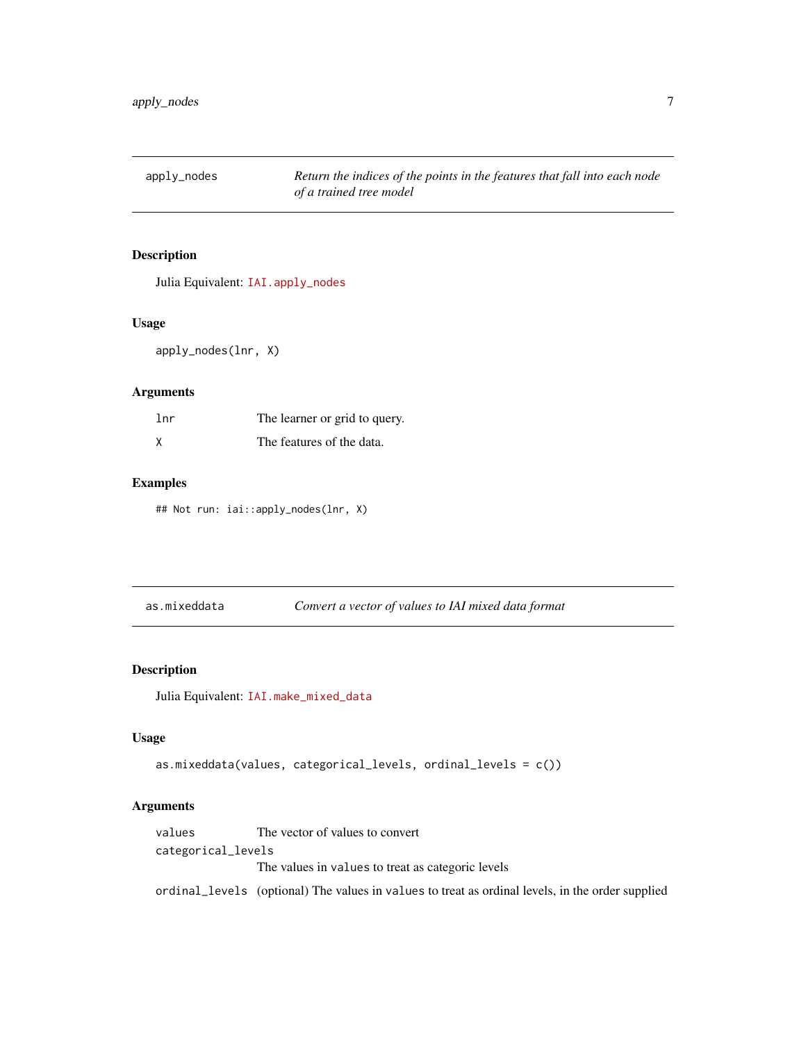## apply_nodes

*Return the indices of the points in the features that fall into each node of a trained tree model*

### Description

Julia Equivalent: `IAI.apply_nodes`

### Usage

```
apply_nodes(lnr, X)
```

### Arguments

| | |
|---|---|
| `lnr` | The learner or grid to query. |
| `X` | The features of the data. |

### Examples

```
## Not run: iai::apply_nodes(lnr, X)
```

## as.mixeddata

*Convert a vector of values to IAI mixed data format*

### Description

Julia Equivalent: `IAI.make_mixed_data`

### Usage

```
as.mixeddata(values, categorical_levels, ordinal_levels = c())
```

### Arguments

| | |
|---|---|
| `values` | The vector of values to convert |
| `categorical_levels` | The values in `values` to treat as categoric levels |
| `ordinal_levels` | (optional) The values in `values` to treat as ordinal levels, in the order supplied |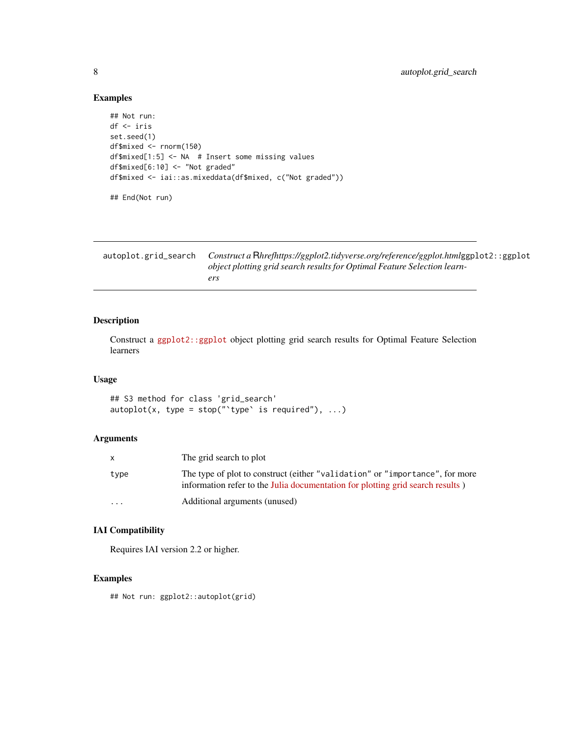### Examples

```
## Not run:
df <- iris
set.seed(1)
df$mixed <- rnorm(150)
df$mixed[1:5] <- NA  # Insert some missing values
df$mixed[6:10] <- "Not graded"
df$mixed <- iai::as.mixeddata(df$mixed, c("Not graded"))

## End(Not run)
```

---

## autoplot.grid_search

*Construct a Rhrefhttps://ggplot2.tidyverse.org/reference/ggplot.html*`ggplot2::ggplot` *object plotting grid search results for Optimal Feature Selection learners*

---

### Description

Construct a `ggplot2::ggplot` object plotting grid search results for Optimal Feature Selection learners

### Usage

```
## S3 method for class 'grid_search'
autoplot(x, type = stop("`type` is required"), ...)
```

### Arguments

| | |
|---|---|
| `x` | The grid search to plot |
| `type` | The type of plot to construct (either `"validation"` or `"importance"`, for more information refer to the Julia documentation for plotting grid search results ) |
| `...` | Additional arguments (unused) |

### IAI Compatibility

Requires IAI version 2.2 or higher.

### Examples

```
## Not run: ggplot2::autoplot(grid)
```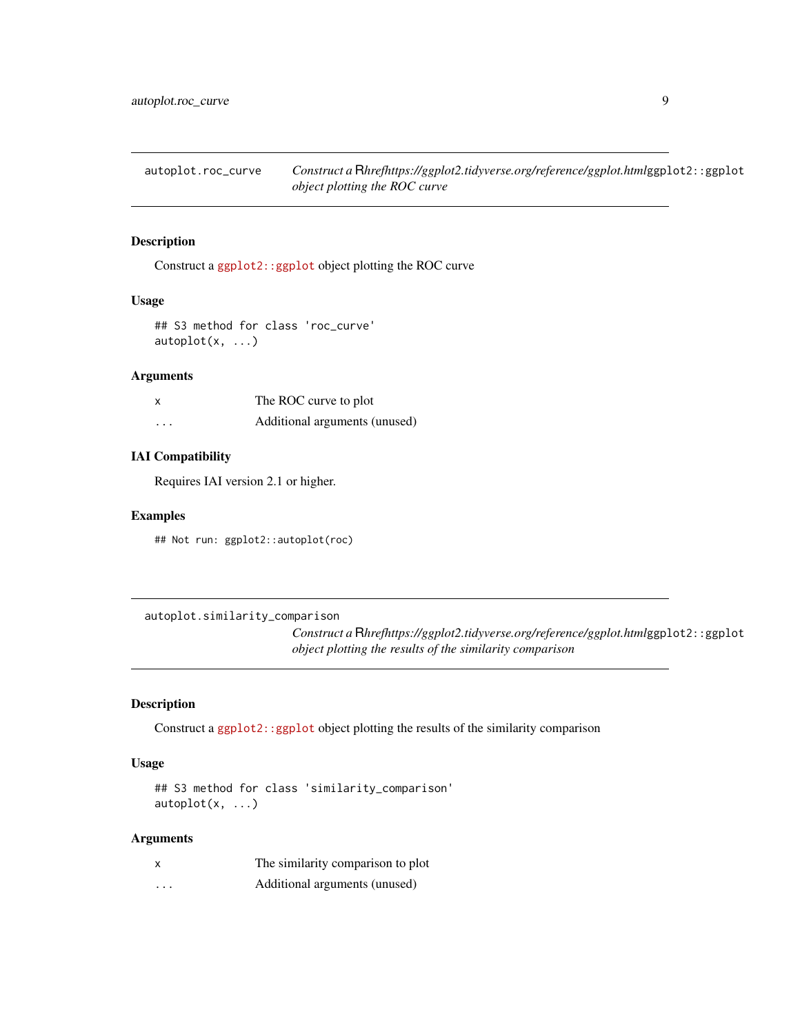## autoplot.roc_curve

*Construct a* R*hrefhttps://ggplot2.tidyverse.org/reference/ggplot.html*`ggplot2::ggplot` *object plotting the ROC curve*

### Description

Construct a `ggplot2::ggplot` object plotting the ROC curve

### Usage

```
## S3 method for class 'roc_curve'
autoplot(x, ...)
```

### Arguments

| | |
|---|---|
| `x` | The ROC curve to plot |
| `...` | Additional arguments (unused) |

### IAI Compatibility

Requires IAI version 2.1 or higher.

### Examples

```
## Not run: ggplot2::autoplot(roc)
```

## autoplot.similarity_comparison

*Construct a* R*hrefhttps://ggplot2.tidyverse.org/reference/ggplot.html*`ggplot2::ggplot` *object plotting the results of the similarity comparison*

### Description

Construct a `ggplot2::ggplot` object plotting the results of the similarity comparison

### Usage

```
## S3 method for class 'similarity_comparison'
autoplot(x, ...)
```

### Arguments

| | |
|---|---|
| `x` | The similarity comparison to plot |
| `...` | Additional arguments (unused) |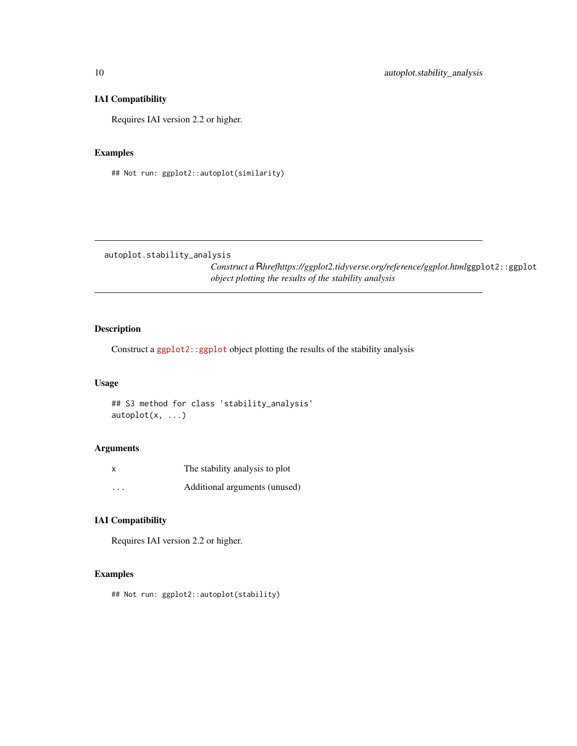### IAI Compatibility

Requires IAI version 2.2 or higher.

### Examples

```
## Not run: ggplot2::autoplot(similarity)
```

---

## autoplot.stability_analysis

*Construct a Rhrefhttps://ggplot2.tidyverse.org/reference/ggplot.html*`ggplot2::ggplot` *object plotting the results of the stability analysis*

---

### Description

Construct a `ggplot2::ggplot` object plotting the results of the stability analysis

### Usage

```
## S3 method for class 'stability_analysis'
autoplot(x, ...)
```

### Arguments

| | |
|---|---|
| `x` | The stability analysis to plot |
| `...` | Additional arguments (unused) |

### IAI Compatibility

Requires IAI version 2.2 or higher.

### Examples

```
## Not run: ggplot2::autoplot(stability)
```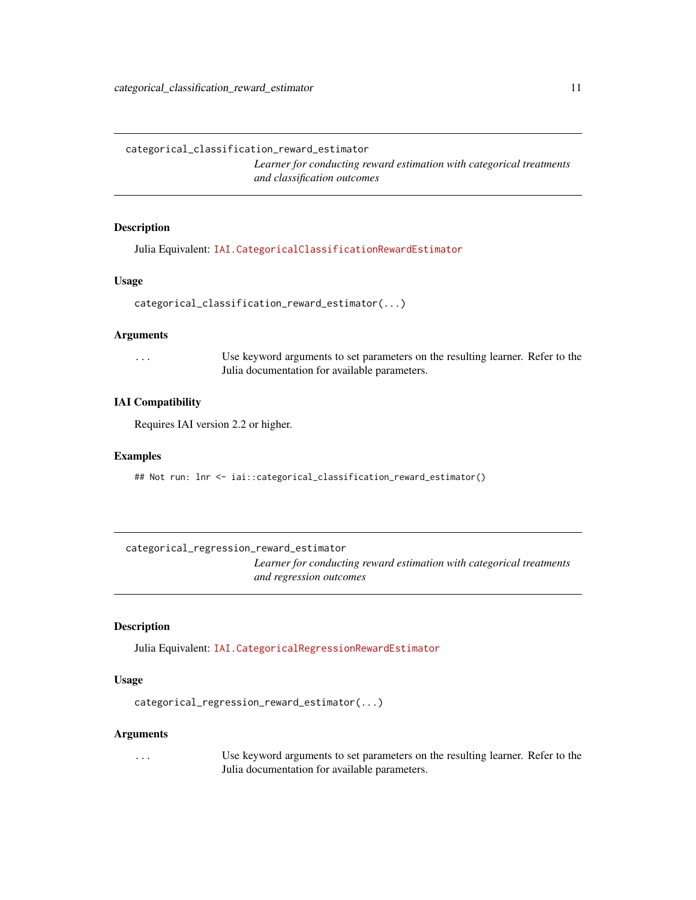## categorical_classification_reward_estimator

*Learner for conducting reward estimation with categorical treatments and classification outcomes*

### Description

Julia Equivalent: `IAI.CategoricalClassificationRewardEstimator`

### Usage

```
categorical_classification_reward_estimator(...)
```

### Arguments

`...` Use keyword arguments to set parameters on the resulting learner. Refer to the Julia documentation for available parameters.

### IAI Compatibility

Requires IAI version 2.2 or higher.

### Examples

```
## Not run: lnr <- iai::categorical_classification_reward_estimator()
```

## categorical_regression_reward_estimator

*Learner for conducting reward estimation with categorical treatments and regression outcomes*

### Description

Julia Equivalent: `IAI.CategoricalRegressionRewardEstimator`

### Usage

```
categorical_regression_reward_estimator(...)
```

### Arguments

`...` Use keyword arguments to set parameters on the resulting learner. Refer to the Julia documentation for available parameters.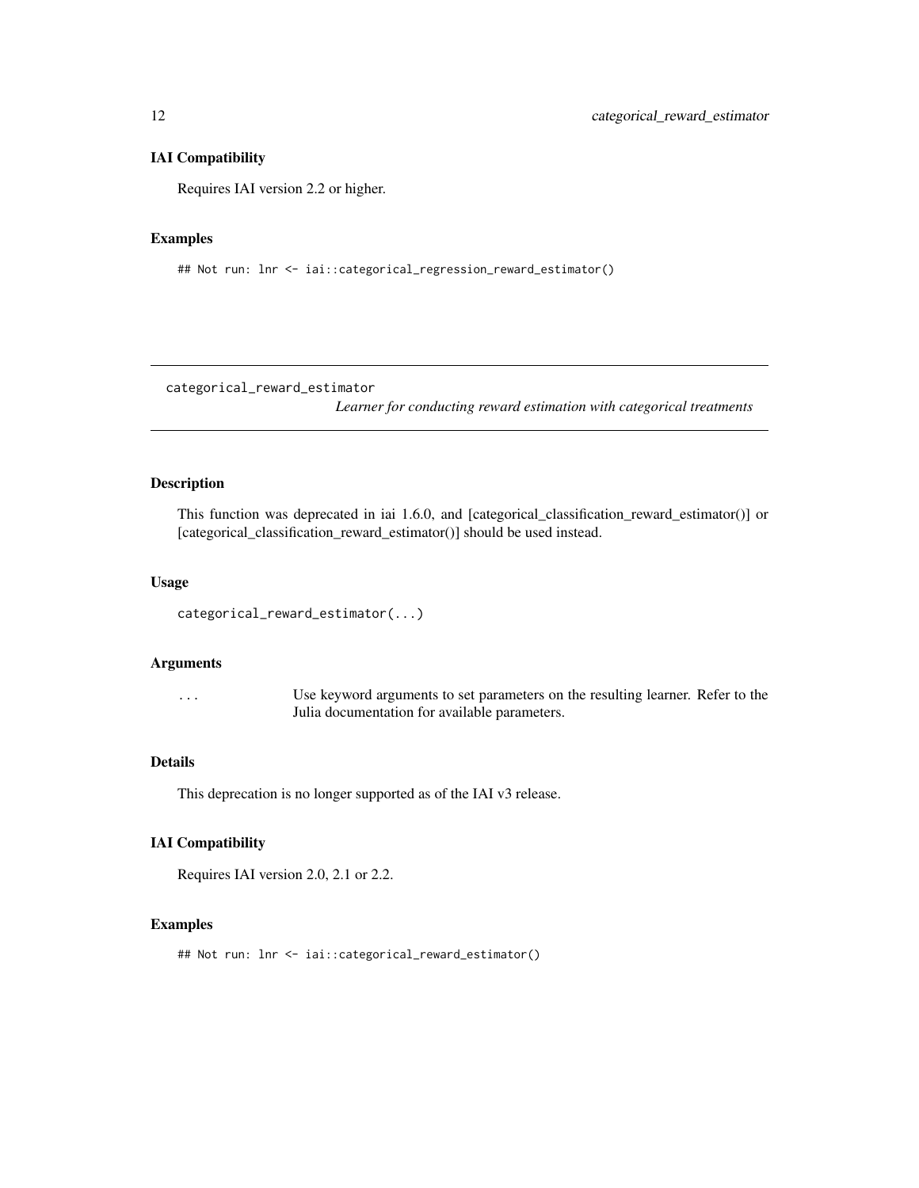### IAI Compatibility

Requires IAI version 2.2 or higher.

### Examples

```
## Not run: lnr <- iai::categorical_regression_reward_estimator()
```

---

## categorical_reward_estimator

*Learner for conducting reward estimation with categorical treatments*

---

### Description

This function was deprecated in iai 1.6.0, and [categorical_classification_reward_estimator()] or [categorical_classification_reward_estimator()] should be used instead.

### Usage

```
categorical_reward_estimator(...)
```

### Arguments

| | |
|---|---|
| ... | Use keyword arguments to set parameters on the resulting learner. Refer to the Julia documentation for available parameters. |

### Details

This deprecation is no longer supported as of the IAI v3 release.

### IAI Compatibility

Requires IAI version 2.0, 2.1 or 2.2.

### Examples

```
## Not run: lnr <- iai::categorical_reward_estimator()
```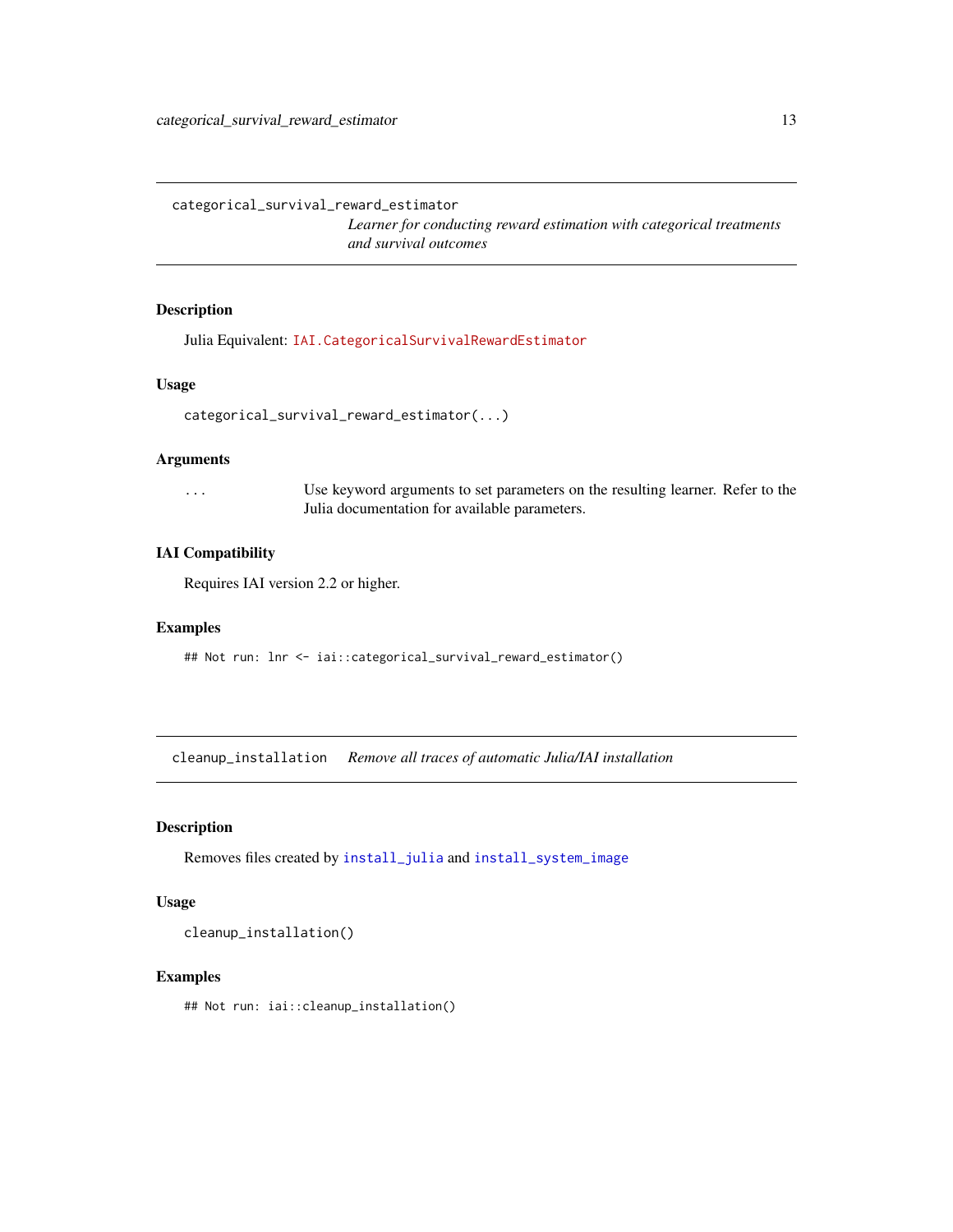## categorical_survival_reward_estimator

*Learner for conducting reward estimation with categorical treatments and survival outcomes*

### Description

Julia Equivalent: `IAI.CategoricalSurvivalRewardEstimator`

### Usage

```
categorical_survival_reward_estimator(...)
```

### Arguments

`...` Use keyword arguments to set parameters on the resulting learner. Refer to the Julia documentation for available parameters.

### IAI Compatibility

Requires IAI version 2.2 or higher.

### Examples

```
## Not run: lnr <- iai::categorical_survival_reward_estimator()
```

## cleanup_installation

*Remove all traces of automatic Julia/IAI installation*

### Description

Removes files created by `install_julia` and `install_system_image`

### Usage

```
cleanup_installation()
```

### Examples

```
## Not run: iai::cleanup_installation()
```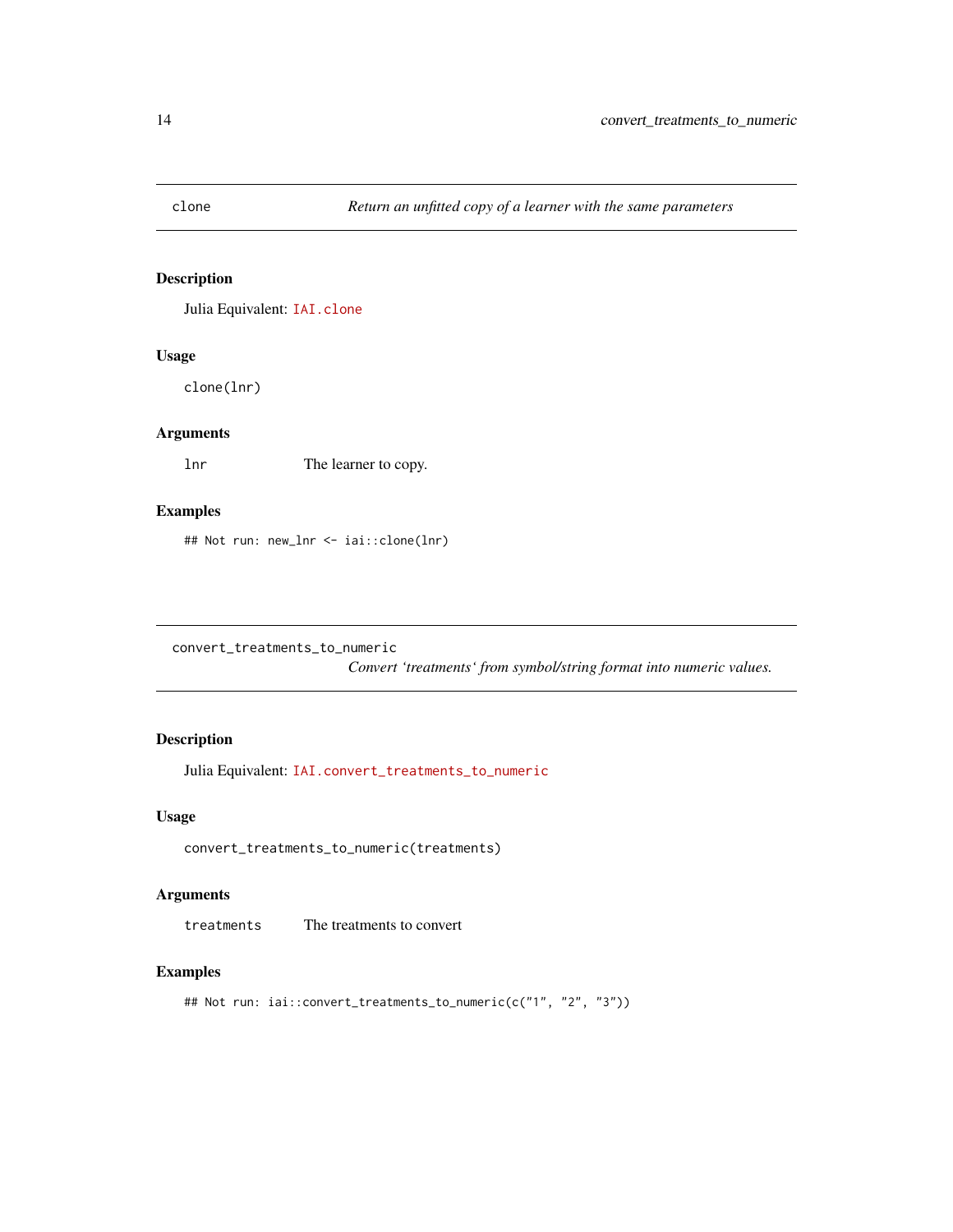## clone

*Return an unfitted copy of a learner with the same parameters*

### Description

Julia Equivalent: `IAI.clone`

### Usage

```
clone(lnr)
```

### Arguments

| | |
|---|---|
| `lnr` | The learner to copy. |

### Examples

```
## Not run: new_lnr <- iai::clone(lnr)
```

## convert_treatments_to_numeric

*Convert 'treatments' from symbol/string format into numeric values.*

### Description

Julia Equivalent: `IAI.convert_treatments_to_numeric`

### Usage

```
convert_treatments_to_numeric(treatments)
```

### Arguments

| | |
|---|---|
| `treatments` | The treatments to convert |

### Examples

```
## Not run: iai::convert_treatments_to_numeric(c("1", "2", "3"))
```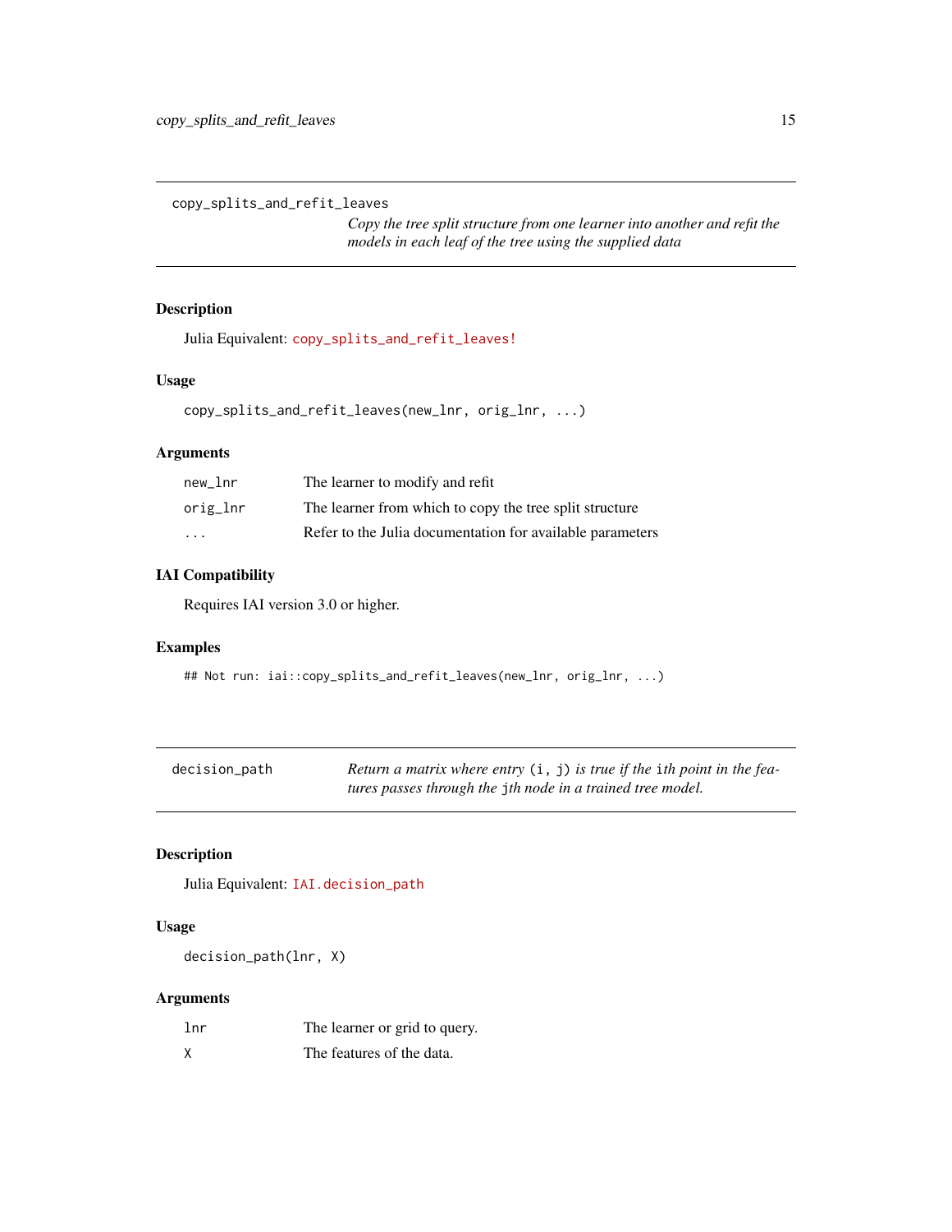## copy_splits_and_refit_leaves

*Copy the tree split structure from one learner into another and refit the models in each leaf of the tree using the supplied data*

### Description

Julia Equivalent: `copy_splits_and_refit_leaves!`

### Usage

```
copy_splits_and_refit_leaves(new_lnr, orig_lnr, ...)
```

### Arguments

| | |
|---|---|
| `new_lnr` | The learner to modify and refit |
| `orig_lnr` | The learner from which to copy the tree split structure |
| `...` | Refer to the Julia documentation for available parameters |

### IAI Compatibility

Requires IAI version 3.0 or higher.

### Examples

```
## Not run: iai::copy_splits_and_refit_leaves(new_lnr, orig_lnr, ...)
```

## decision_path

*Return a matrix where entry `(i, j)` is true if the `i`th point in the features passes through the `j`th node in a trained tree model.*

### Description

Julia Equivalent: `IAI.decision_path`

### Usage

```
decision_path(lnr, X)
```

### Arguments

| | |
|---|---|
| `lnr` | The learner or grid to query. |
| `X` | The features of the data. |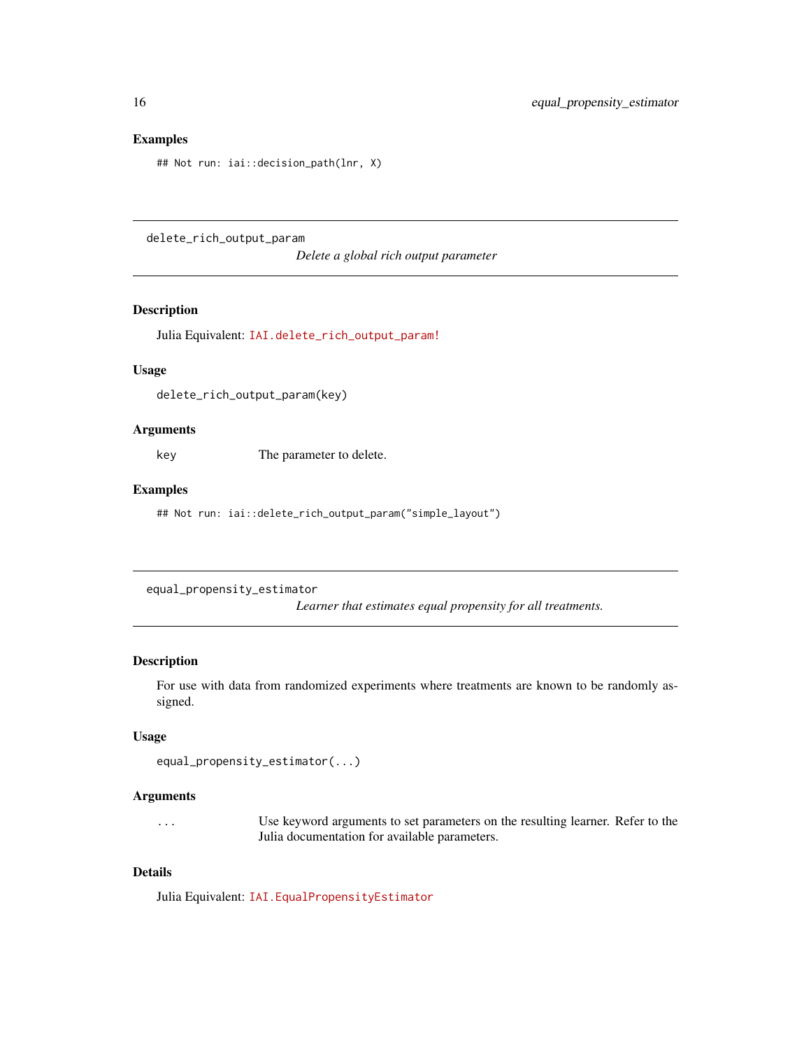### Examples

```
## Not run: iai::decision_path(lnr, X)
```

---

## delete_rich_output_param

*Delete a global rich output parameter*

### Description

Julia Equivalent: `IAI.delete_rich_output_param!`

### Usage

```
delete_rich_output_param(key)
```

### Arguments

| | |
|---|---|
| `key` | The parameter to delete. |

### Examples

```
## Not run: iai::delete_rich_output_param("simple_layout")
```

---

## equal_propensity_estimator

*Learner that estimates equal propensity for all treatments.*

### Description

For use with data from randomized experiments where treatments are known to be randomly assigned.

### Usage

```
equal_propensity_estimator(...)
```

### Arguments

| | |
|---|---|
| `...` | Use keyword arguments to set parameters on the resulting learner. Refer to the Julia documentation for available parameters. |

### Details

Julia Equivalent: `IAI.EqualPropensityEstimator`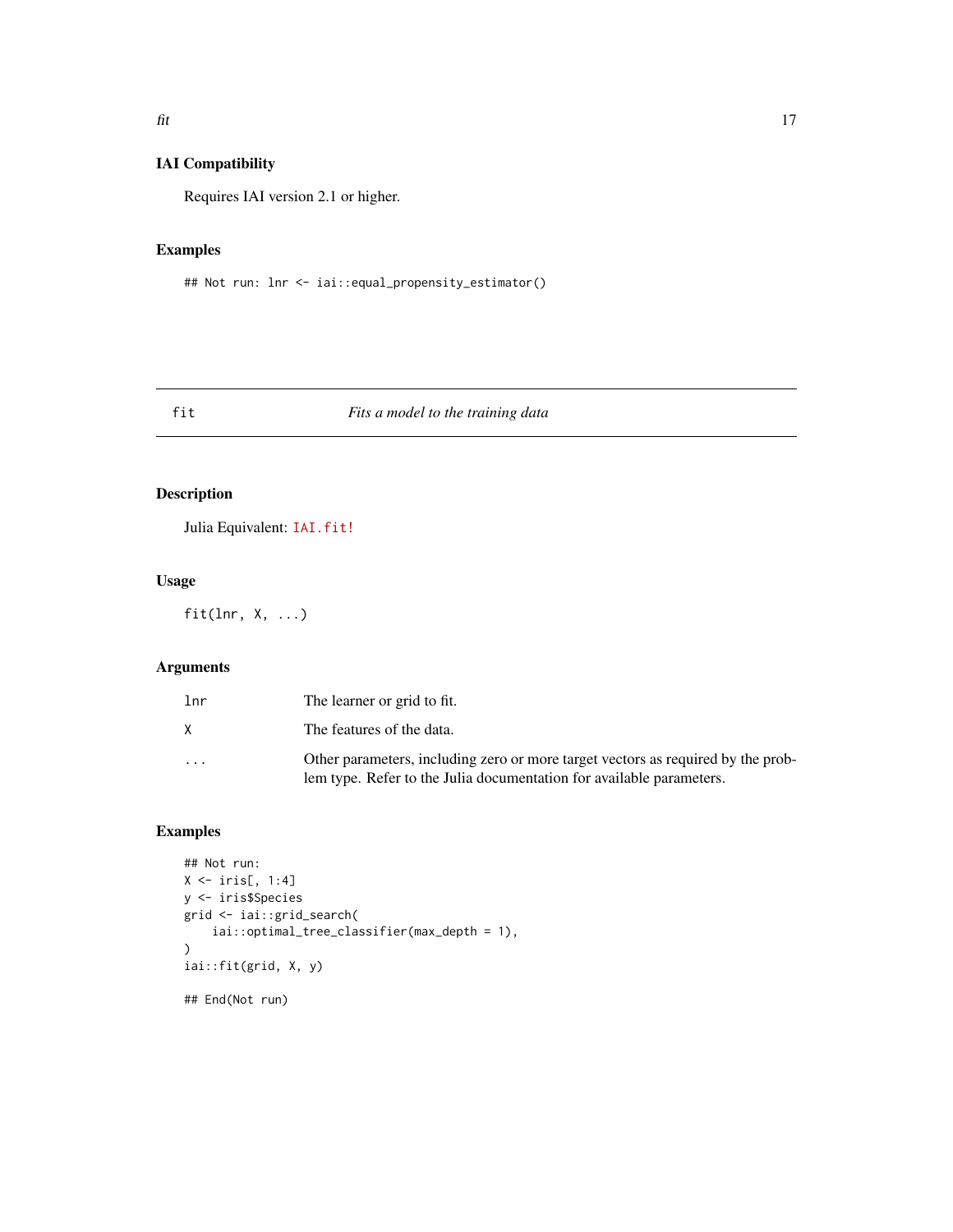### IAI Compatibility

Requires IAI version 2.1 or higher.

### Examples

```
## Not run: lnr <- iai::equal_propensity_estimator()
```

---

## fit *Fits a model to the training data*

---

### Description

Julia Equivalent: IAI.fit!

### Usage

```
fit(lnr, X, ...)
```

### Arguments

| | |
|---|---|
| lnr | The learner or grid to fit. |
| X | The features of the data. |
| ... | Other parameters, including zero or more target vectors as required by the problem type. Refer to the Julia documentation for available parameters. |

### Examples

```
## Not run:
X <- iris[, 1:4]
y <- iris$Species
grid <- iai::grid_search(
    iai::optimal_tree_classifier(max_depth = 1),
)
iai::fit(grid, X, y)

## End(Not run)
```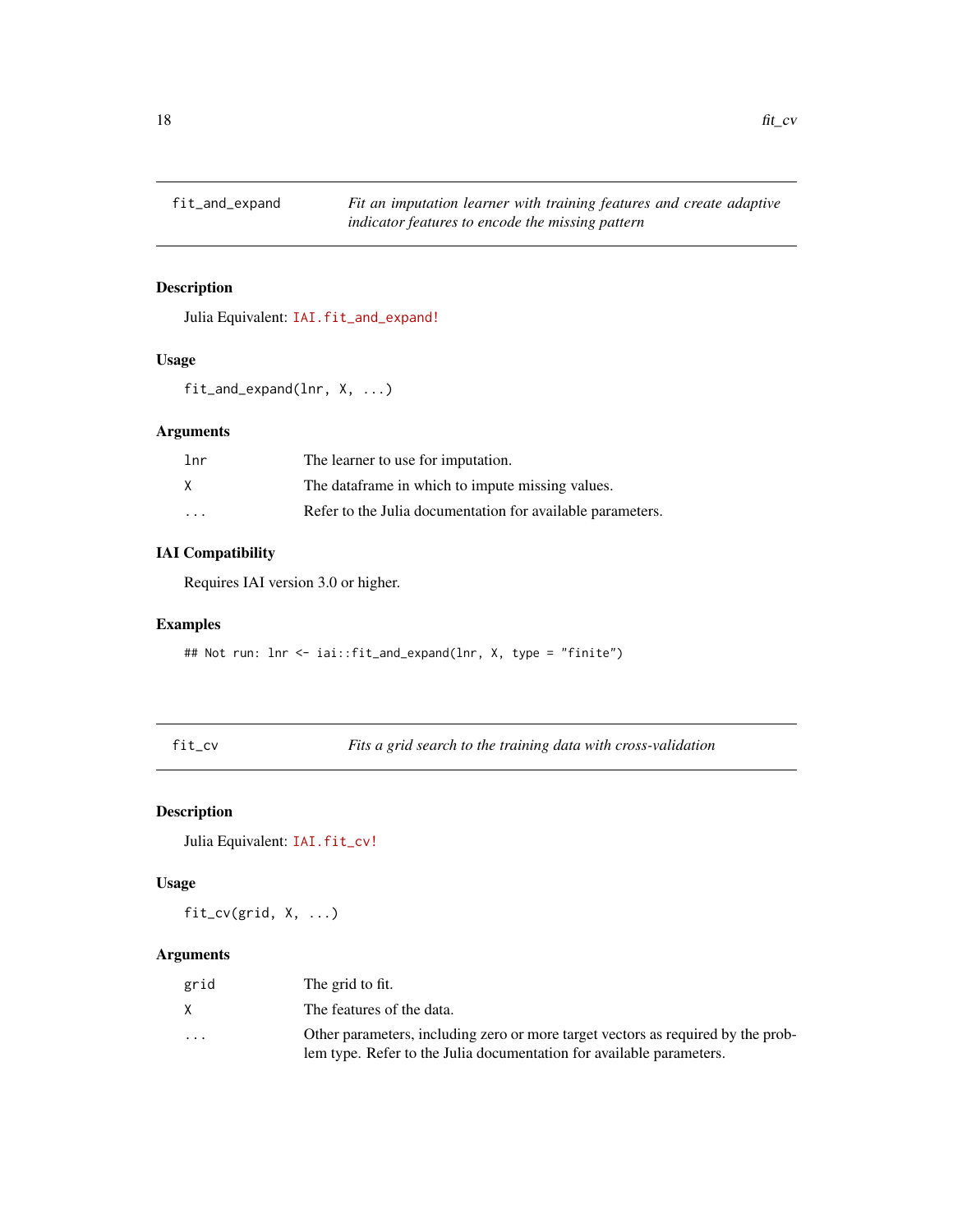## fit_and_expand — *Fit an imputation learner with training features and create adaptive indicator features to encode the missing pattern*

### Description

Julia Equivalent: `IAI.fit_and_expand!`

### Usage

```
fit_and_expand(lnr, X, ...)
```

### Arguments

| | |
|---|---|
| `lnr` | The learner to use for imputation. |
| `X` | The dataframe in which to impute missing values. |
| `...` | Refer to the Julia documentation for available parameters. |

### IAI Compatibility

Requires IAI version 3.0 or higher.

### Examples

```
## Not run: lnr <- iai::fit_and_expand(lnr, X, type = "finite")
```

## fit_cv — *Fits a grid search to the training data with cross-validation*

### Description

Julia Equivalent: `IAI.fit_cv!`

### Usage

```
fit_cv(grid, X, ...)
```

### Arguments

| | |
|---|---|
| `grid` | The grid to fit. |
| `X` | The features of the data. |
| `...` | Other parameters, including zero or more target vectors as required by the problem type. Refer to the Julia documentation for available parameters. |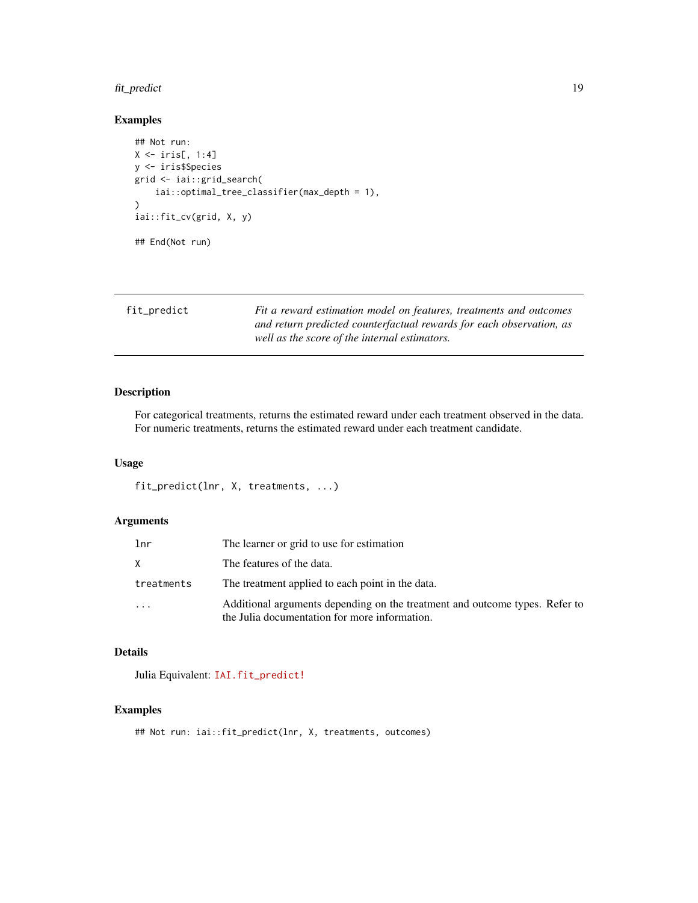## Examples

```
## Not run:
X <- iris[, 1:4]
y <- iris$Species
grid <- iai::grid_search(
    iai::optimal_tree_classifier(max_depth = 1),
)
iai::fit_cv(grid, X, y)

## End(Not run)
```

---

`fit_predict` *Fit a reward estimation model on features, treatments and outcomes and return predicted counterfactual rewards for each observation, as well as the score of the internal estimators.*

---

## Description

For categorical treatments, returns the estimated reward under each treatment observed in the data. For numeric treatments, returns the estimated reward under each treatment candidate.

## Usage

```
fit_predict(lnr, X, treatments, ...)
```

## Arguments

| | |
|---|---|
| `lnr` | The learner or grid to use for estimation |
| `X` | The features of the data. |
| `treatments` | The treatment applied to each point in the data. |
| `...` | Additional arguments depending on the treatment and outcome types. Refer to the Julia documentation for more information. |

## Details

Julia Equivalent: `IAI.fit_predict!`

## Examples

```
## Not run: iai::fit_predict(lnr, X, treatments, outcomes)
```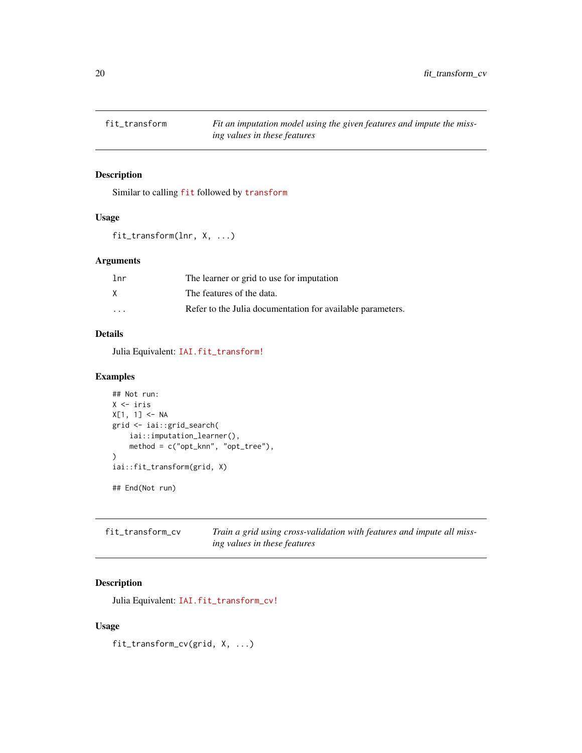## fit_transform — *Fit an imputation model using the given features and impute the missing values in these features*

### Description

Similar to calling `fit` followed by `transform`

### Usage

```
fit_transform(lnr, X, ...)
```

### Arguments

| | |
|---|---|
| lnr | The learner or grid to use for imputation |
| X | The features of the data. |
| ... | Refer to the Julia documentation for available parameters. |

### Details

Julia Equivalent: `IAI.fit_transform!`

### Examples

```
## Not run:
X <- iris
X[1, 1] <- NA
grid <- iai::grid_search(
    iai::imputation_learner(),
    method = c("opt_knn", "opt_tree"),
)
iai::fit_transform(grid, X)

## End(Not run)
```

## fit_transform_cv — *Train a grid using cross-validation with features and impute all missing values in these features*

### Description

Julia Equivalent: `IAI.fit_transform_cv!`

### Usage

```
fit_transform_cv(grid, X, ...)
```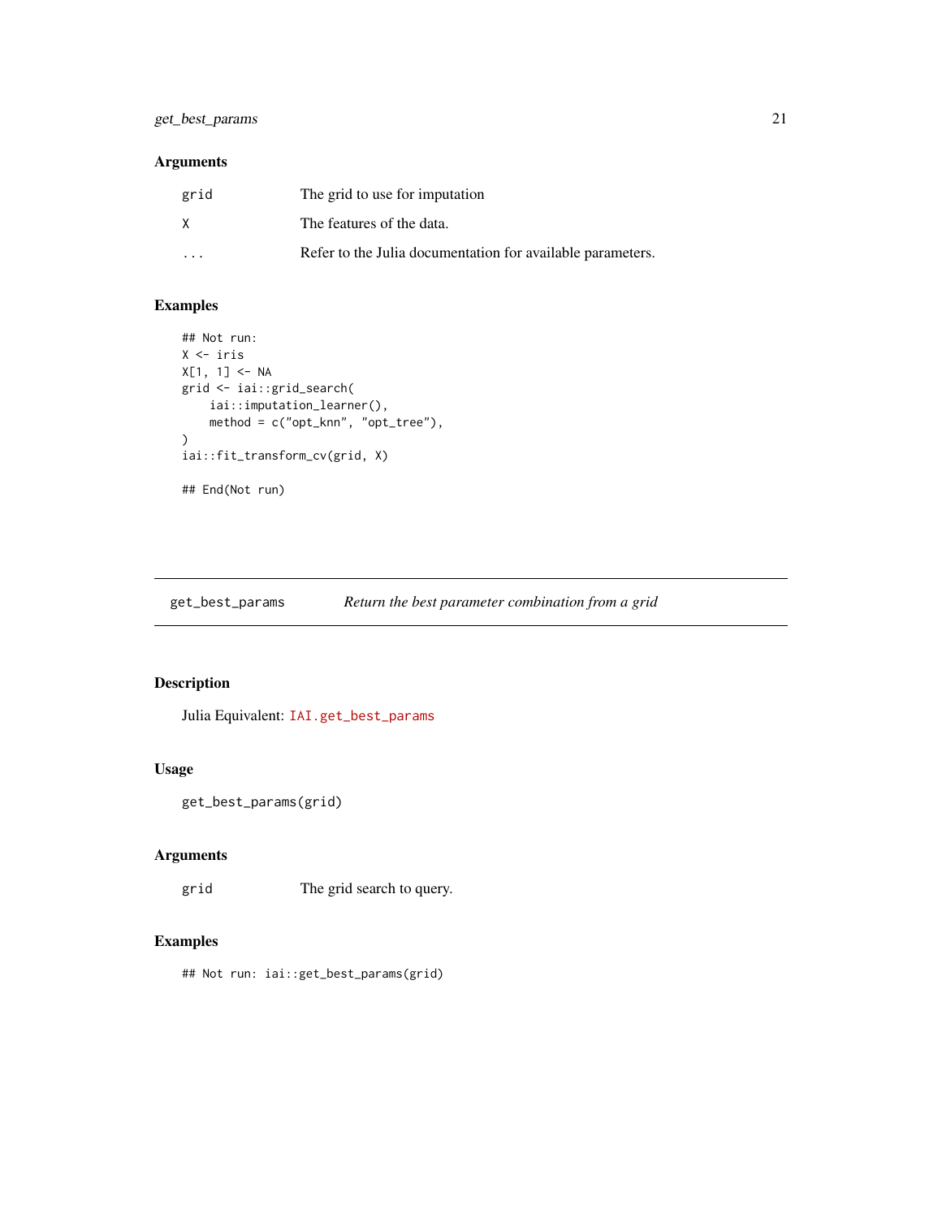### Arguments

| | |
|---|---|
| grid | The grid to use for imputation |
| X | The features of the data. |
| ... | Refer to the Julia documentation for available parameters. |

### Examples

```
## Not run:
X <- iris
X[1, 1] <- NA
grid <- iai::grid_search(
    iai::imputation_learner(),
    method = c("opt_knn", "opt_tree"),
)
iai::fit_transform_cv(grid, X)

## End(Not run)
```

---

## get_best_params — *Return the best parameter combination from a grid*

### Description

Julia Equivalent: `IAI.get_best_params`

### Usage

```
get_best_params(grid)
```

### Arguments

| | |
|---|---|
| grid | The grid search to query. |

### Examples

```
## Not run: iai::get_best_params(grid)
```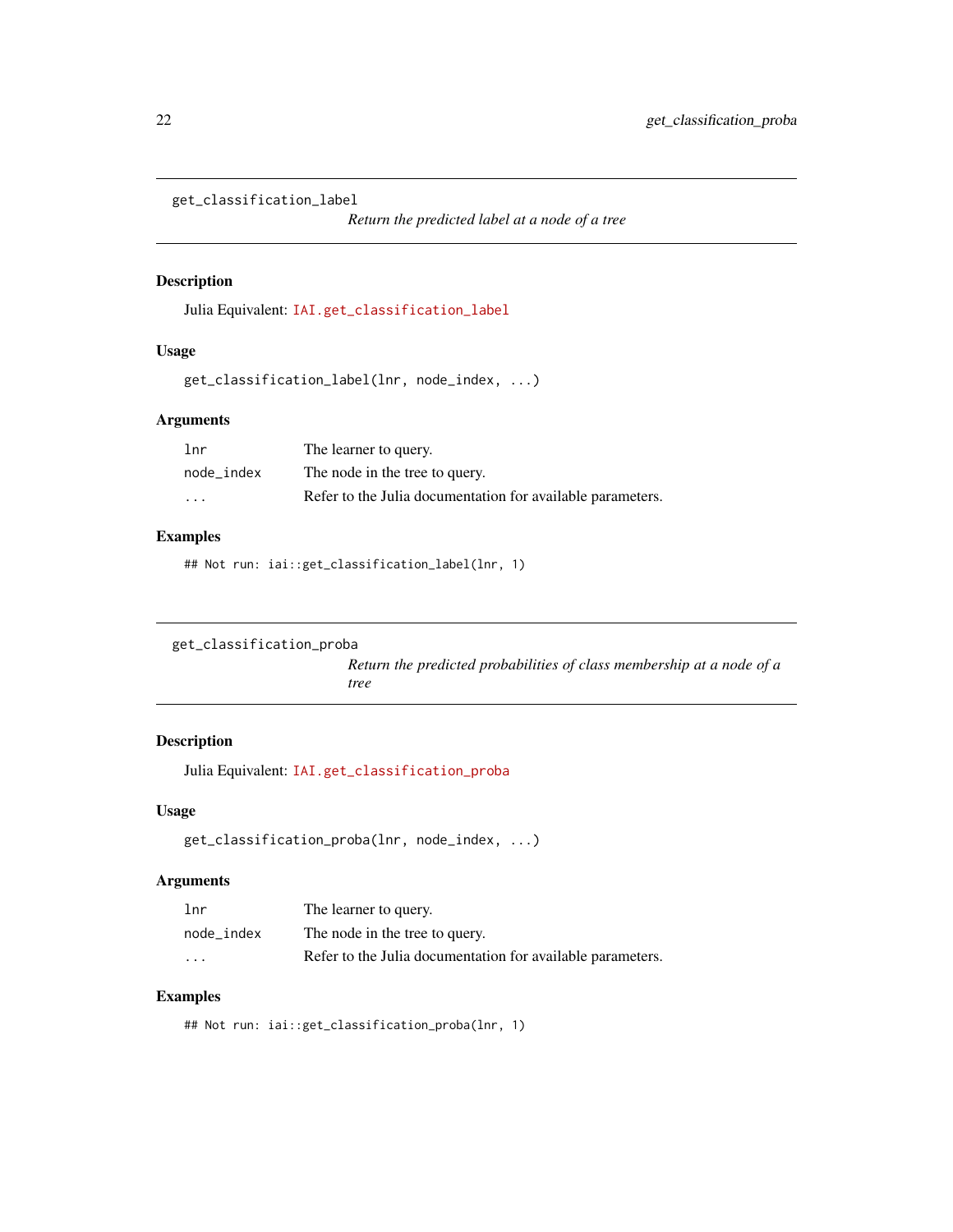## get_classification_label

*Return the predicted label at a node of a tree*

### Description

Julia Equivalent: `IAI.get_classification_label`

### Usage

```
get_classification_label(lnr, node_index, ...)
```

### Arguments

| | |
|---|---|
| `lnr` | The learner to query. |
| `node_index` | The node in the tree to query. |
| `...` | Refer to the Julia documentation for available parameters. |

### Examples

```
## Not run: iai::get_classification_label(lnr, 1)
```

## get_classification_proba

*Return the predicted probabilities of class membership at a node of a tree*

### Description

Julia Equivalent: `IAI.get_classification_proba`

### Usage

```
get_classification_proba(lnr, node_index, ...)
```

### Arguments

| | |
|---|---|
| `lnr` | The learner to query. |
| `node_index` | The node in the tree to query. |
| `...` | Refer to the Julia documentation for available parameters. |

### Examples

```
## Not run: iai::get_classification_proba(lnr, 1)
```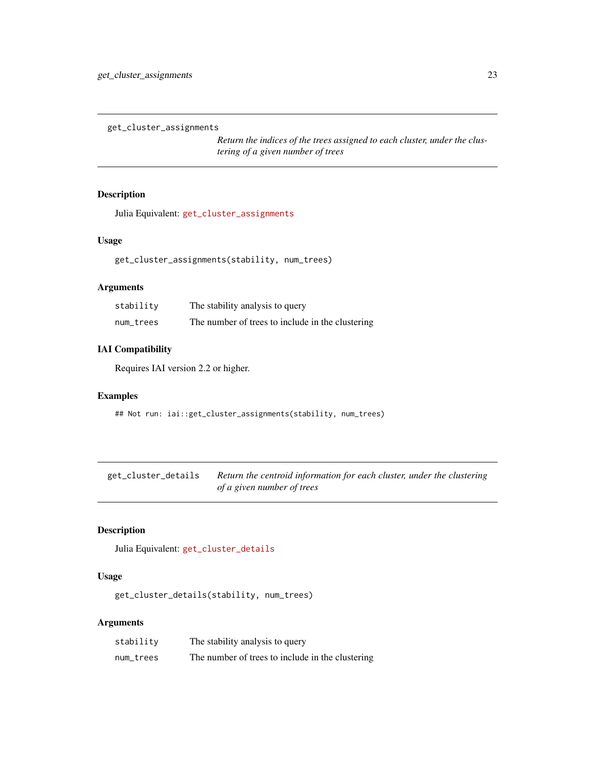## get_cluster_assignments

*Return the indices of the trees assigned to each cluster, under the clustering of a given number of trees*

### Description

Julia Equivalent: `get_cluster_assignments`

### Usage

```
get_cluster_assignments(stability, num_trees)
```

### Arguments

| | |
|---|---|
| `stability` | The stability analysis to query |
| `num_trees` | The number of trees to include in the clustering |

### IAI Compatibility

Requires IAI version 2.2 or higher.

### Examples

```
## Not run: iai::get_cluster_assignments(stability, num_trees)
```

## get_cluster_details

*Return the centroid information for each cluster, under the clustering of a given number of trees*

### Description

Julia Equivalent: `get_cluster_details`

### Usage

```
get_cluster_details(stability, num_trees)
```

### Arguments

| | |
|---|---|
| `stability` | The stability analysis to query |
| `num_trees` | The number of trees to include in the clustering |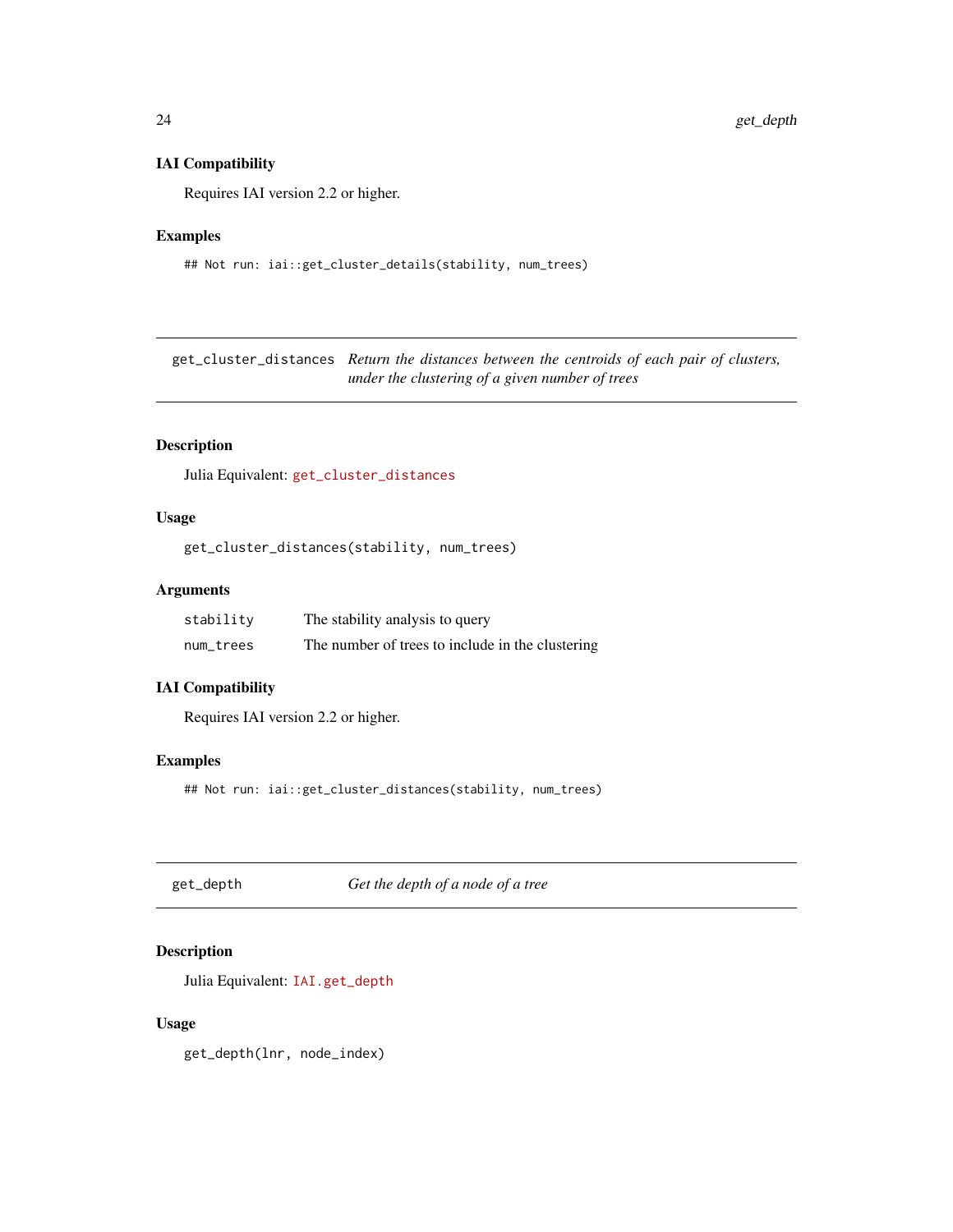### IAI Compatibility

Requires IAI version 2.2 or higher.

### Examples

```
## Not run: iai::get_cluster_details(stability, num_trees)
```

---

## get_cluster_distances *Return the distances between the centroids of each pair of clusters, under the clustering of a given number of trees*

---

### Description

Julia Equivalent: `get_cluster_distances`

### Usage

```
get_cluster_distances(stability, num_trees)
```

### Arguments

| | |
|---|---|
| `stability` | The stability analysis to query |
| `num_trees` | The number of trees to include in the clustering |

### IAI Compatibility

Requires IAI version 2.2 or higher.

### Examples

```
## Not run: iai::get_cluster_distances(stability, num_trees)
```

---

## get_depth *Get the depth of a node of a tree*

---

### Description

Julia Equivalent: `IAI.get_depth`

### Usage

```
get_depth(lnr, node_index)
```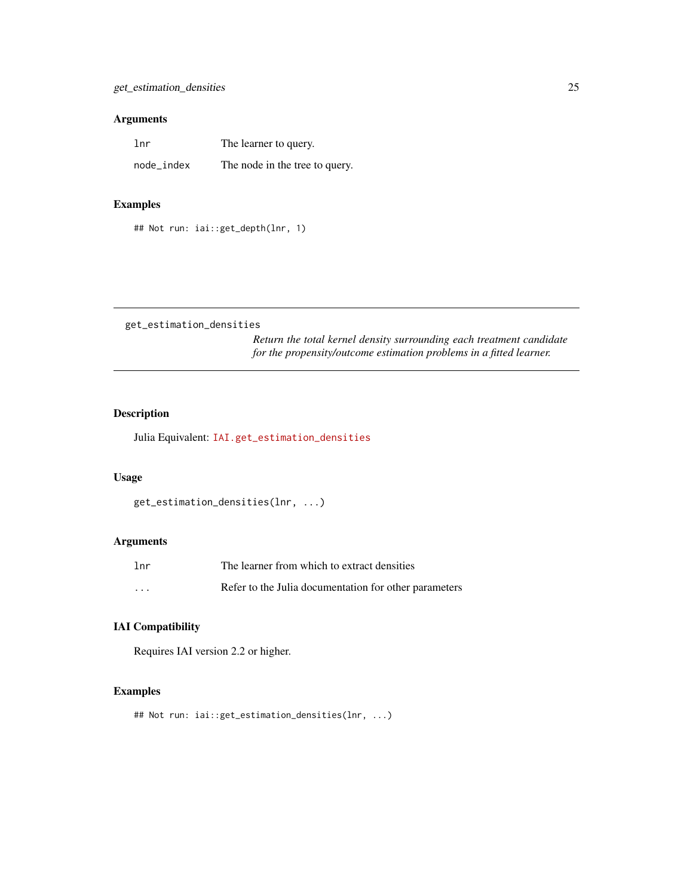### Arguments

| | |
|---|---|
| `lnr` | The learner to query. |
| `node_index` | The node in the tree to query. |

### Examples

```
## Not run: iai::get_depth(lnr, 1)
```

---

## get_estimation_densities

*Return the total kernel density surrounding each treatment candidate for the propensity/outcome estimation problems in a fitted learner.*

---

### Description

Julia Equivalent: `IAI.get_estimation_densities`

### Usage

```
get_estimation_densities(lnr, ...)
```

### Arguments

| | |
|---|---|
| `lnr` | The learner from which to extract densities |
| `...` | Refer to the Julia documentation for other parameters |

### IAI Compatibility

Requires IAI version 2.2 or higher.

### Examples

```
## Not run: iai::get_estimation_densities(lnr, ...)
```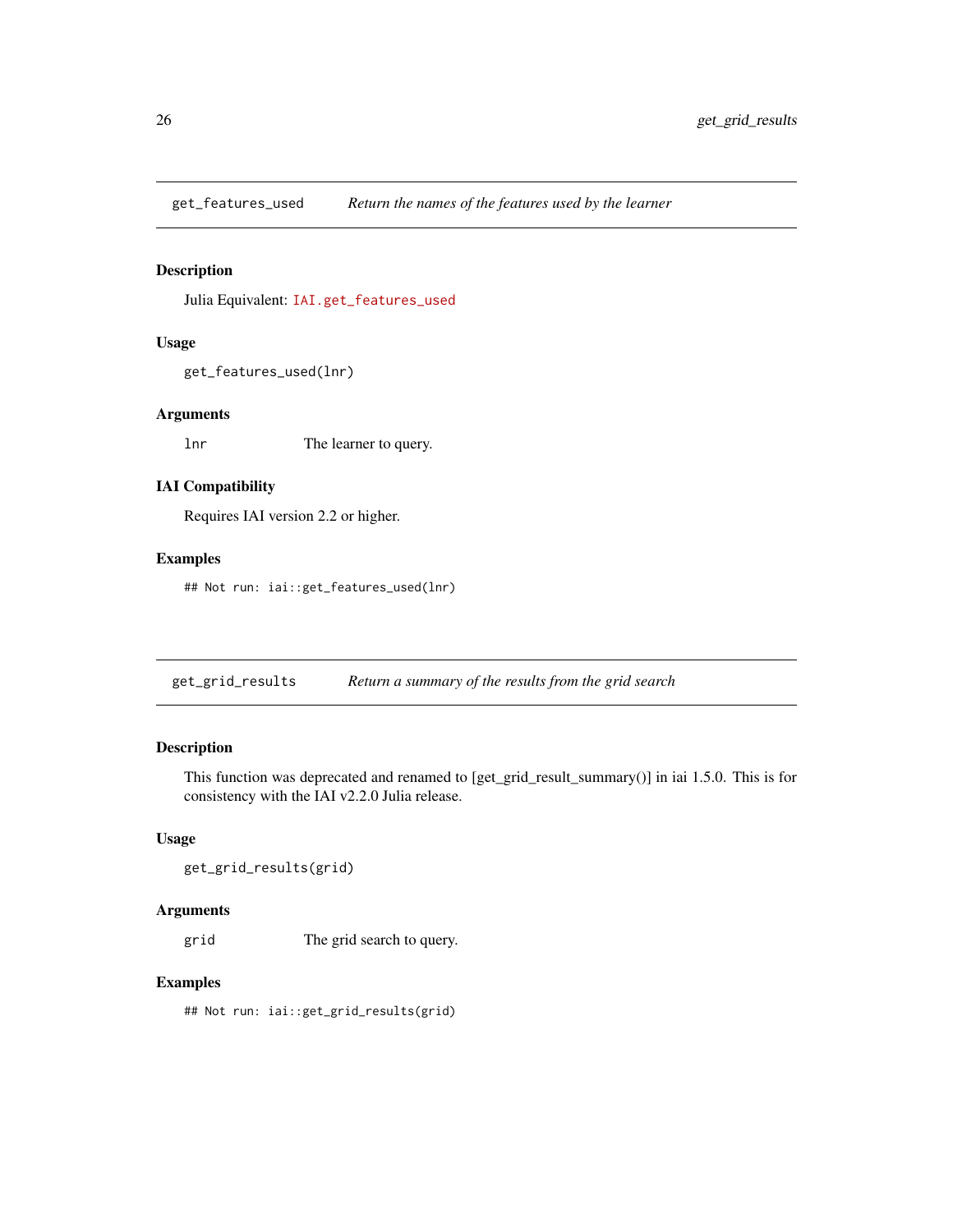## get_features_used — *Return the names of the features used by the learner*

### Description

Julia Equivalent: `IAI.get_features_used`

### Usage

```
get_features_used(lnr)
```

### Arguments

| | |
|---|---|
| `lnr` | The learner to query. |

### IAI Compatibility

Requires IAI version 2.2 or higher.

### Examples

```
## Not run: iai::get_features_used(lnr)
```

## get_grid_results — *Return a summary of the results from the grid search*

### Description

This function was deprecated and renamed to [get_grid_result_summary()] in iai 1.5.0. This is for consistency with the IAI v2.2.0 Julia release.

### Usage

```
get_grid_results(grid)
```

### Arguments

| | |
|---|---|
| `grid` | The grid search to query. |

### Examples

```
## Not run: iai::get_grid_results(grid)
```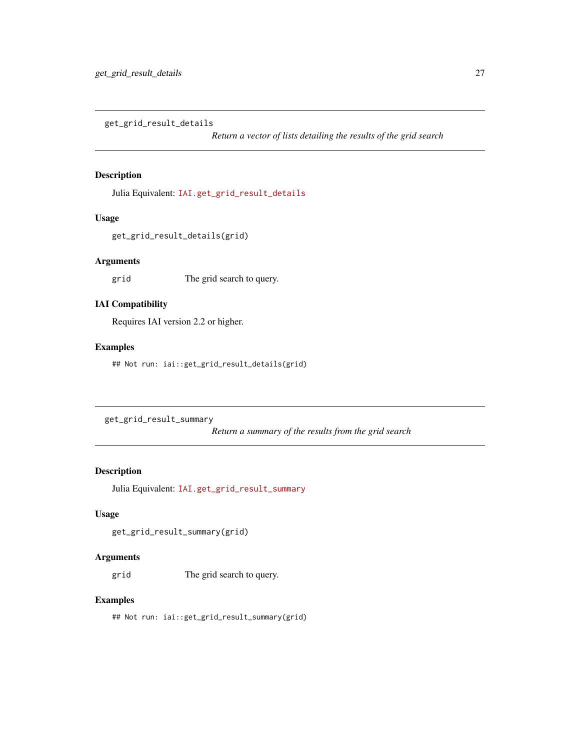## get_grid_result_details

*Return a vector of lists detailing the results of the grid search*

### Description

Julia Equivalent: `IAI.get_grid_result_details`

### Usage

```
get_grid_result_details(grid)
```

### Arguments

| | |
|---|---|
| `grid` | The grid search to query. |

### IAI Compatibility

Requires IAI version 2.2 or higher.

### Examples

```
## Not run: iai::get_grid_result_details(grid)
```

## get_grid_result_summary

*Return a summary of the results from the grid search*

### Description

Julia Equivalent: `IAI.get_grid_result_summary`

### Usage

```
get_grid_result_summary(grid)
```

### Arguments

| | |
|---|---|
| `grid` | The grid search to query. |

### Examples

```
## Not run: iai::get_grid_result_summary(grid)
```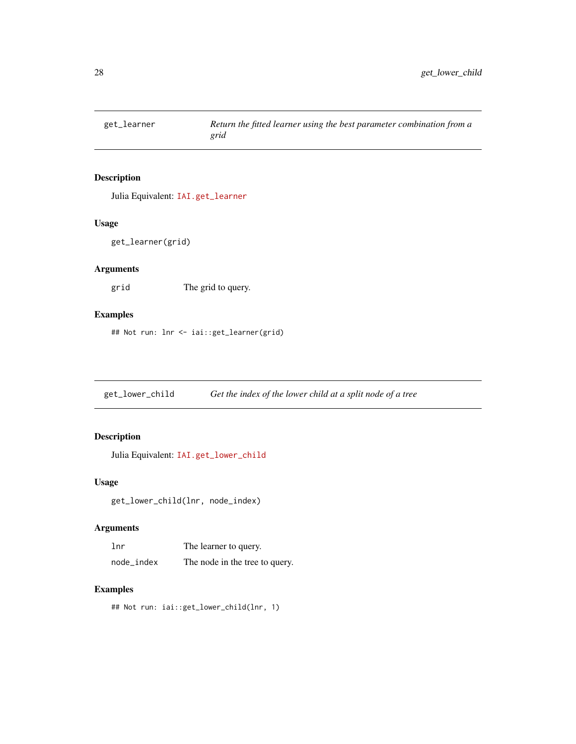## get_learner — *Return the fitted learner using the best parameter combination from a grid*

### Description

Julia Equivalent: `IAI.get_learner`

### Usage

```
get_learner(grid)
```

### Arguments

| | |
|---|---|
| `grid` | The grid to query. |

### Examples

```
## Not run: lnr <- iai::get_learner(grid)
```

## get_lower_child — *Get the index of the lower child at a split node of a tree*

### Description

Julia Equivalent: `IAI.get_lower_child`

### Usage

```
get_lower_child(lnr, node_index)
```

### Arguments

| | |
|---|---|
| `lnr` | The learner to query. |
| `node_index` | The node in the tree to query. |

### Examples

```
## Not run: iai::get_lower_child(lnr, 1)
```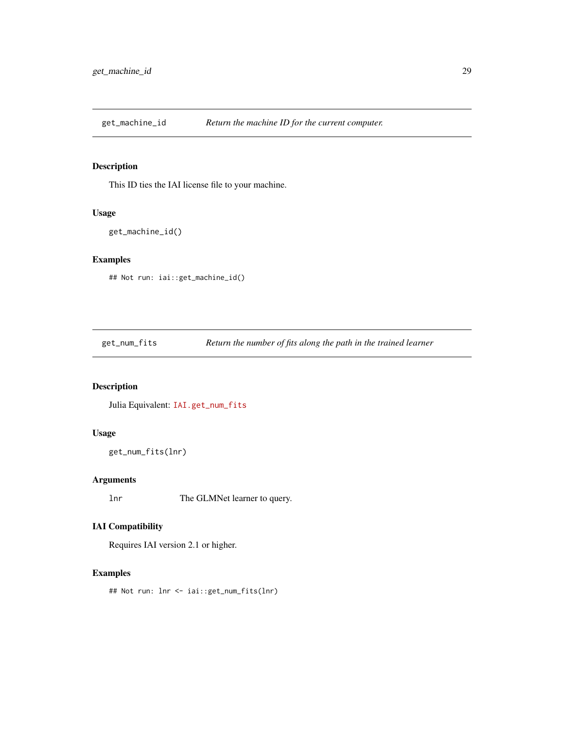## get_machine_id — *Return the machine ID for the current computer.*

### Description

This ID ties the IAI license file to your machine.

### Usage

```
get_machine_id()
```

### Examples

```
## Not run: iai::get_machine_id()
```

## get_num_fits — *Return the number of fits along the path in the trained learner*

### Description

Julia Equivalent: `IAI.get_num_fits`

### Usage

```
get_num_fits(lnr)
```

### Arguments

| | |
|---|---|
| `lnr` | The GLMNet learner to query. |

### IAI Compatibility

Requires IAI version 2.1 or higher.

### Examples

```
## Not run: lnr <- iai::get_num_fits(lnr)
```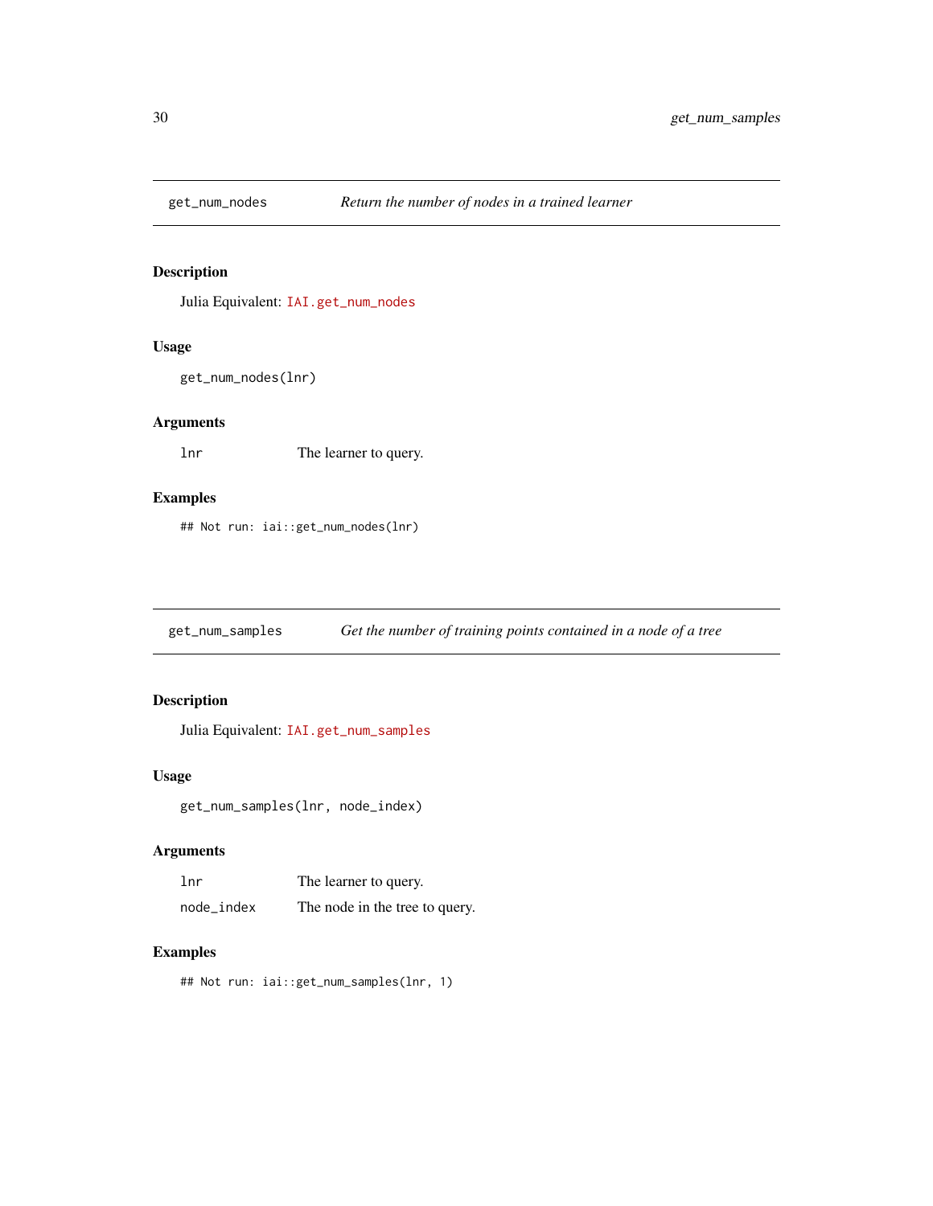## get_num_nodes — *Return the number of nodes in a trained learner*

### Description

Julia Equivalent: `IAI.get_num_nodes`

### Usage

```
get_num_nodes(lnr)
```

### Arguments

| | |
|---|---|
| `lnr` | The learner to query. |

### Examples

```
## Not run: iai::get_num_nodes(lnr)
```

## get_num_samples — *Get the number of training points contained in a node of a tree*

### Description

Julia Equivalent: `IAI.get_num_samples`

### Usage

```
get_num_samples(lnr, node_index)
```

### Arguments

| | |
|---|---|
| `lnr` | The learner to query. |
| `node_index` | The node in the tree to query. |

### Examples

```
## Not run: iai::get_num_samples(lnr, 1)
```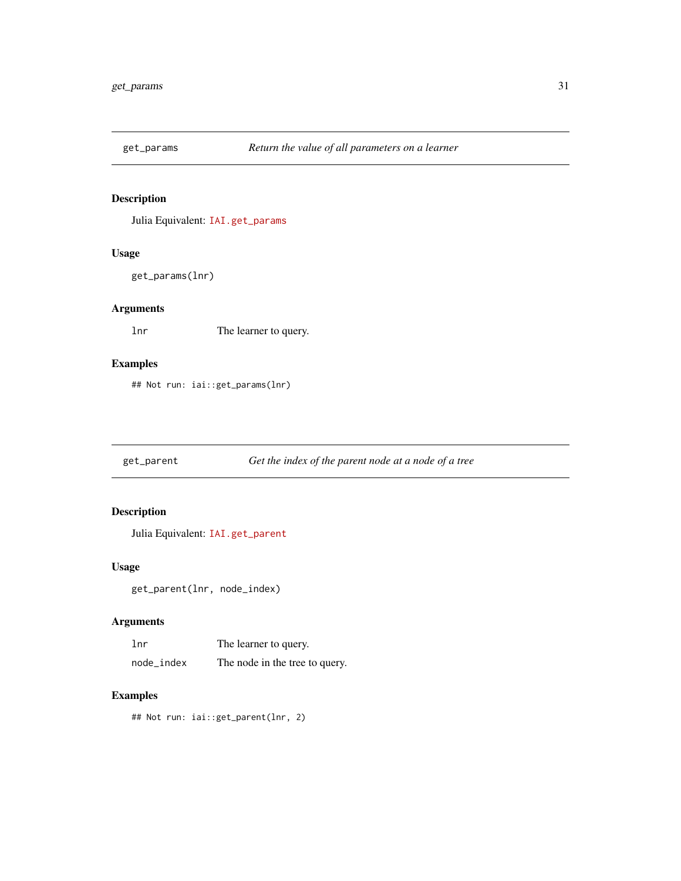## get_params — *Return the value of all parameters on a learner*

### Description

Julia Equivalent: `IAI.get_params`

### Usage

```
get_params(lnr)
```

### Arguments

| | |
|---|---|
| `lnr` | The learner to query. |

### Examples

```
## Not run: iai::get_params(lnr)
```

## get_parent — *Get the index of the parent node at a node of a tree*

### Description

Julia Equivalent: `IAI.get_parent`

### Usage

```
get_parent(lnr, node_index)
```

### Arguments

| | |
|---|---|
| `lnr` | The learner to query. |
| `node_index` | The node in the tree to query. |

### Examples

```
## Not run: iai::get_parent(lnr, 2)
```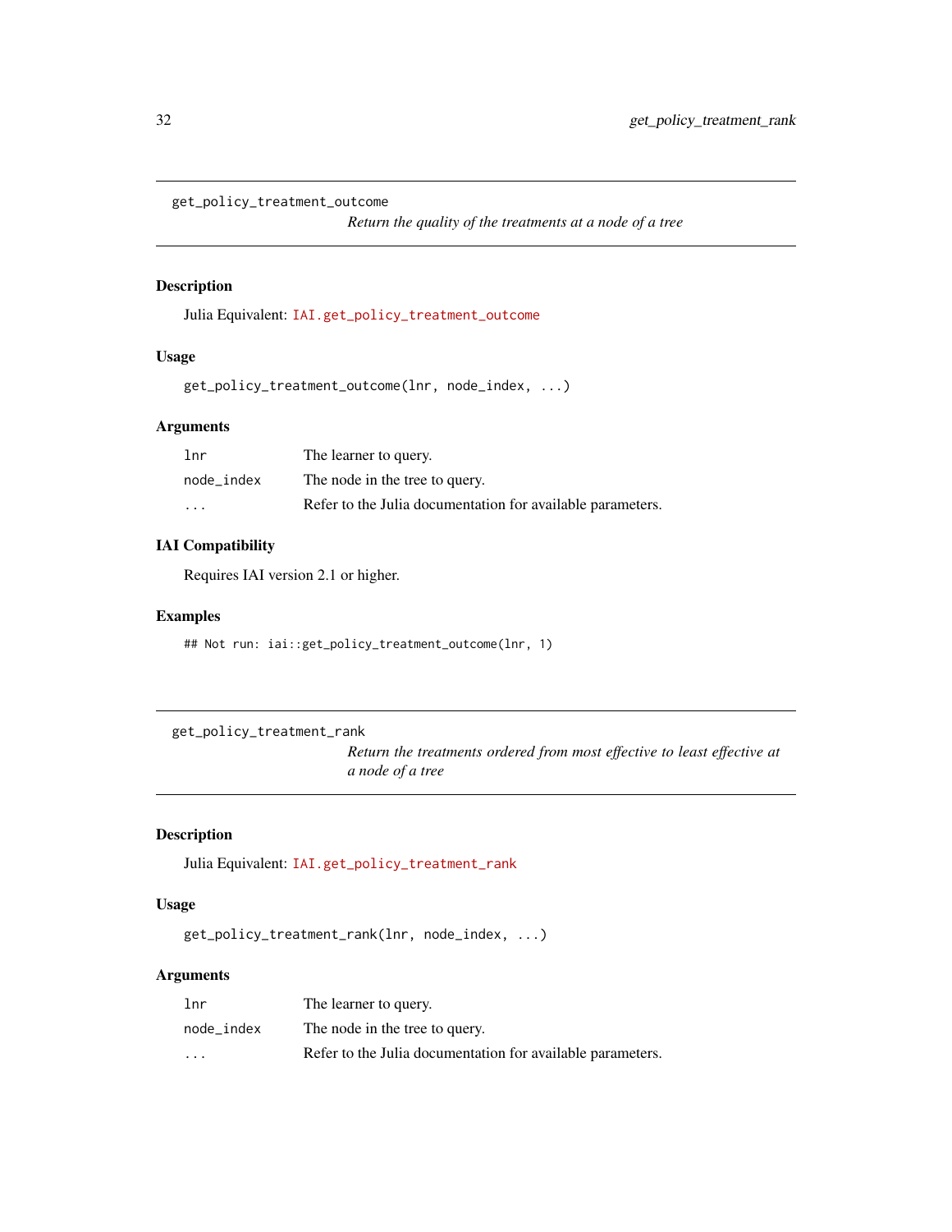## get_policy_treatment_outcome

*Return the quality of the treatments at a node of a tree*

### Description

Julia Equivalent: IAI.get_policy_treatment_outcome

### Usage

```
get_policy_treatment_outcome(lnr, node_index, ...)
```

### Arguments

| | |
|---|---|
| lnr | The learner to query. |
| node_index | The node in the tree to query. |
| ... | Refer to the Julia documentation for available parameters. |

### IAI Compatibility

Requires IAI version 2.1 or higher.

### Examples

```
## Not run: iai::get_policy_treatment_outcome(lnr, 1)
```

## get_policy_treatment_rank

*Return the treatments ordered from most effective to least effective at a node of a tree*

### Description

Julia Equivalent: IAI.get_policy_treatment_rank

### Usage

```
get_policy_treatment_rank(lnr, node_index, ...)
```

### Arguments

| | |
|---|---|
| lnr | The learner to query. |
| node_index | The node in the tree to query. |
| ... | Refer to the Julia documentation for available parameters. |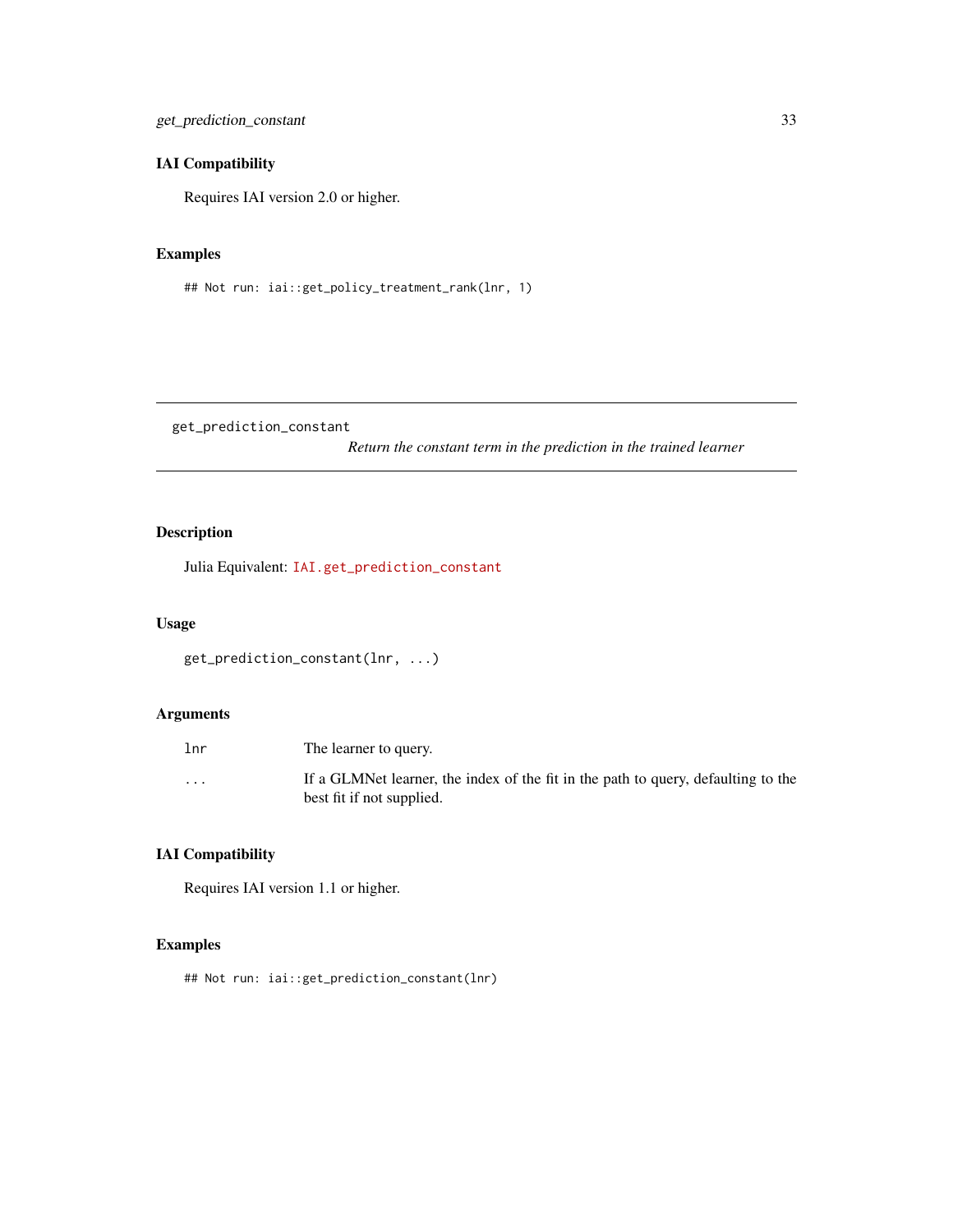## IAI Compatibility

Requires IAI version 2.0 or higher.

## Examples

```
## Not run: iai::get_policy_treatment_rank(lnr, 1)
```

---

# get_prediction_constant

*Return the constant term in the prediction in the trained learner*

---

## Description

Julia Equivalent: `IAI.get_prediction_constant`

## Usage

```
get_prediction_constant(lnr, ...)
```

## Arguments

| | |
|---|---|
| `lnr` | The learner to query. |
| `...` | If a GLMNet learner, the index of the fit in the path to query, defaulting to the best fit if not supplied. |

## IAI Compatibility

Requires IAI version 1.1 or higher.

## Examples

```
## Not run: iai::get_prediction_constant(lnr)
```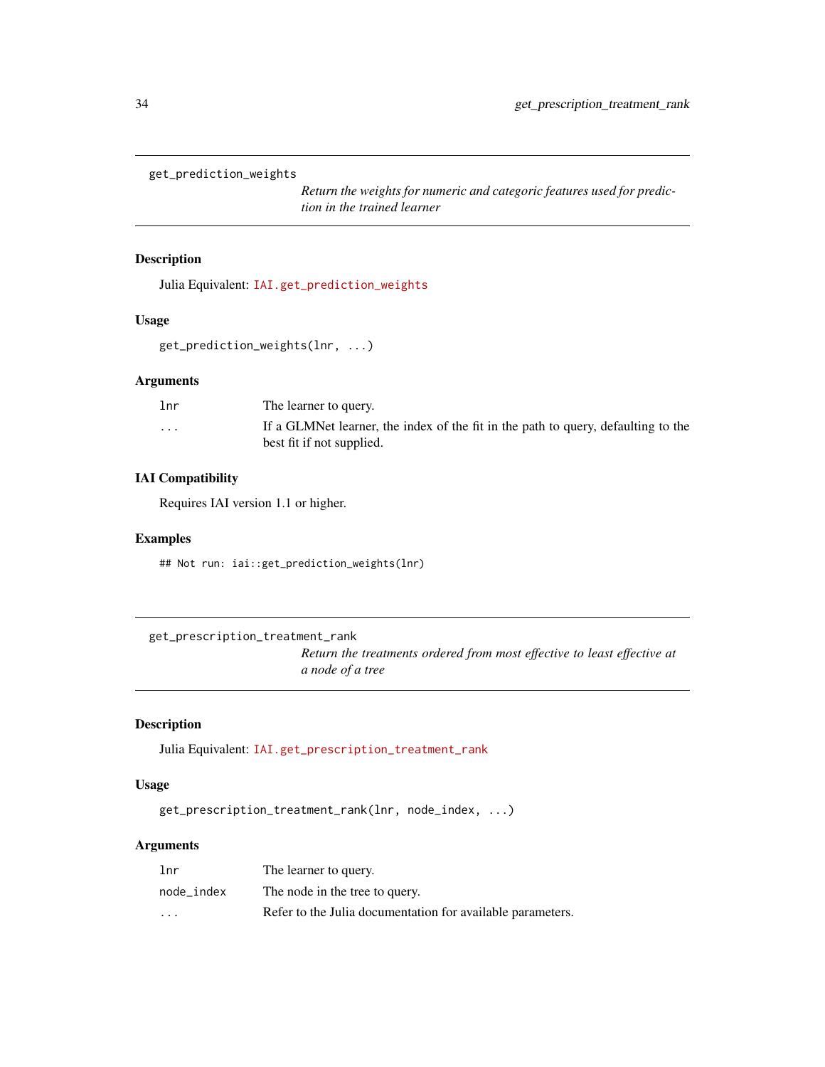## get_prediction_weights

*Return the weights for numeric and categoric features used for prediction in the trained learner*

### Description

Julia Equivalent: IAI.get_prediction_weights

### Usage

```
get_prediction_weights(lnr, ...)
```

### Arguments

| | |
|---|---|
| lnr | The learner to query. |
| ... | If a GLMNet learner, the index of the fit in the path to query, defaulting to the best fit if not supplied. |

### IAI Compatibility

Requires IAI version 1.1 or higher.

### Examples

```
## Not run: iai::get_prediction_weights(lnr)
```

## get_prescription_treatment_rank

*Return the treatments ordered from most effective to least effective at a node of a tree*

### Description

Julia Equivalent: IAI.get_prescription_treatment_rank

### Usage

```
get_prescription_treatment_rank(lnr, node_index, ...)
```

### Arguments

| | |
|---|---|
| lnr | The learner to query. |
| node_index | The node in the tree to query. |
| ... | Refer to the Julia documentation for available parameters. |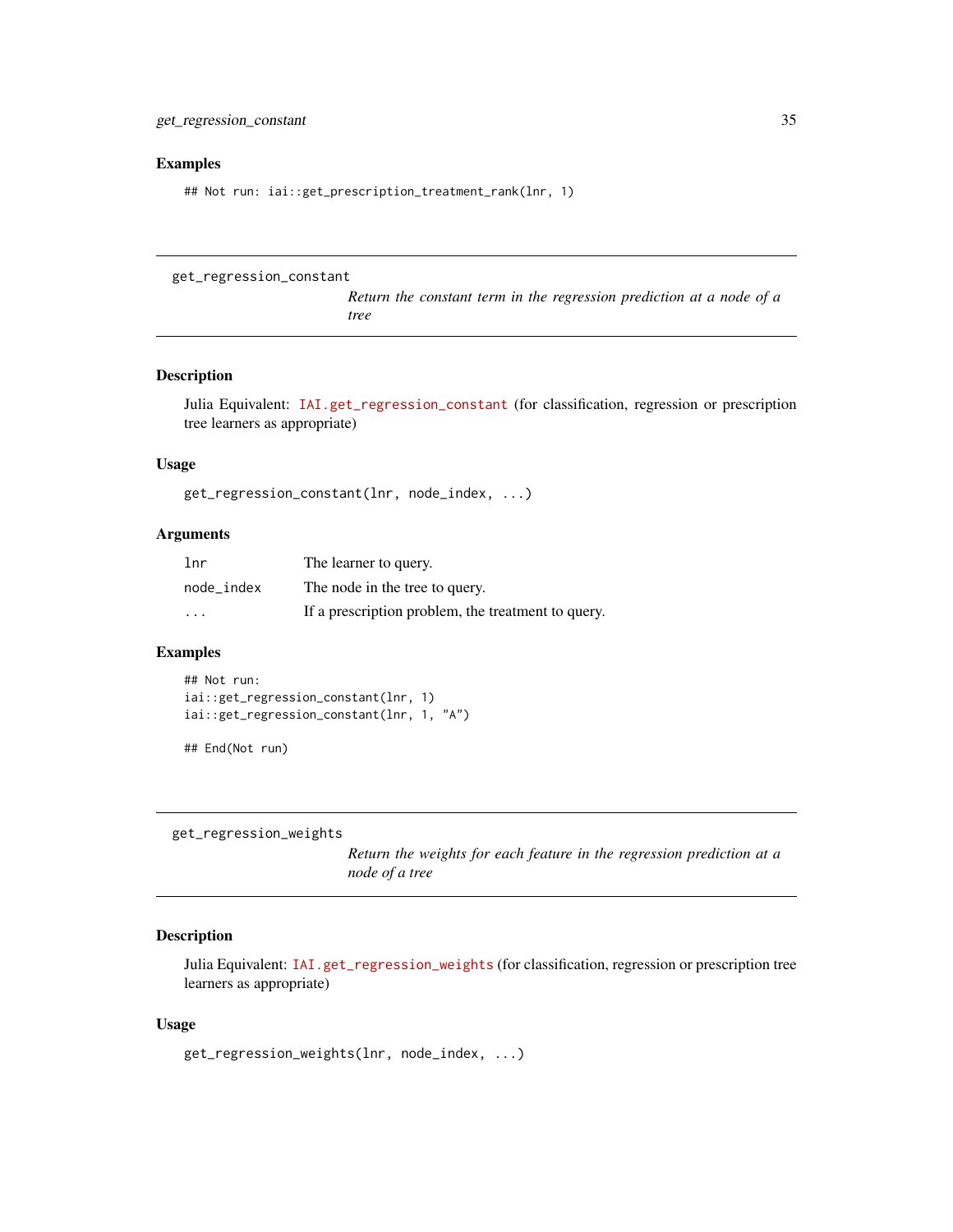### Examples

```
## Not run: iai::get_prescription_treatment_rank(lnr, 1)
```

---

## get_regression_constant

*Return the constant term in the regression prediction at a node of a tree*

### Description

Julia Equivalent: IAI.get_regression_constant (for classification, regression or prescription tree learners as appropriate)

### Usage

```
get_regression_constant(lnr, node_index, ...)
```

### Arguments

| | |
|---|---|
| lnr | The learner to query. |
| node_index | The node in the tree to query. |
| ... | If a prescription problem, the treatment to query. |

### Examples

```
## Not run:
iai::get_regression_constant(lnr, 1)
iai::get_regression_constant(lnr, 1, "A")

## End(Not run)
```

---

## get_regression_weights

*Return the weights for each feature in the regression prediction at a node of a tree*

### Description

Julia Equivalent: IAI.get_regression_weights (for classification, regression or prescription tree learners as appropriate)

### Usage

```
get_regression_weights(lnr, node_index, ...)
```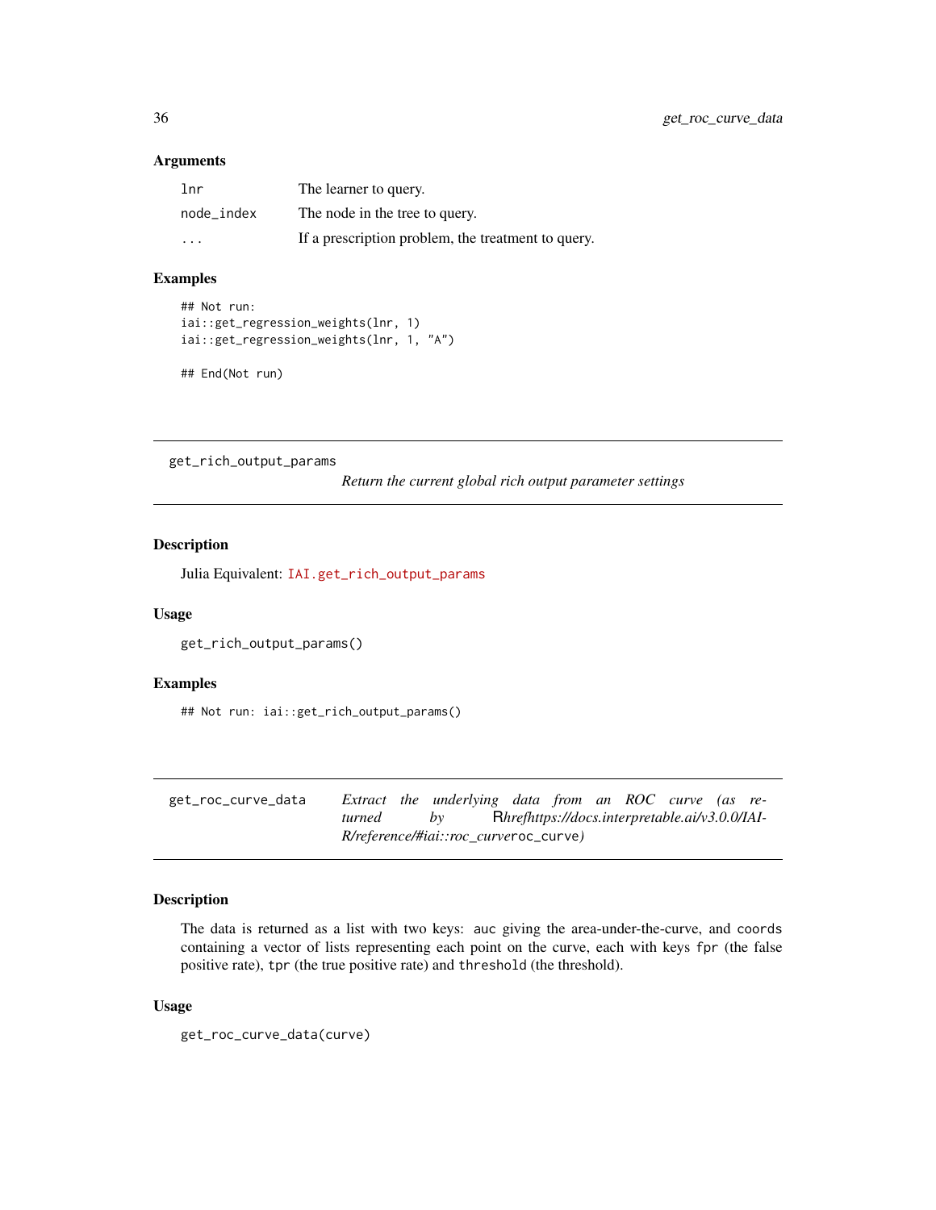## Arguments

| | |
|---|---|
| lnr | The learner to query. |
| node_index | The node in the tree to query. |
| ... | If a prescription problem, the treatment to query. |

## Examples

```
## Not run:
iai::get_regression_weights(lnr, 1)
iai::get_regression_weights(lnr, 1, "A")

## End(Not run)
```

---

# get_rich_output_params

*Return the current global rich output parameter settings*

## Description

Julia Equivalent: IAI.get_rich_output_params

## Usage

```
get_rich_output_params()
```

## Examples

```
## Not run: iai::get_rich_output_params()
```

---

# get_roc_curve_data

*Extract the underlying data from an ROC curve (as returned by Rhrefhttps://docs.interpretable.ai/v3.0.0/IAI-R/reference/#iai::roc_curveroc_curve)*

## Description

The data is returned as a list with two keys: auc giving the area-under-the-curve, and coords containing a vector of lists representing each point on the curve, each with keys fpr (the false positive rate), tpr (the true positive rate) and threshold (the threshold).

## Usage

```
get_roc_curve_data(curve)
```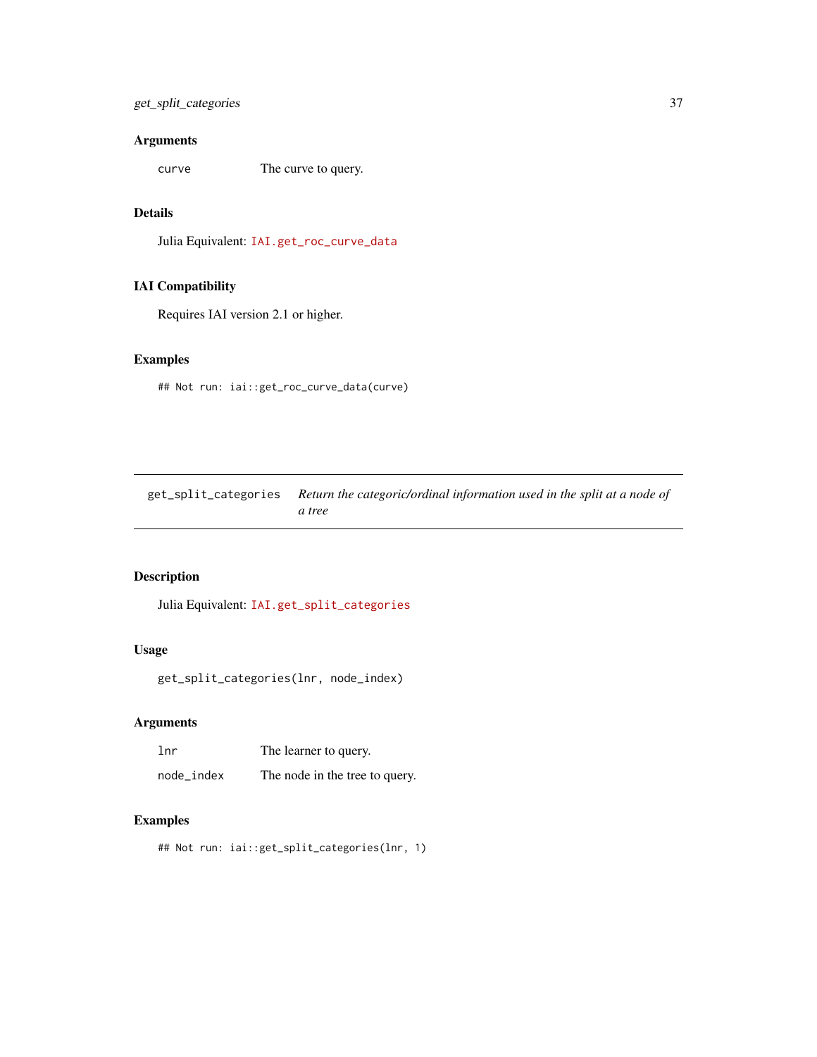### Arguments

curve — The curve to query.

### Details

Julia Equivalent: `IAI.get_roc_curve_data`

### IAI Compatibility

Requires IAI version 2.1 or higher.

### Examples

```
## Not run: iai::get_roc_curve_data(curve)
```

---

## get_split_categories — *Return the categoric/ordinal information used in the split at a node of a tree*

---

### Description

Julia Equivalent: `IAI.get_split_categories`

### Usage

```
get_split_categories(lnr, node_index)
```

### Arguments

| | |
|---|---|
| lnr | The learner to query. |
| node_index | The node in the tree to query. |

### Examples

```
## Not run: iai::get_split_categories(lnr, 1)
```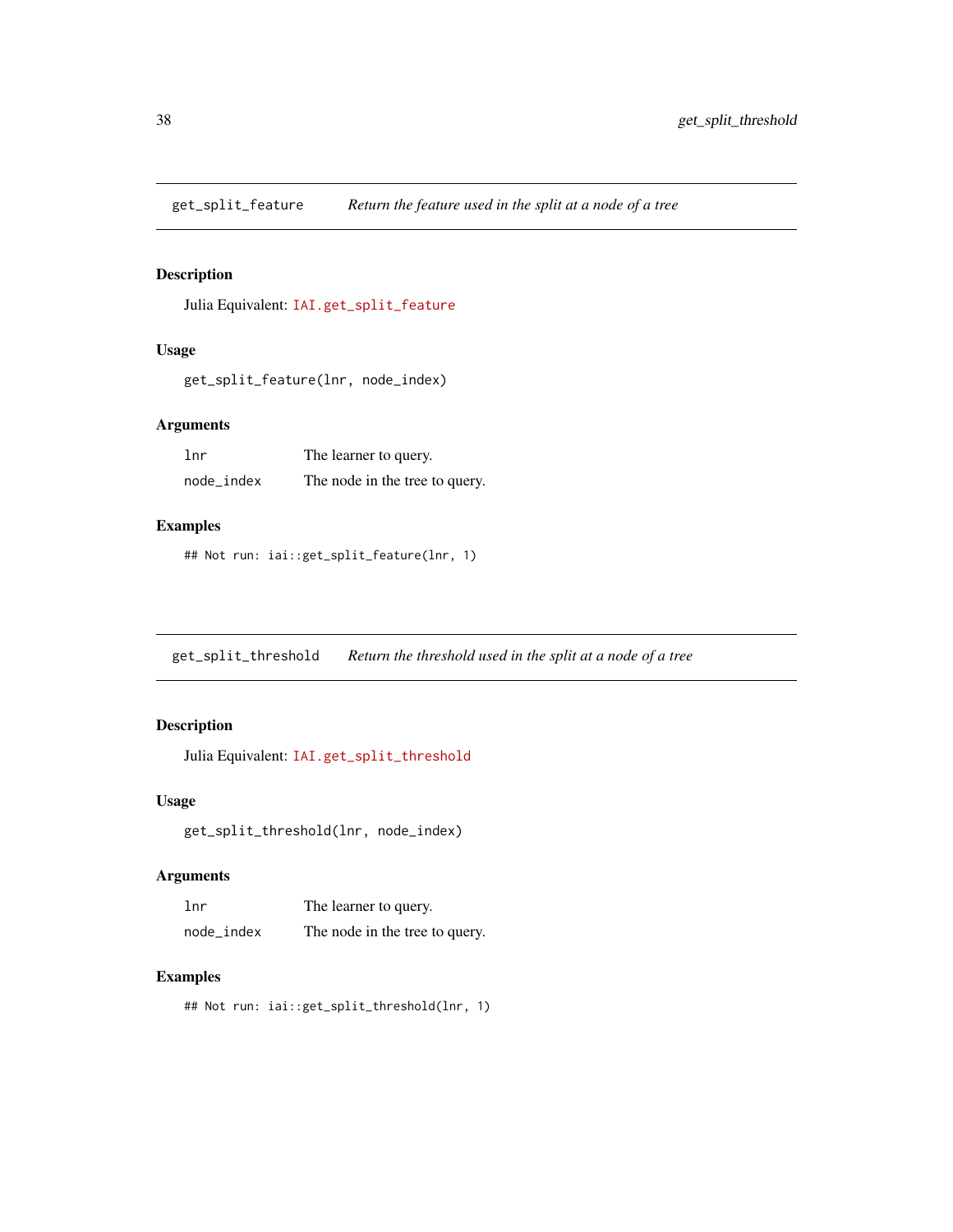## get_split_feature *Return the feature used in the split at a node of a tree*

### Description

Julia Equivalent: `IAI.get_split_feature`

### Usage

```
get_split_feature(lnr, node_index)
```

### Arguments

| | |
|---|---|
| `lnr` | The learner to query. |
| `node_index` | The node in the tree to query. |

### Examples

```
## Not run: iai::get_split_feature(lnr, 1)
```

## get_split_threshold *Return the threshold used in the split at a node of a tree*

### Description

Julia Equivalent: `IAI.get_split_threshold`

### Usage

```
get_split_threshold(lnr, node_index)
```

### Arguments

| | |
|---|---|
| `lnr` | The learner to query. |
| `node_index` | The node in the tree to query. |

### Examples

```
## Not run: iai::get_split_threshold(lnr, 1)
```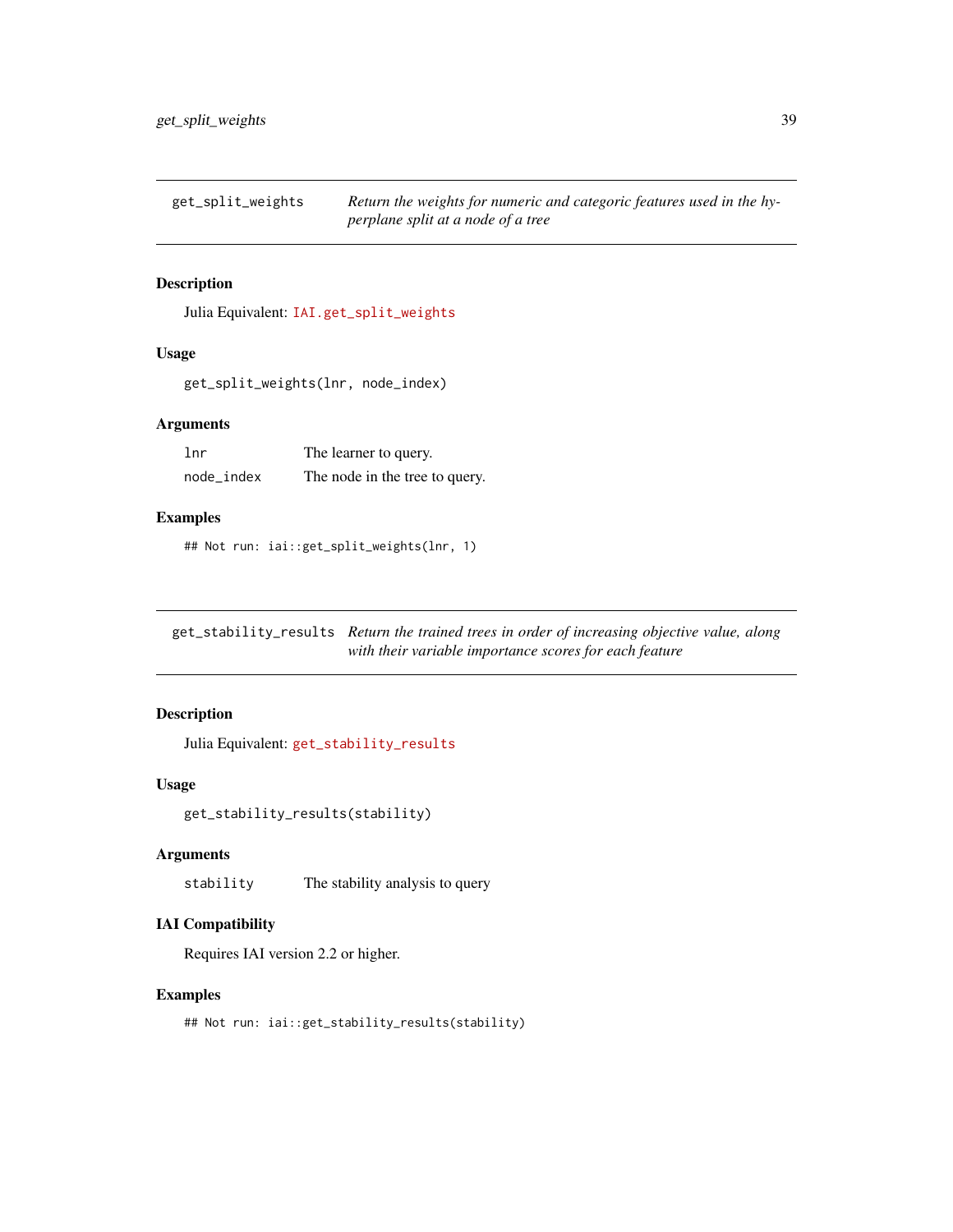## get_split_weights

*Return the weights for numeric and categoric features used in the hyperplane split at a node of a tree*

### Description

Julia Equivalent: IAI.get_split_weights

### Usage

```
get_split_weights(lnr, node_index)
```

### Arguments

| | |
|---|---|
| lnr | The learner to query. |
| node_index | The node in the tree to query. |

### Examples

```
## Not run: iai::get_split_weights(lnr, 1)
```

## get_stability_results

*Return the trained trees in order of increasing objective value, along with their variable importance scores for each feature*

### Description

Julia Equivalent: get_stability_results

### Usage

```
get_stability_results(stability)
```

### Arguments

| | |
|---|---|
| stability | The stability analysis to query |

### IAI Compatibility

Requires IAI version 2.2 or higher.

### Examples

```
## Not run: iai::get_stability_results(stability)
```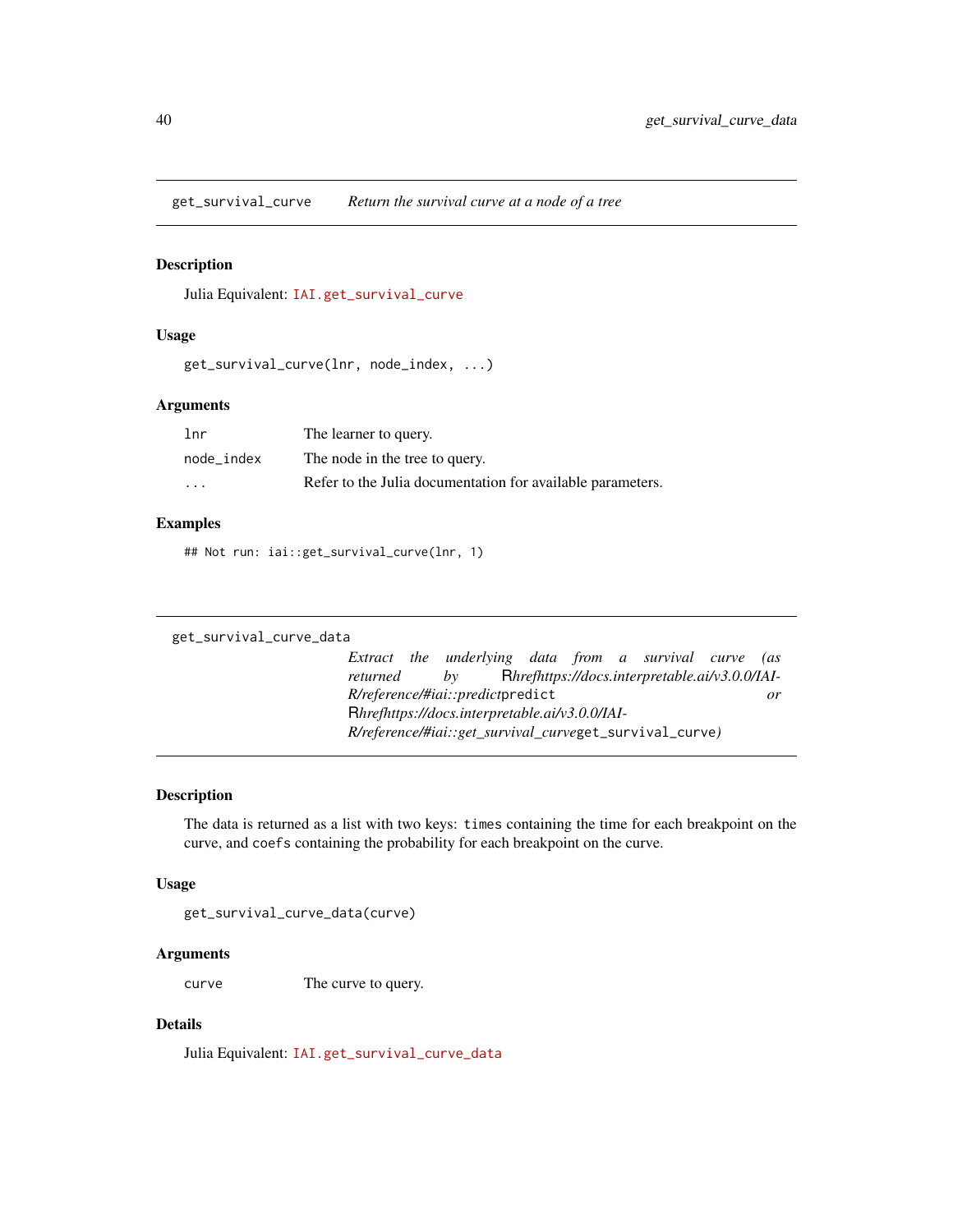## get_survival_curve — *Return the survival curve at a node of a tree*

### Description

Julia Equivalent: `IAI.get_survival_curve`

### Usage

```
get_survival_curve(lnr, node_index, ...)
```

### Arguments

| | |
|---|---|
| `lnr` | The learner to query. |
| `node_index` | The node in the tree to query. |
| `...` | Refer to the Julia documentation for available parameters. |

### Examples

```
## Not run: iai::get_survival_curve(lnr, 1)
```

## get_survival_curve_data — *Extract the underlying data from a survival curve (as returned by Rhrefhttps://docs.interpretable.ai/v3.0.0/IAI-R/reference/#iai::predictpredict or Rhrefhttps://docs.interpretable.ai/v3.0.0/IAI-R/reference/#iai::get_survival_curveget_survival_curve)*

### Description

The data is returned as a list with two keys: `times` containing the time for each breakpoint on the curve, and `coefs` containing the probability for each breakpoint on the curve.

### Usage

```
get_survival_curve_data(curve)
```

### Arguments

| | |
|---|---|
| `curve` | The curve to query. |

### Details

Julia Equivalent: `IAI.get_survival_curve_data`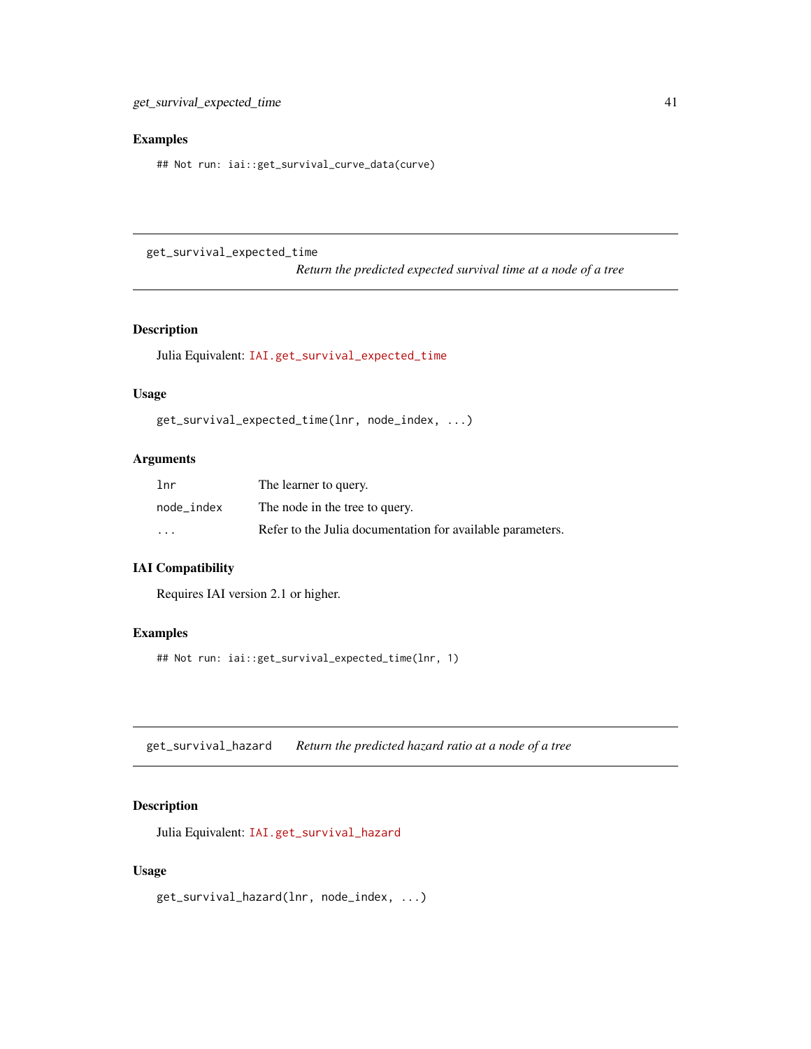### Examples

```
## Not run: iai::get_survival_curve_data(curve)
```

## get_survival_expected_time

*Return the predicted expected survival time at a node of a tree*

### Description

Julia Equivalent: `IAI.get_survival_expected_time`

### Usage

```
get_survival_expected_time(lnr, node_index, ...)
```

### Arguments

| | |
|---|---|
| `lnr` | The learner to query. |
| `node_index` | The node in the tree to query. |
| `...` | Refer to the Julia documentation for available parameters. |

### IAI Compatibility

Requires IAI version 2.1 or higher.

### Examples

```
## Not run: iai::get_survival_expected_time(lnr, 1)
```

## get_survival_hazard

*Return the predicted hazard ratio at a node of a tree*

### Description

Julia Equivalent: `IAI.get_survival_hazard`

### Usage

```
get_survival_hazard(lnr, node_index, ...)
```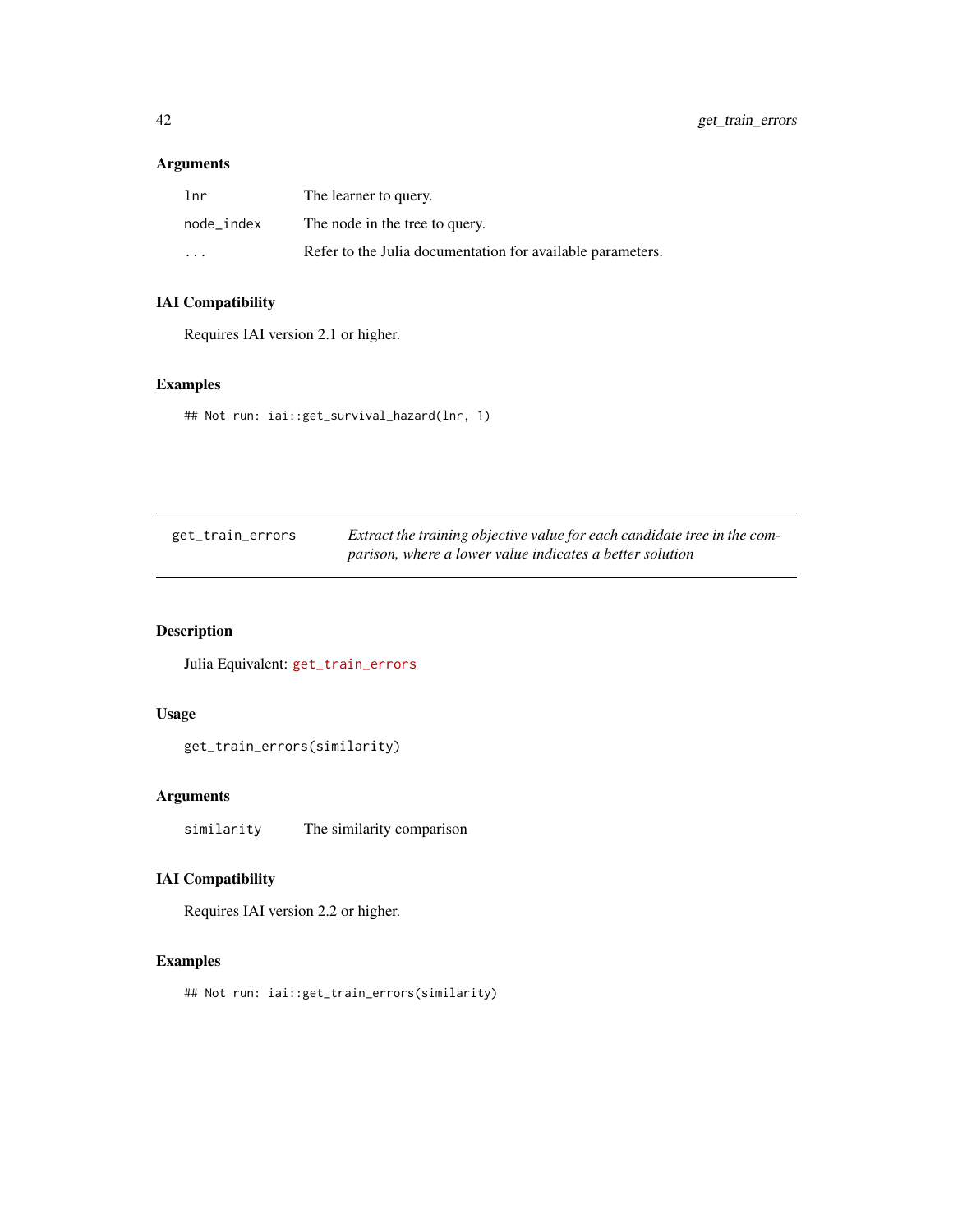### Arguments

| | |
|---|---|
| lnr | The learner to query. |
| node_index | The node in the tree to query. |
| ... | Refer to the Julia documentation for available parameters. |

### IAI Compatibility

Requires IAI version 2.1 or higher.

### Examples

```
## Not run: iai::get_survival_hazard(lnr, 1)
```

---

## get_train_errors — *Extract the training objective value for each candidate tree in the comparison, where a lower value indicates a better solution*

---

### Description

Julia Equivalent: `get_train_errors`

### Usage

```
get_train_errors(similarity)
```

### Arguments

| | |
|---|---|
| similarity | The similarity comparison |

### IAI Compatibility

Requires IAI version 2.2 or higher.

### Examples

```
## Not run: iai::get_train_errors(similarity)
```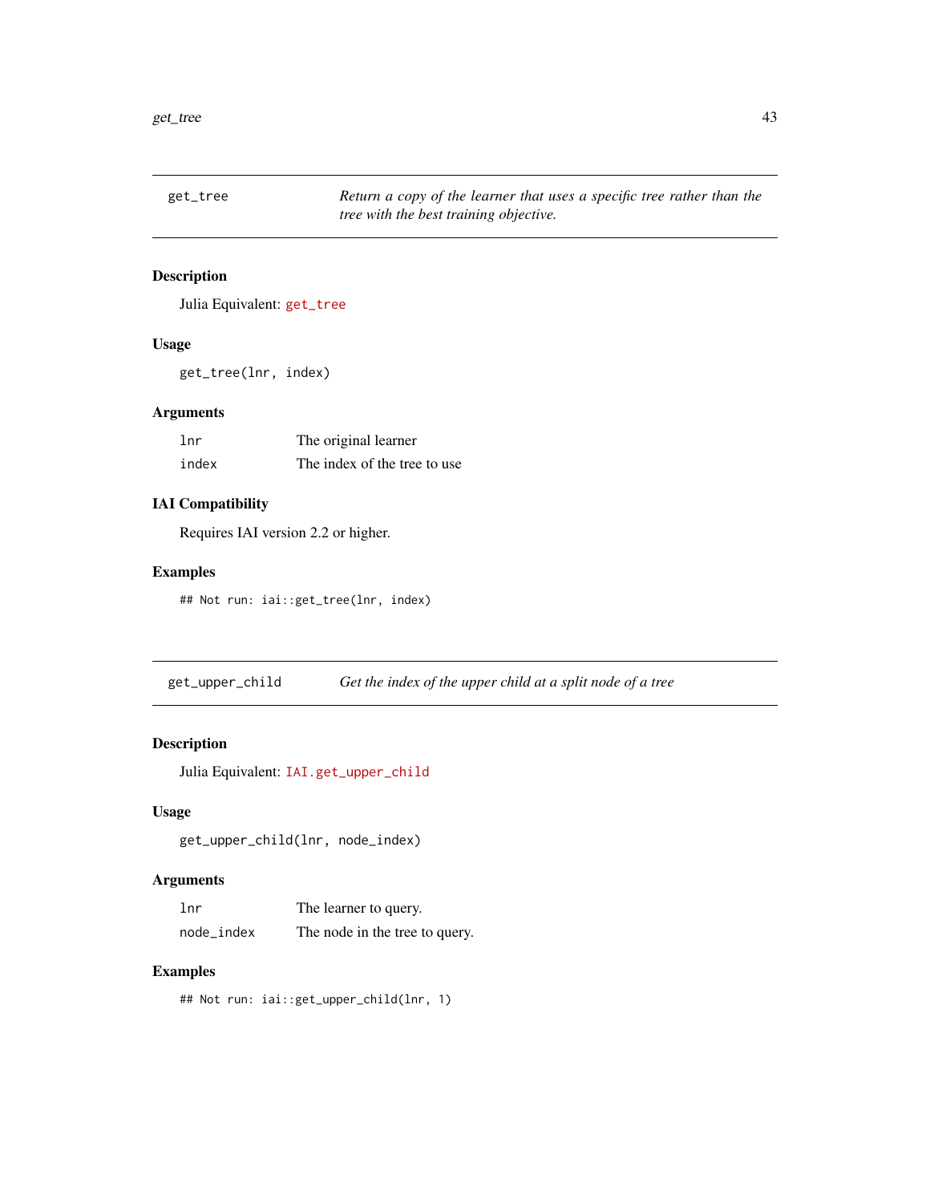## get_tree — *Return a copy of the learner that uses a specific tree rather than the tree with the best training objective.*

### Description

Julia Equivalent: `get_tree`

### Usage

```
get_tree(lnr, index)
```

### Arguments

| | |
|---|---|
| `lnr` | The original learner |
| `index` | The index of the tree to use |

### IAI Compatibility

Requires IAI version 2.2 or higher.

### Examples

```
## Not run: iai::get_tree(lnr, index)
```

## get_upper_child — *Get the index of the upper child at a split node of a tree*

### Description

Julia Equivalent: `IAI.get_upper_child`

### Usage

```
get_upper_child(lnr, node_index)
```

### Arguments

| | |
|---|---|
| `lnr` | The learner to query. |
| `node_index` | The node in the tree to query. |

### Examples

```
## Not run: iai::get_upper_child(lnr, 1)
```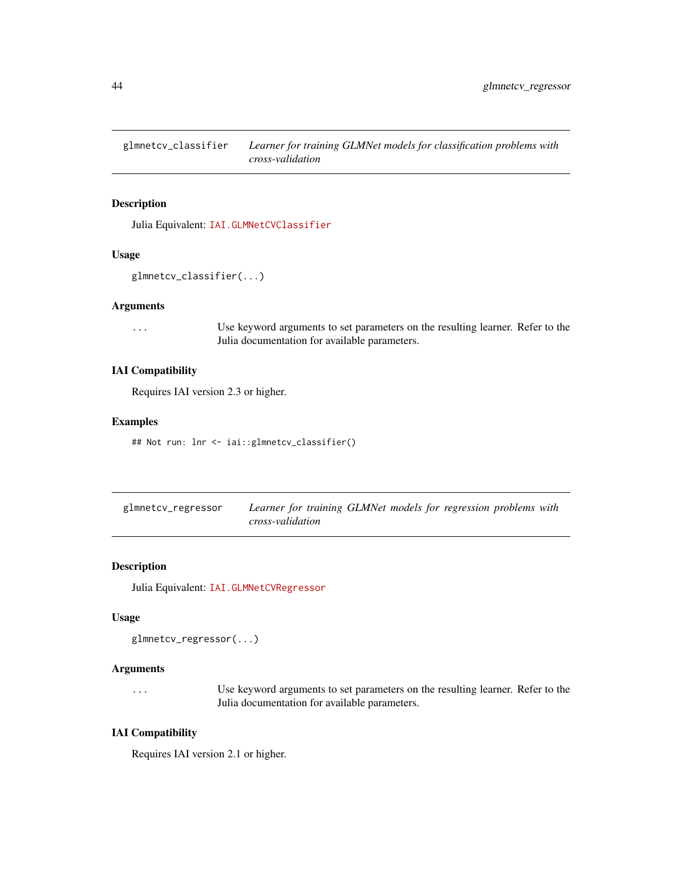## glmnetcv_classifier — *Learner for training GLMNet models for classification problems with cross-validation*

### Description

Julia Equivalent: `IAI.GLMNetCVClassifier`

### Usage

```
glmnetcv_classifier(...)
```

### Arguments

`...` Use keyword arguments to set parameters on the resulting learner. Refer to the Julia documentation for available parameters.

### IAI Compatibility

Requires IAI version 2.3 or higher.

### Examples

```
## Not run: lnr <- iai::glmnetcv_classifier()
```

## glmnetcv_regressor — *Learner for training GLMNet models for regression problems with cross-validation*

### Description

Julia Equivalent: `IAI.GLMNetCVRegressor`

### Usage

```
glmnetcv_regressor(...)
```

### Arguments

`...` Use keyword arguments to set parameters on the resulting learner. Refer to the Julia documentation for available parameters.

### IAI Compatibility

Requires IAI version 2.1 or higher.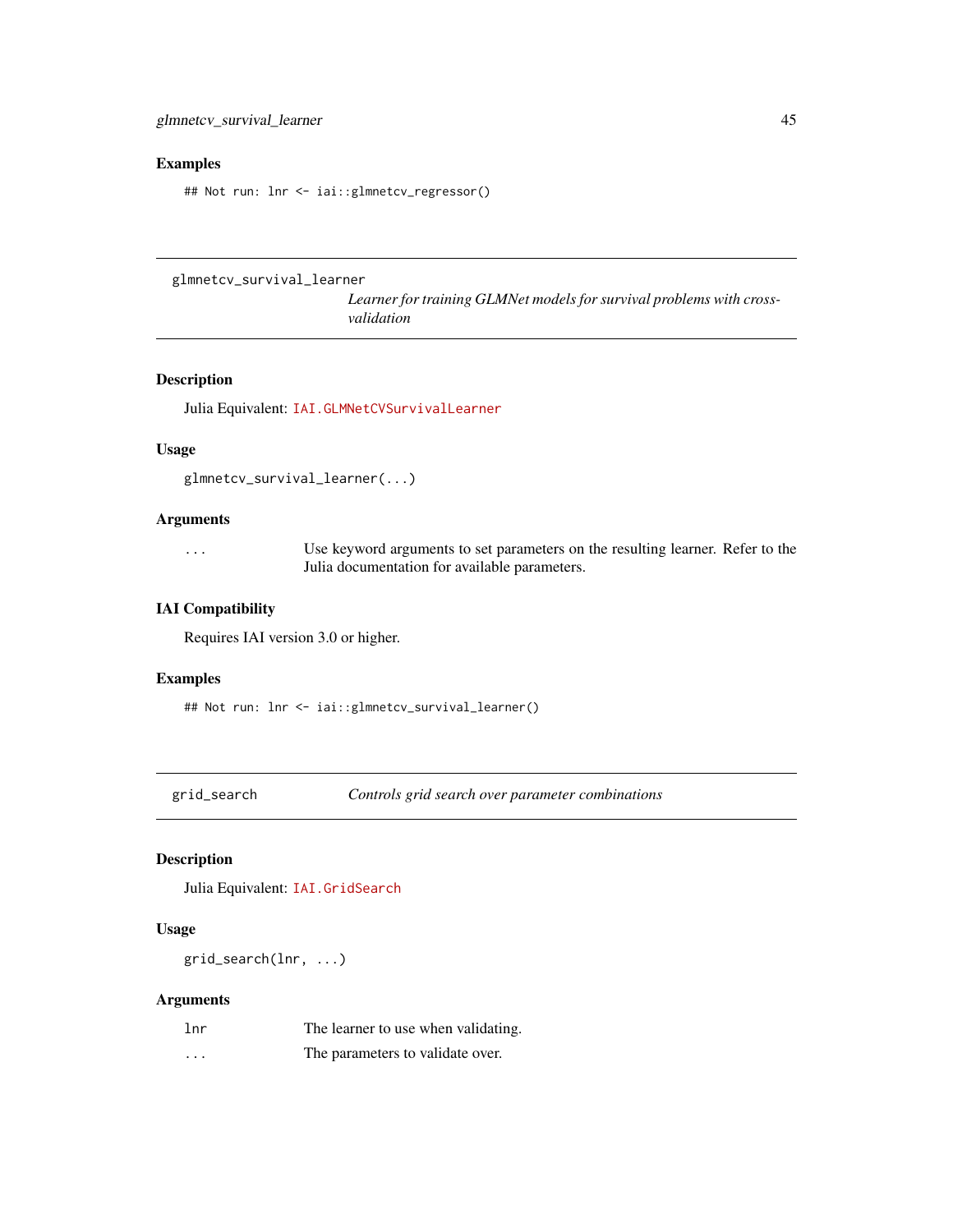### Examples

```
## Not run: lnr <- iai::glmnetcv_regressor()
```

---

## glmnetcv_survival_learner

*Learner for training GLMNet models for survival problems with cross-validation*

### Description

Julia Equivalent: `IAI.GLMNetCVSurvivalLearner`

### Usage

```
glmnetcv_survival_learner(...)
```

### Arguments

| | |
|---|---|
| `...` | Use keyword arguments to set parameters on the resulting learner. Refer to the Julia documentation for available parameters. |

### IAI Compatibility

Requires IAI version 3.0 or higher.

### Examples

```
## Not run: lnr <- iai::glmnetcv_survival_learner()
```

---

## grid_search

*Controls grid search over parameter combinations*

### Description

Julia Equivalent: `IAI.GridSearch`

### Usage

```
grid_search(lnr, ...)
```

### Arguments

| | |
|---|---|
| `lnr` | The learner to use when validating. |
| `...` | The parameters to validate over. |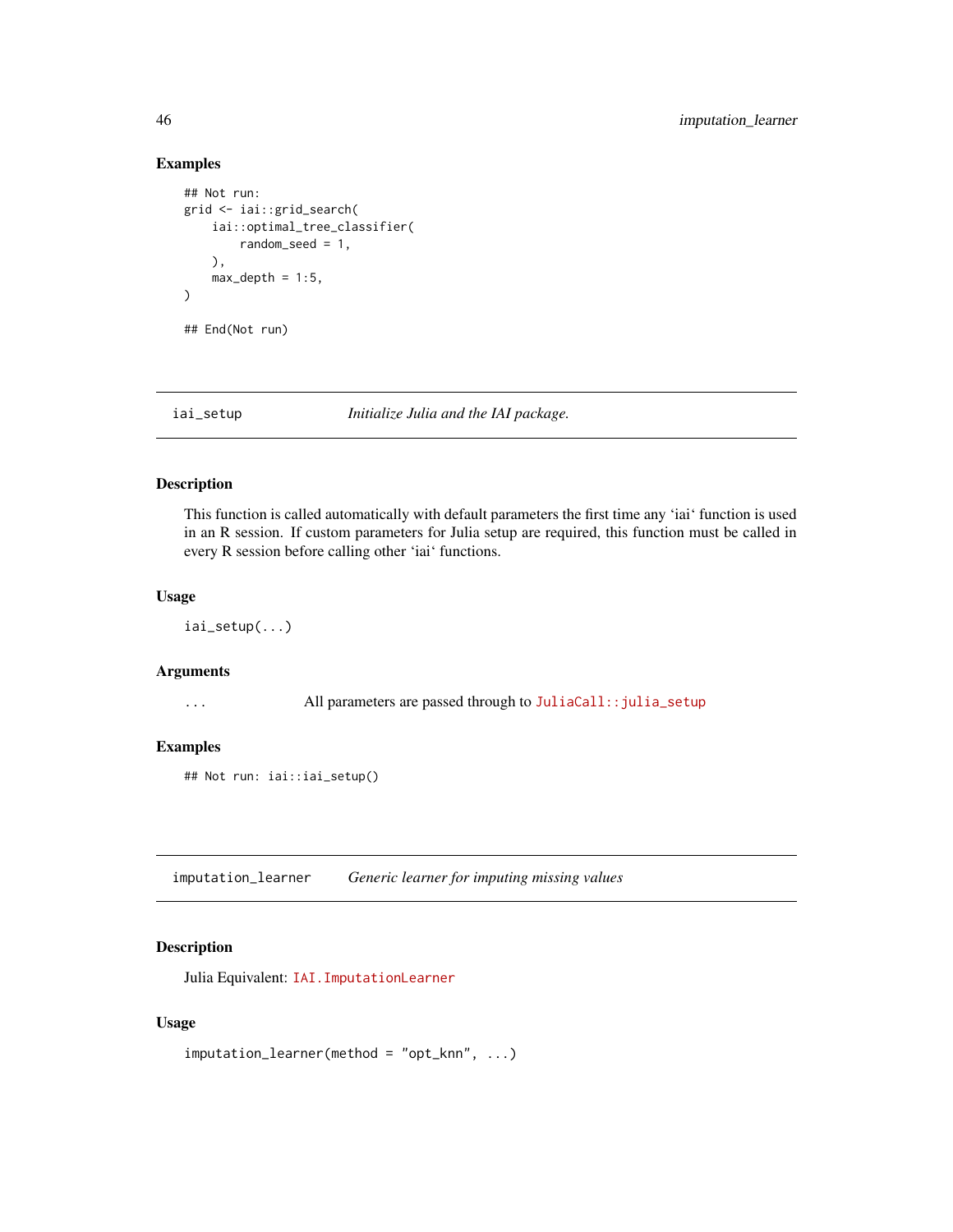### Examples

```
## Not run:
grid <- iai::grid_search(
    iai::optimal_tree_classifier(
        random_seed = 1,
    ),
    max_depth = 1:5,
)

## End(Not run)
```

---

## iai_setup — *Initialize Julia and the IAI package.*

### Description

This function is called automatically with default parameters the first time any 'iai' function is used in an R session. If custom parameters for Julia setup are required, this function must be called in every R session before calling other 'iai' functions.

### Usage

```
iai_setup(...)
```

### Arguments

| | |
|---|---|
| `...` | All parameters are passed through to `JuliaCall::julia_setup` |

### Examples

```
## Not run: iai::iai_setup()
```

---

## imputation_learner — *Generic learner for imputing missing values*

### Description

Julia Equivalent: `IAI.ImputationLearner`

### Usage

```
imputation_learner(method = "opt_knn", ...)
```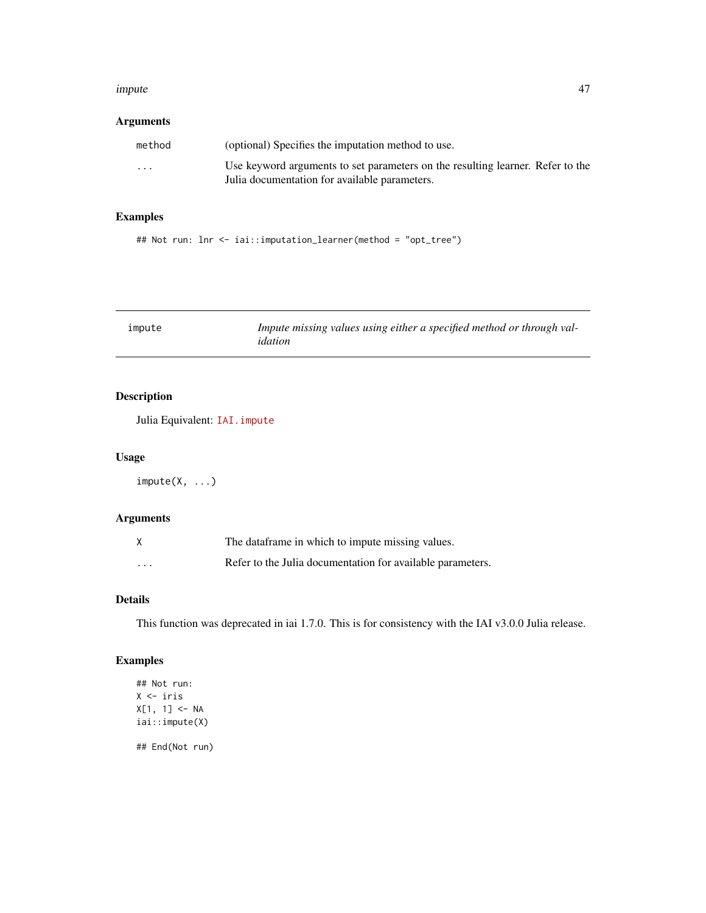### Arguments

| | |
|---|---|
| method | (optional) Specifies the imputation method to use. |
| ... | Use keyword arguments to set parameters on the resulting learner. Refer to the Julia documentation for available parameters. |

### Examples

```
## Not run: lnr <- iai::imputation_learner(method = "opt_tree")
```

---

## impute — *Impute missing values using either a specified method or through validation*

---

### Description

Julia Equivalent: `IAI.impute`

### Usage

```
impute(X, ...)
```

### Arguments

| | |
|---|---|
| X | The dataframe in which to impute missing values. |
| ... | Refer to the Julia documentation for available parameters. |

### Details

This function was deprecated in iai 1.7.0. This is for consistency with the IAI v3.0.0 Julia release.

### Examples

```
## Not run:
X <- iris
X[1, 1] <- NA
iai::impute(X)

## End(Not run)
```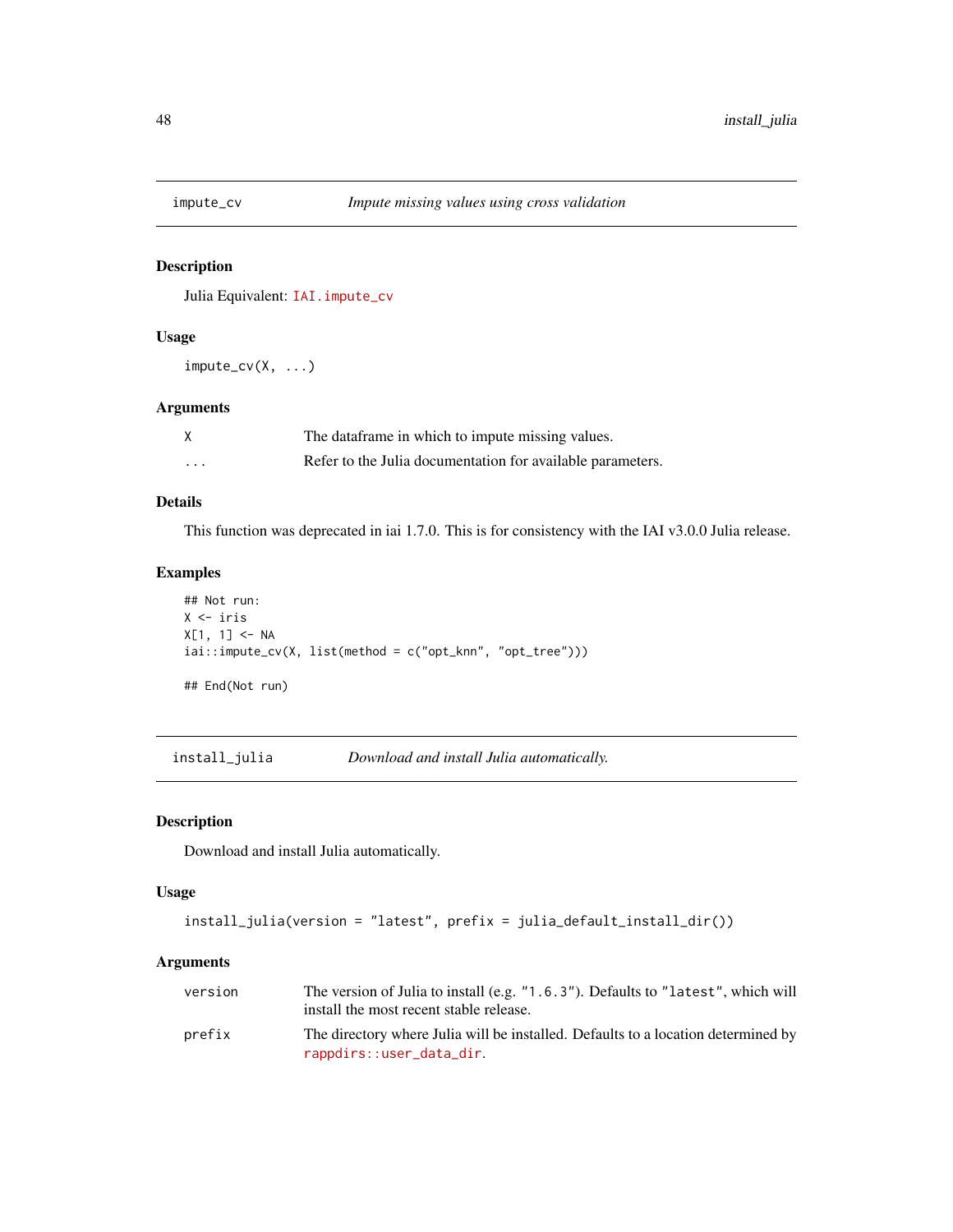## impute_cv — *Impute missing values using cross validation*

### Description

Julia Equivalent: IAI.impute_cv

### Usage

```
impute_cv(X, ...)
```

### Arguments

| | |
|---|---|
| X | The dataframe in which to impute missing values. |
| ... | Refer to the Julia documentation for available parameters. |

### Details

This function was deprecated in iai 1.7.0. This is for consistency with the IAI v3.0.0 Julia release.

### Examples

```
## Not run:
X <- iris
X[1, 1] <- NA
iai::impute_cv(X, list(method = c("opt_knn", "opt_tree")))

## End(Not run)
```

## install_julia — *Download and install Julia automatically.*

### Description

Download and install Julia automatically.

### Usage

```
install_julia(version = "latest", prefix = julia_default_install_dir())
```

### Arguments

| | |
|---|---|
| version | The version of Julia to install (e.g. "1.6.3"). Defaults to "latest", which will install the most recent stable release. |
| prefix | The directory where Julia will be installed. Defaults to a location determined by rappdirs::user_data_dir. |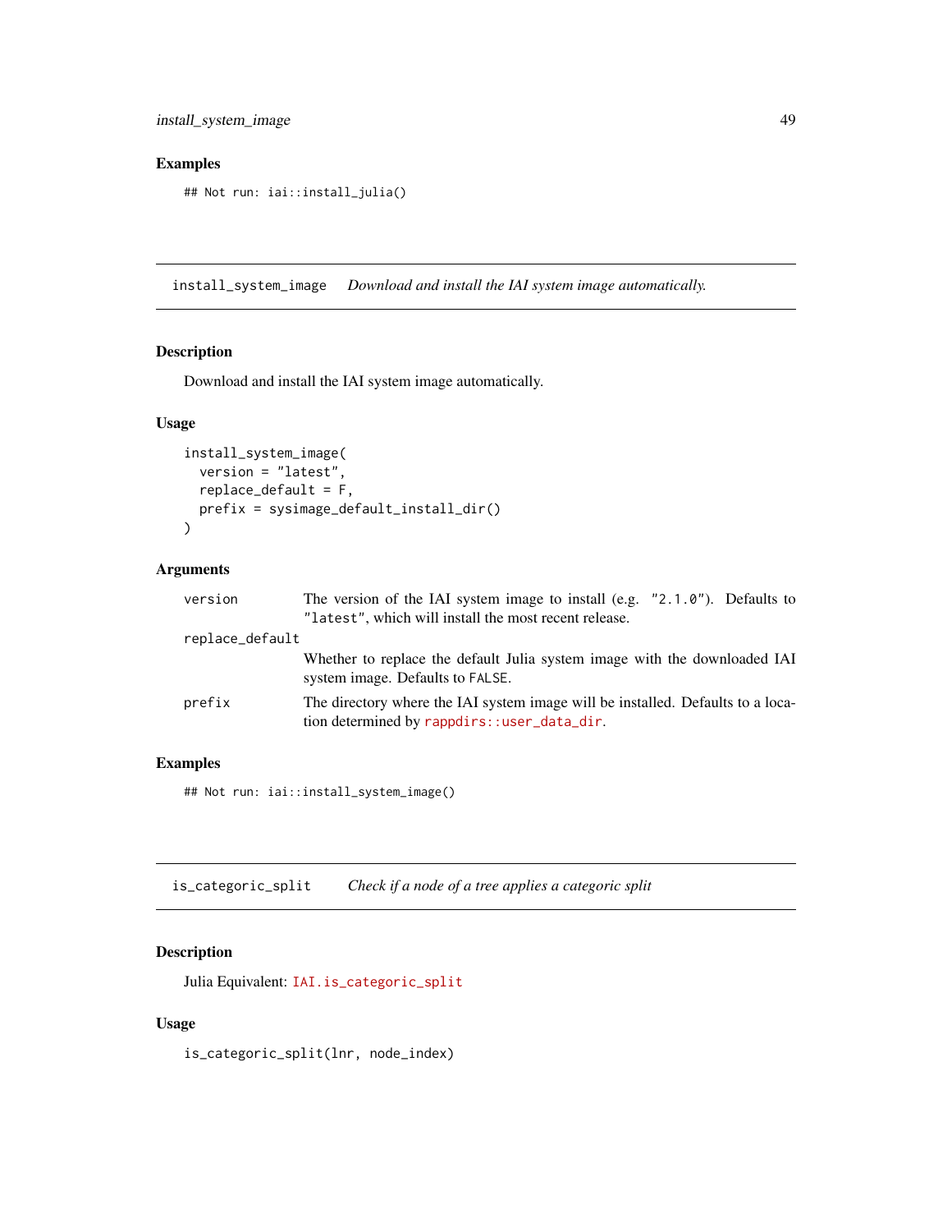## Examples

```
## Not run: iai::install_julia()
```

---

## install_system_image — *Download and install the IAI system image automatically.*

### Description

Download and install the IAI system image automatically.

### Usage

```
install_system_image(
  version = "latest",
  replace_default = F,
  prefix = sysimage_default_install_dir()
)
```

### Arguments

| | |
|---|---|
| `version` | The version of the IAI system image to install (e.g. `"2.1.0"`). Defaults to `"latest"`, which will install the most recent release. |
| `replace_default` | Whether to replace the default Julia system image with the downloaded IAI system image. Defaults to `FALSE`. |
| `prefix` | The directory where the IAI system image will be installed. Defaults to a location determined by `rappdirs::user_data_dir`. |

### Examples

```
## Not run: iai::install_system_image()
```

---

## is_categoric_split — *Check if a node of a tree applies a categoric split*

### Description

Julia Equivalent: `IAI.is_categoric_split`

### Usage

```
is_categoric_split(lnr, node_index)
```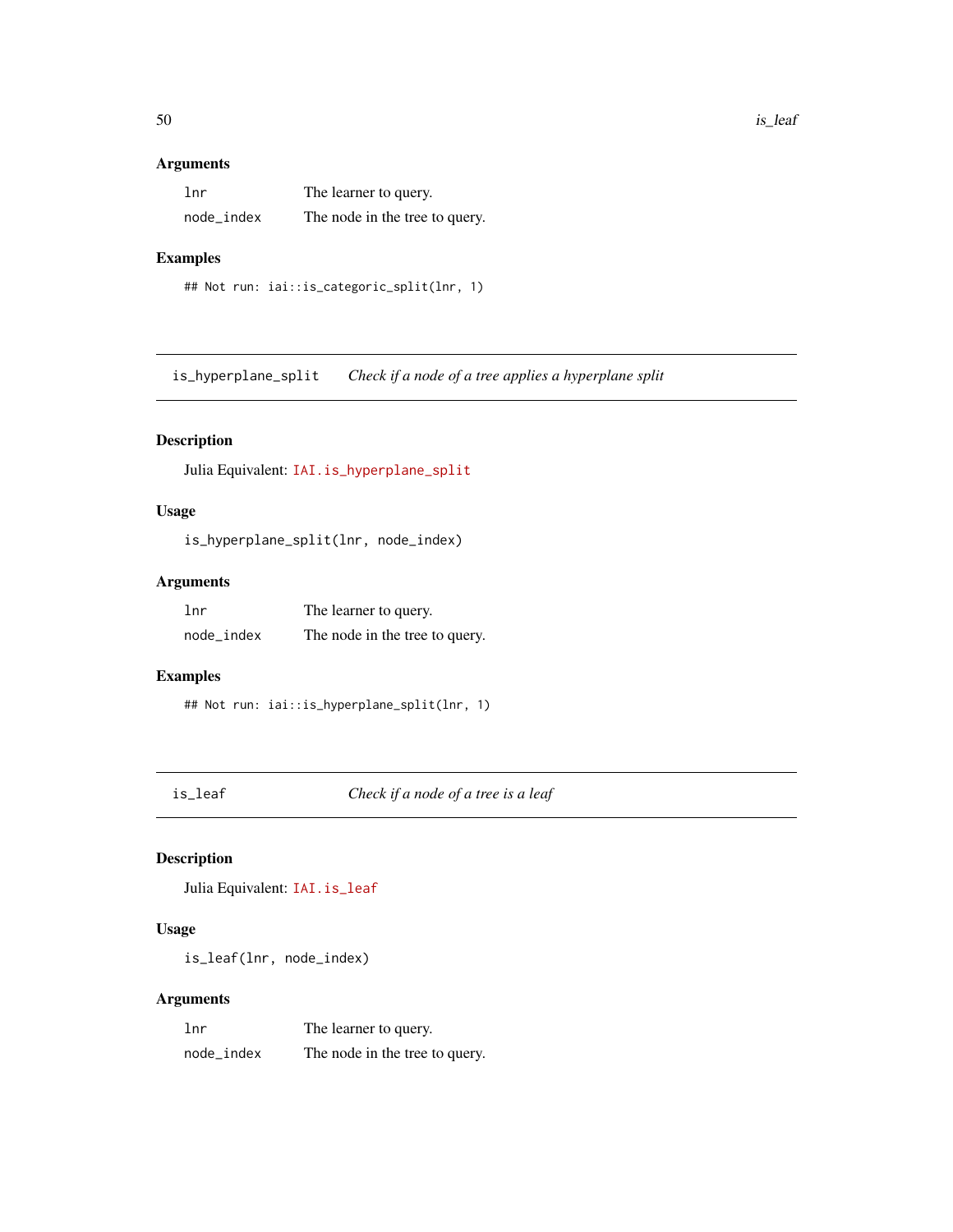### Arguments

| | |
|---|---|
| `lnr` | The learner to query. |
| `node_index` | The node in the tree to query. |

### Examples

```
## Not run: iai::is_categoric_split(lnr, 1)
```

---

## is_hyperplane_split — *Check if a node of a tree applies a hyperplane split*

### Description

Julia Equivalent: `IAI.is_hyperplane_split`

### Usage

```
is_hyperplane_split(lnr, node_index)
```

### Arguments

| | |
|---|---|
| `lnr` | The learner to query. |
| `node_index` | The node in the tree to query. |

### Examples

```
## Not run: iai::is_hyperplane_split(lnr, 1)
```

---

## is_leaf — *Check if a node of a tree is a leaf*

### Description

Julia Equivalent: `IAI.is_leaf`

### Usage

```
is_leaf(lnr, node_index)
```

### Arguments

| | |
|---|---|
| `lnr` | The learner to query. |
| `node_index` | The node in the tree to query. |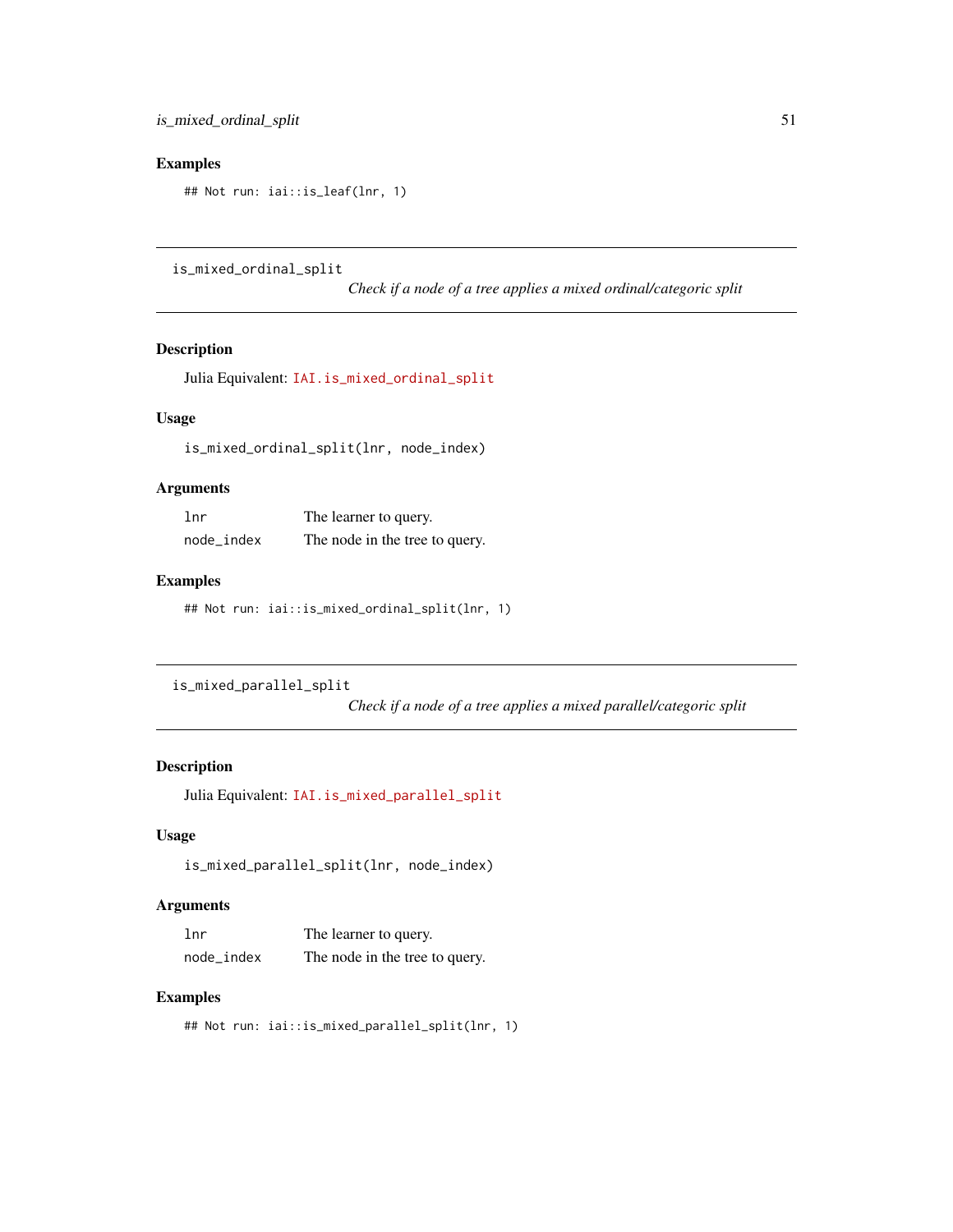### Examples

```
## Not run: iai::is_leaf(lnr, 1)
```

---

## is_mixed_ordinal_split

*Check if a node of a tree applies a mixed ordinal/categoric split*

### Description

Julia Equivalent: `IAI.is_mixed_ordinal_split`

### Usage

```
is_mixed_ordinal_split(lnr, node_index)
```

### Arguments

| | |
|---|---|
| lnr | The learner to query. |
| node_index | The node in the tree to query. |

### Examples

```
## Not run: iai::is_mixed_ordinal_split(lnr, 1)
```

---

## is_mixed_parallel_split

*Check if a node of a tree applies a mixed parallel/categoric split*

### Description

Julia Equivalent: `IAI.is_mixed_parallel_split`

### Usage

```
is_mixed_parallel_split(lnr, node_index)
```

### Arguments

| | |
|---|---|
| lnr | The learner to query. |
| node_index | The node in the tree to query. |

### Examples

```
## Not run: iai::is_mixed_parallel_split(lnr, 1)
```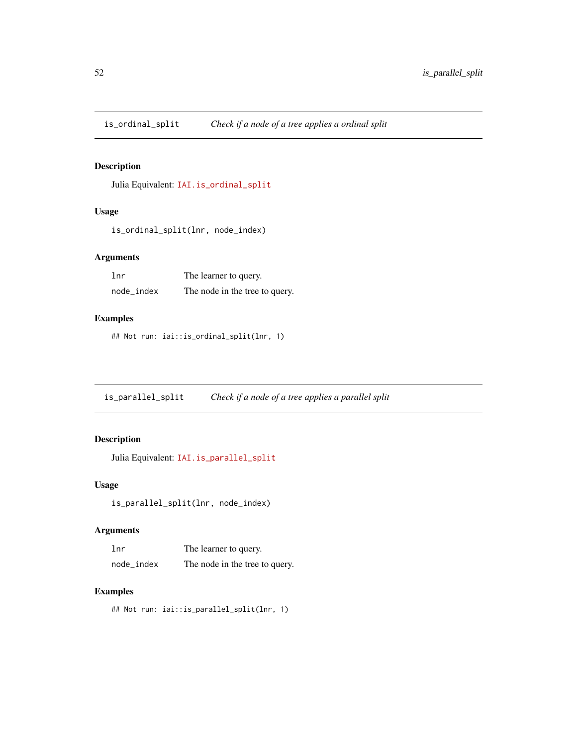## is_ordinal_split — *Check if a node of a tree applies a ordinal split*

### Description

Julia Equivalent: `IAI.is_ordinal_split`

### Usage

```
is_ordinal_split(lnr, node_index)
```

### Arguments

| | |
|---|---|
| `lnr` | The learner to query. |
| `node_index` | The node in the tree to query. |

### Examples

```
## Not run: iai::is_ordinal_split(lnr, 1)
```

## is_parallel_split — *Check if a node of a tree applies a parallel split*

### Description

Julia Equivalent: `IAI.is_parallel_split`

### Usage

```
is_parallel_split(lnr, node_index)
```

### Arguments

| | |
|---|---|
| `lnr` | The learner to query. |
| `node_index` | The node in the tree to query. |

### Examples

```
## Not run: iai::is_parallel_split(lnr, 1)
```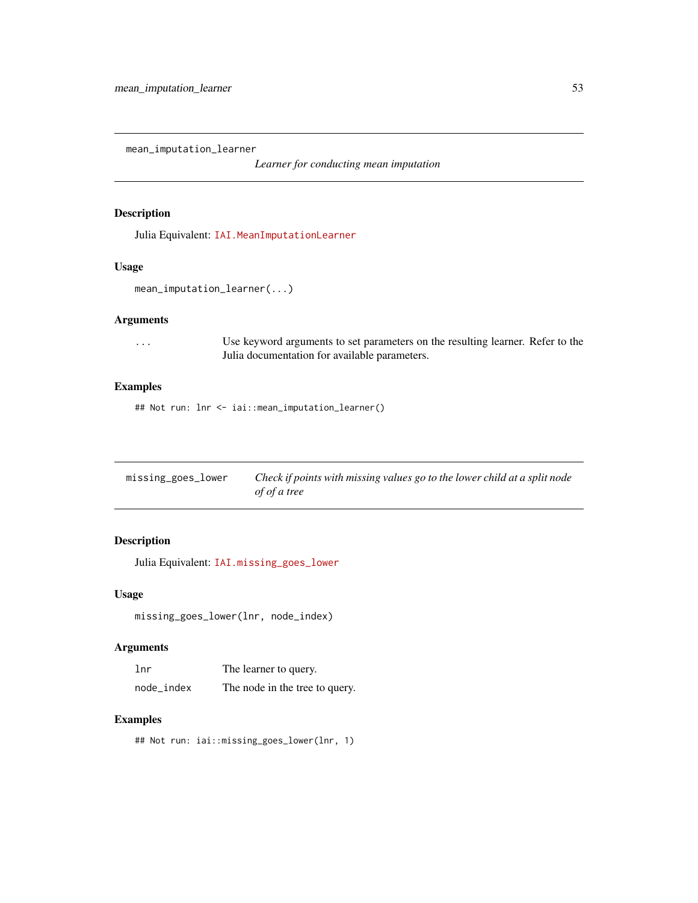## mean_imputation_learner

*Learner for conducting mean imputation*

### Description

Julia Equivalent: `IAI.MeanImputationLearner`

### Usage

```
mean_imputation_learner(...)
```

### Arguments

| | |
|---|---|
| `...` | Use keyword arguments to set parameters on the resulting learner. Refer to the Julia documentation for available parameters. |

### Examples

```
## Not run: lnr <- iai::mean_imputation_learner()
```

## missing_goes_lower

*Check if points with missing values go to the lower child at a split node of of a tree*

### Description

Julia Equivalent: `IAI.missing_goes_lower`

### Usage

```
missing_goes_lower(lnr, node_index)
```

### Arguments

| | |
|---|---|
| `lnr` | The learner to query. |
| `node_index` | The node in the tree to query. |

### Examples

```
## Not run: iai::missing_goes_lower(lnr, 1)
```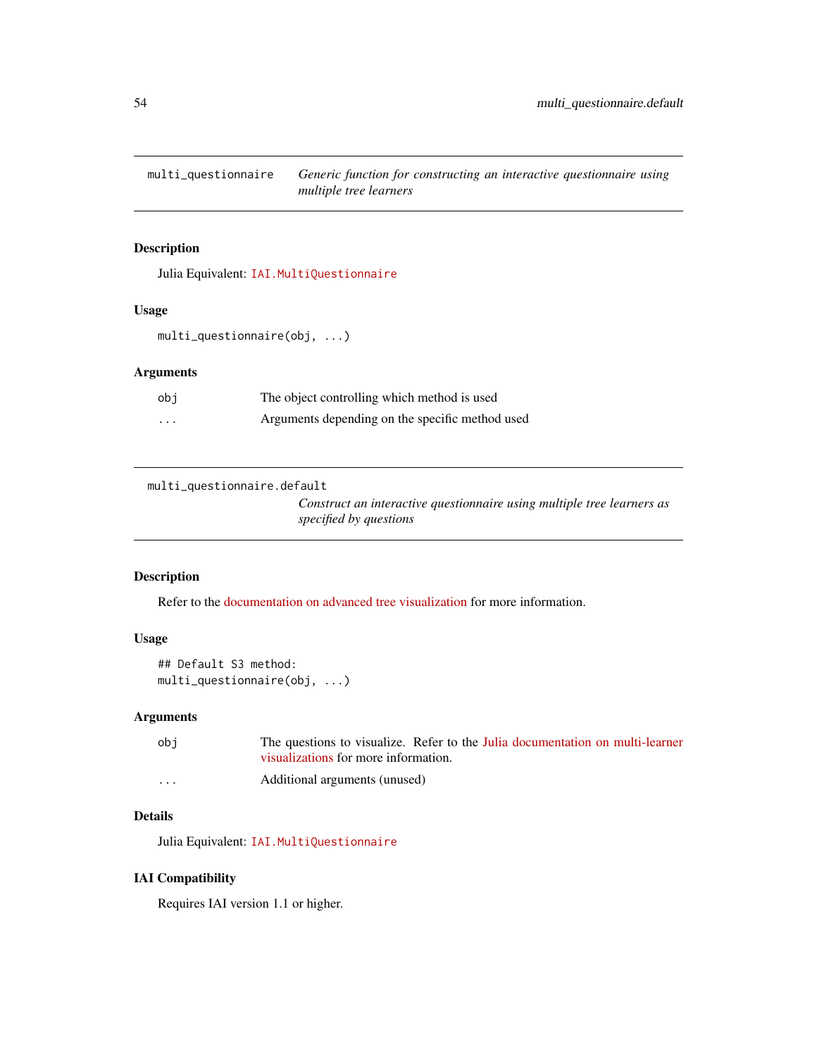## multi_questionnaire — *Generic function for constructing an interactive questionnaire using multiple tree learners*

### Description

Julia Equivalent: IAI.MultiQuestionnaire

### Usage

```
multi_questionnaire(obj, ...)
```

### Arguments

| | |
|---|---|
| obj | The object controlling which method is used |
| ... | Arguments depending on the specific method used |

## multi_questionnaire.default — *Construct an interactive questionnaire using multiple tree learners as specified by questions*

### Description

Refer to the documentation on advanced tree visualization for more information.

### Usage

```
## Default S3 method:
multi_questionnaire(obj, ...)
```

### Arguments

| | |
|---|---|
| obj | The questions to visualize. Refer to the Julia documentation on multi-learner visualizations for more information. |
| ... | Additional arguments (unused) |

### Details

Julia Equivalent: IAI.MultiQuestionnaire

### IAI Compatibility

Requires IAI version 1.1 or higher.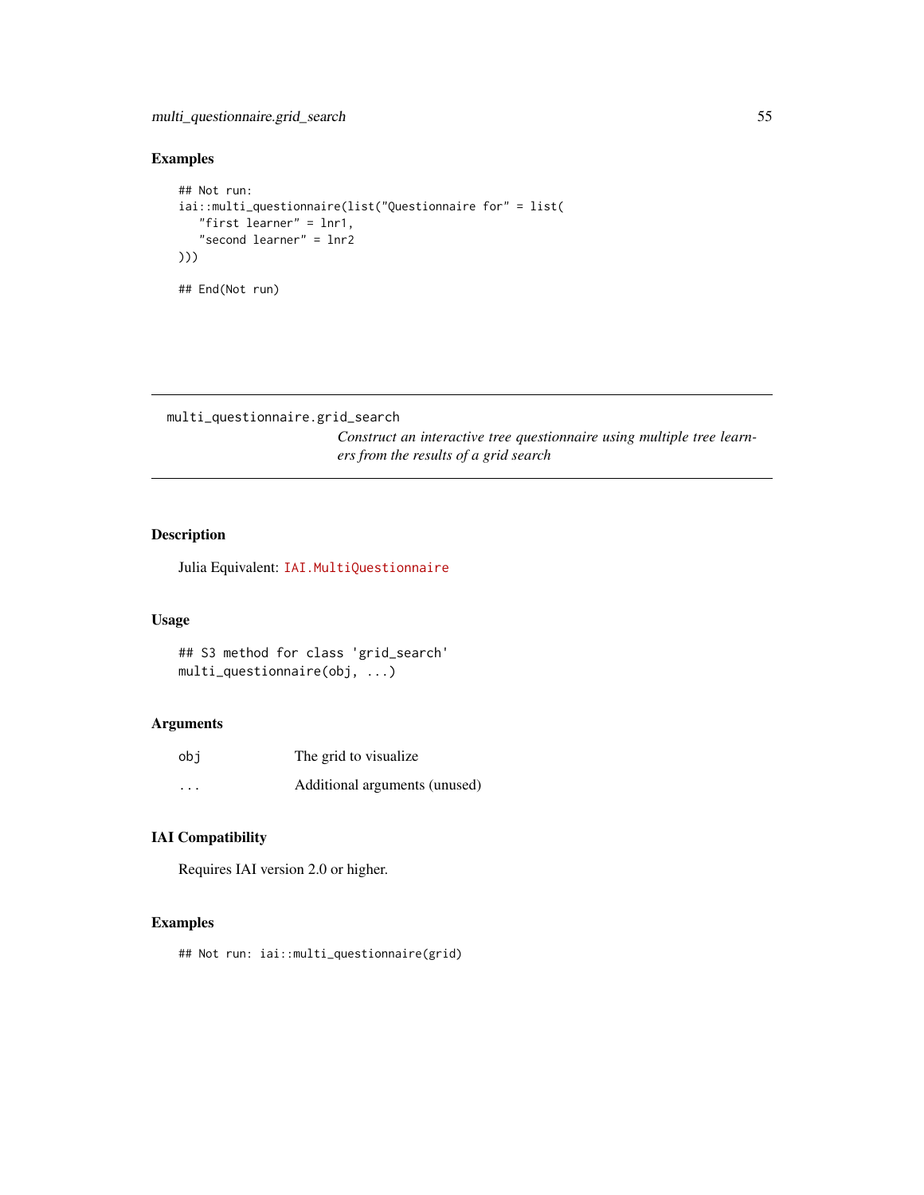## Examples

```
## Not run:
iai::multi_questionnaire(list("Questionnaire for" = list(
   "first learner" = lnr1,
   "second learner" = lnr2
)))

## End(Not run)
```

---

`multi_questionnaire.grid_search`

*Construct an interactive tree questionnaire using multiple tree learners from the results of a grid search*

---

### Description

Julia Equivalent: `IAI.MultiQuestionnaire`

### Usage

```
## S3 method for class 'grid_search'
multi_questionnaire(obj, ...)
```

### Arguments

| | |
|---|---|
| `obj` | The grid to visualize |
| `...` | Additional arguments (unused) |

### IAI Compatibility

Requires IAI version 2.0 or higher.

### Examples

```
## Not run: iai::multi_questionnaire(grid)
```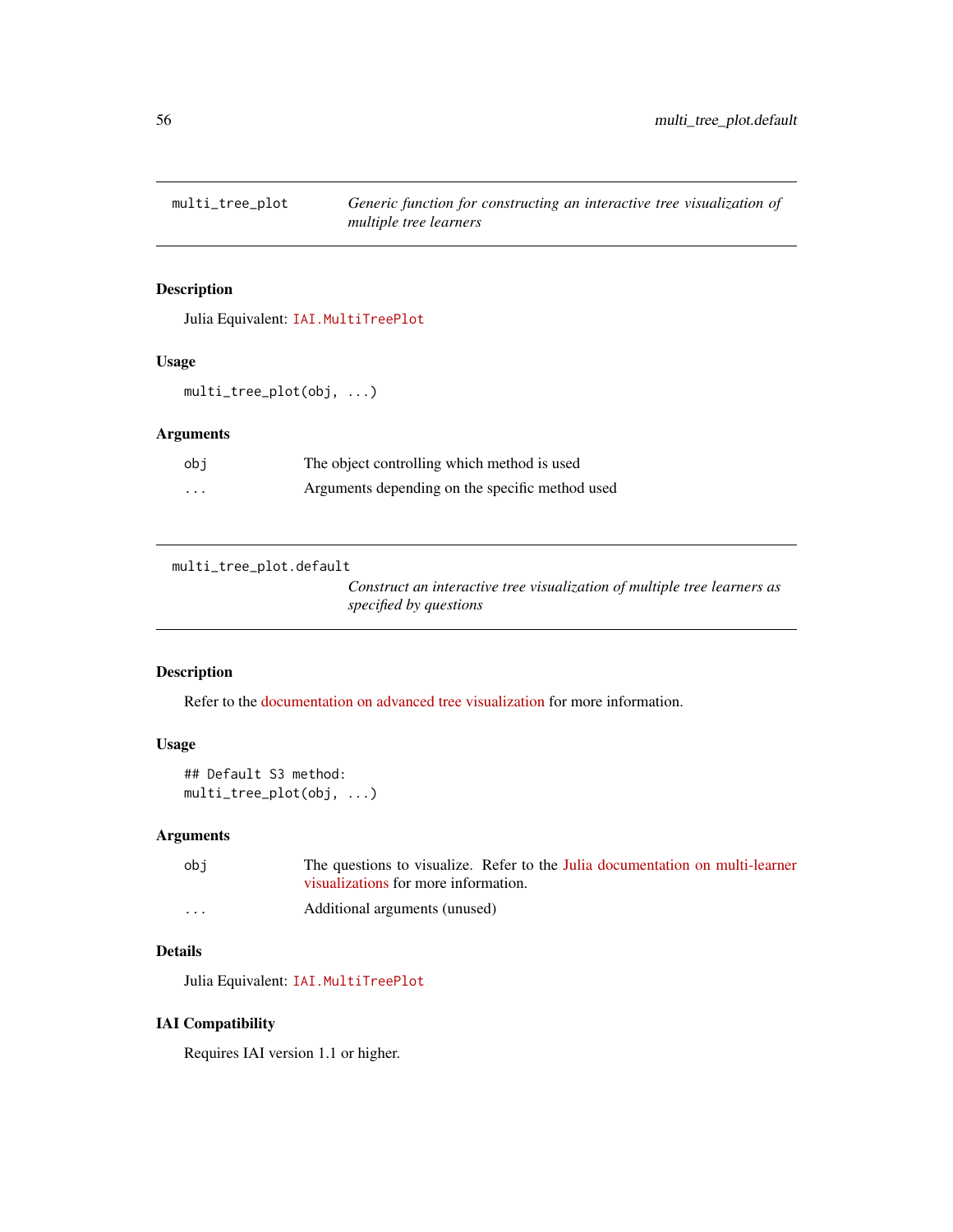## multi_tree_plot — *Generic function for constructing an interactive tree visualization of multiple tree learners*

### Description

Julia Equivalent: `IAI.MultiTreePlot`

### Usage

```
multi_tree_plot(obj, ...)
```

### Arguments

| | |
|---|---|
| `obj` | The object controlling which method is used |
| `...` | Arguments depending on the specific method used |

## multi_tree_plot.default — *Construct an interactive tree visualization of multiple tree learners as specified by questions*

### Description

Refer to the documentation on advanced tree visualization for more information.

### Usage

```
## Default S3 method:
multi_tree_plot(obj, ...)
```

### Arguments

| | |
|---|---|
| `obj` | The questions to visualize. Refer to the Julia documentation on multi-learner visualizations for more information. |
| `...` | Additional arguments (unused) |

### Details

Julia Equivalent: `IAI.MultiTreePlot`

### IAI Compatibility

Requires IAI version 1.1 or higher.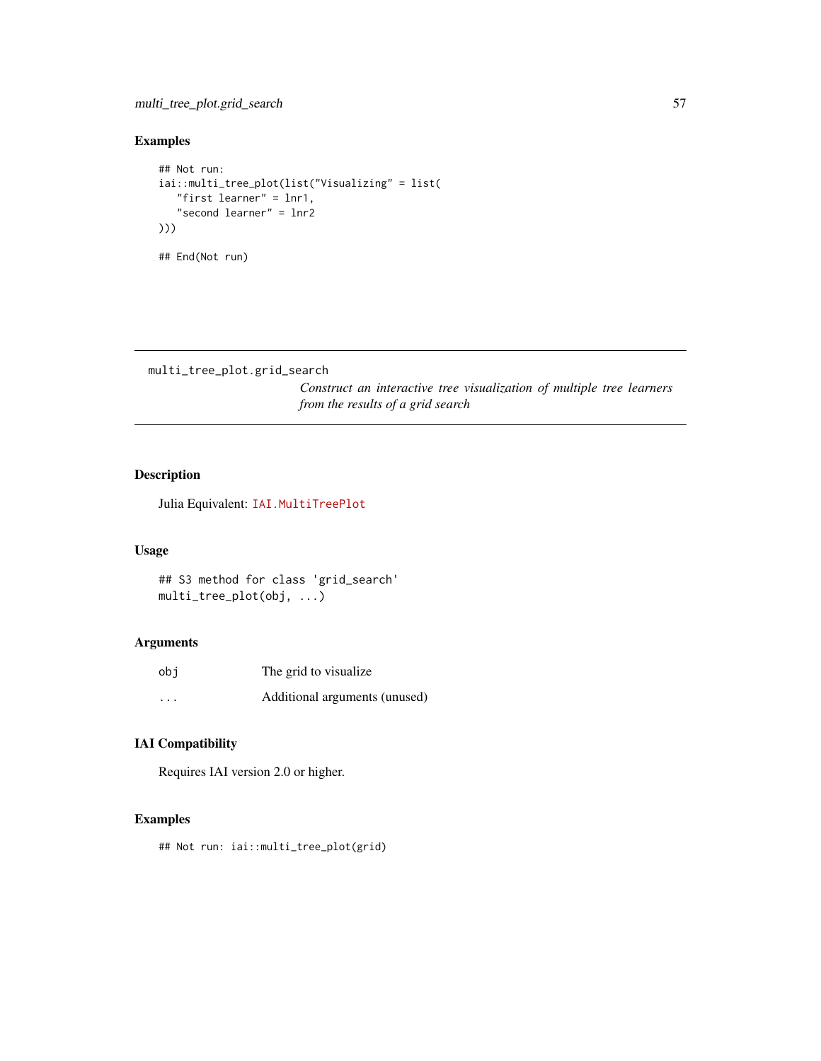### Examples

```
## Not run:
iai::multi_tree_plot(list("Visualizing" = list(
   "first learner" = lnr1,
   "second learner" = lnr2
)))

## End(Not run)
```

---

## multi_tree_plot.grid_search

*Construct an interactive tree visualization of multiple tree learners from the results of a grid search*

---

### Description

Julia Equivalent: IAI.MultiTreePlot

### Usage

```
## S3 method for class 'grid_search'
multi_tree_plot(obj, ...)
```

### Arguments

| | |
|---|---|
| obj | The grid to visualize |
| ... | Additional arguments (unused) |

### IAI Compatibility

Requires IAI version 2.0 or higher.

### Examples

```
## Not run: iai::multi_tree_plot(grid)
```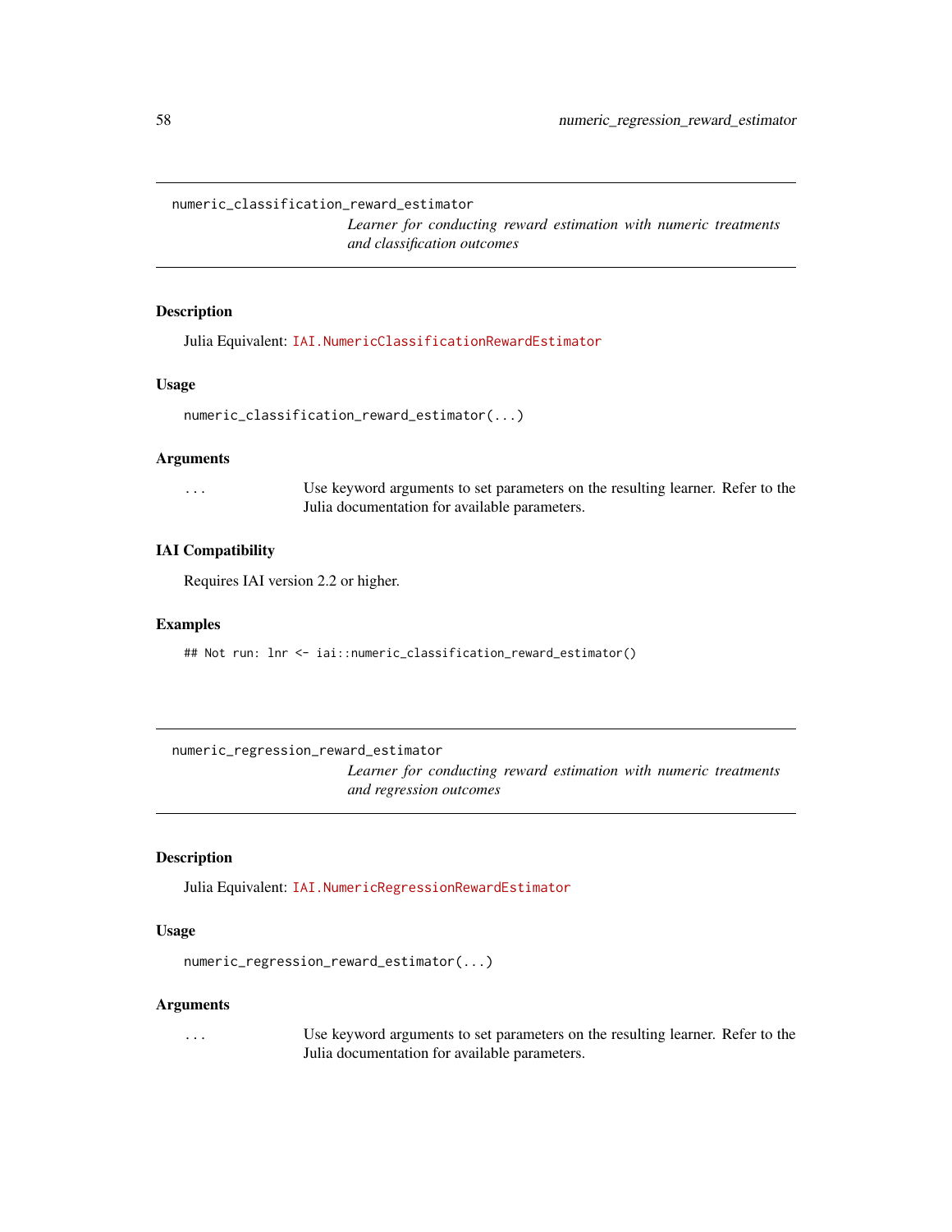## numeric_classification_reward_estimator

*Learner for conducting reward estimation with numeric treatments and classification outcomes*

### Description

Julia Equivalent: `IAI.NumericClassificationRewardEstimator`

### Usage

```
numeric_classification_reward_estimator(...)
```

### Arguments

| | |
|---|---|
| ... | Use keyword arguments to set parameters on the resulting learner. Refer to the Julia documentation for available parameters. |

### IAI Compatibility

Requires IAI version 2.2 or higher.

### Examples

```
## Not run: lnr <- iai::numeric_classification_reward_estimator()
```

## numeric_regression_reward_estimator

*Learner for conducting reward estimation with numeric treatments and regression outcomes*

### Description

Julia Equivalent: `IAI.NumericRegressionRewardEstimator`

### Usage

```
numeric_regression_reward_estimator(...)
```

### Arguments

| | |
|---|---|
| ... | Use keyword arguments to set parameters on the resulting learner. Refer to the Julia documentation for available parameters. |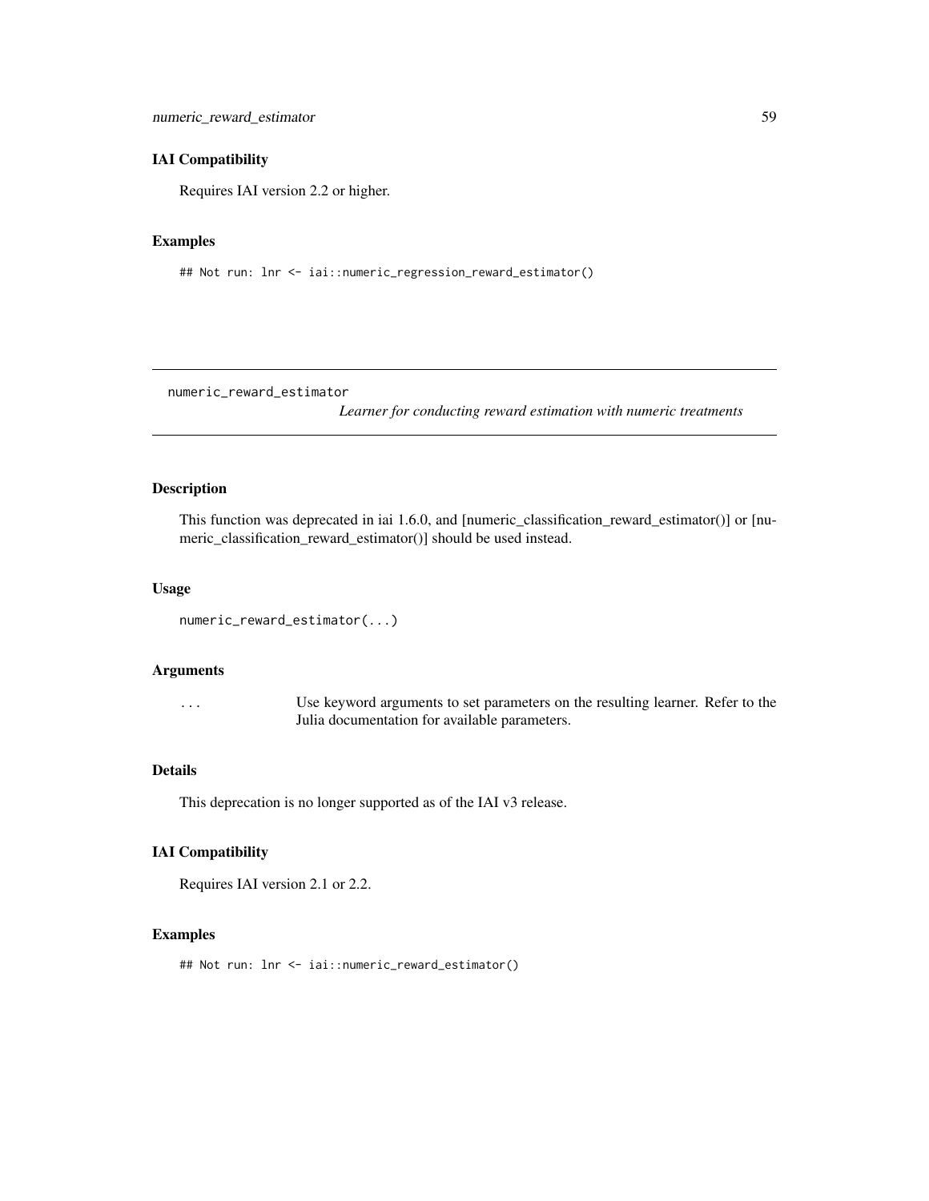### IAI Compatibility

Requires IAI version 2.2 or higher.

### Examples

```
## Not run: lnr <- iai::numeric_regression_reward_estimator()
```

---

## numeric_reward_estimator

*Learner for conducting reward estimation with numeric treatments*

---

### Description

This function was deprecated in iai 1.6.0, and [numeric_classification_reward_estimator()] or [numeric_classification_reward_estimator()] should be used instead.

### Usage

```
numeric_reward_estimator(...)
```

### Arguments

| | |
|---|---|
| ... | Use keyword arguments to set parameters on the resulting learner. Refer to the Julia documentation for available parameters. |

### Details

This deprecation is no longer supported as of the IAI v3 release.

### IAI Compatibility

Requires IAI version 2.1 or 2.2.

### Examples

```
## Not run: lnr <- iai::numeric_reward_estimator()
```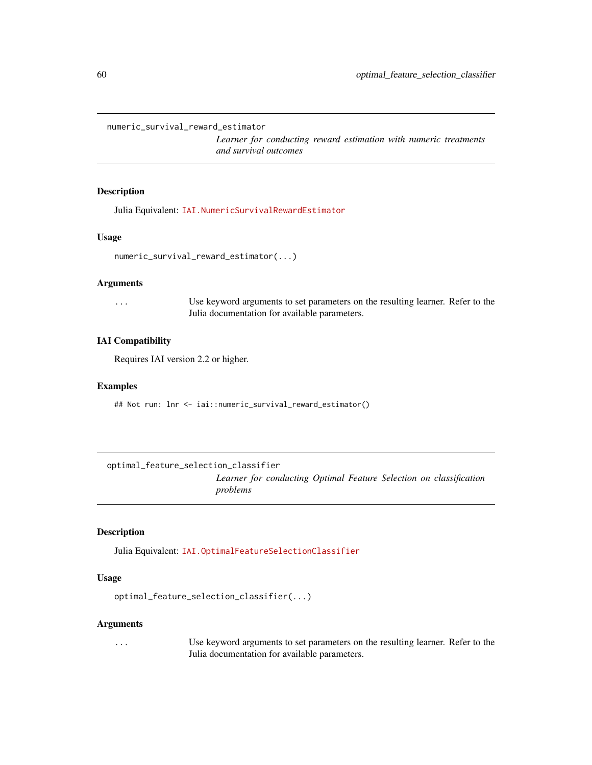## numeric_survival_reward_estimator

*Learner for conducting reward estimation with numeric treatments and survival outcomes*

### Description

Julia Equivalent: `IAI.NumericSurvivalRewardEstimator`

### Usage

```
numeric_survival_reward_estimator(...)
```

### Arguments

`...` Use keyword arguments to set parameters on the resulting learner. Refer to the Julia documentation for available parameters.

### IAI Compatibility

Requires IAI version 2.2 or higher.

### Examples

```
## Not run: lnr <- iai::numeric_survival_reward_estimator()
```

## optimal_feature_selection_classifier

*Learner for conducting Optimal Feature Selection on classification problems*

### Description

Julia Equivalent: `IAI.OptimalFeatureSelectionClassifier`

### Usage

```
optimal_feature_selection_classifier(...)
```

### Arguments

`...` Use keyword arguments to set parameters on the resulting learner. Refer to the Julia documentation for available parameters.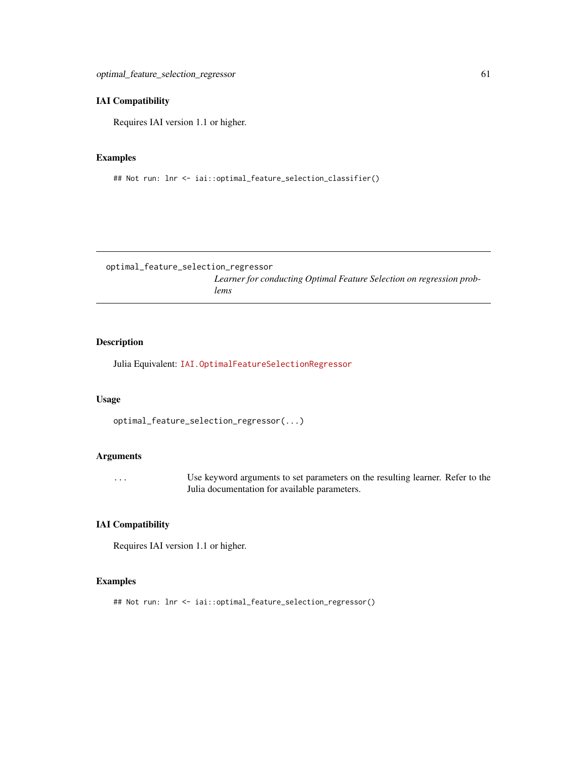## IAI Compatibility

Requires IAI version 1.1 or higher.

## Examples

```
## Not run: lnr <- iai::optimal_feature_selection_classifier()
```

---

# optimal_feature_selection_regressor

*Learner for conducting Optimal Feature Selection on regression problems*

---

## Description

Julia Equivalent: `IAI.OptimalFeatureSelectionRegressor`

## Usage

```
optimal_feature_selection_regressor(...)
```

## Arguments

| | |
|---|---|
| `...` | Use keyword arguments to set parameters on the resulting learner. Refer to the Julia documentation for available parameters. |

## IAI Compatibility

Requires IAI version 1.1 or higher.

## Examples

```
## Not run: lnr <- iai::optimal_feature_selection_regressor()
```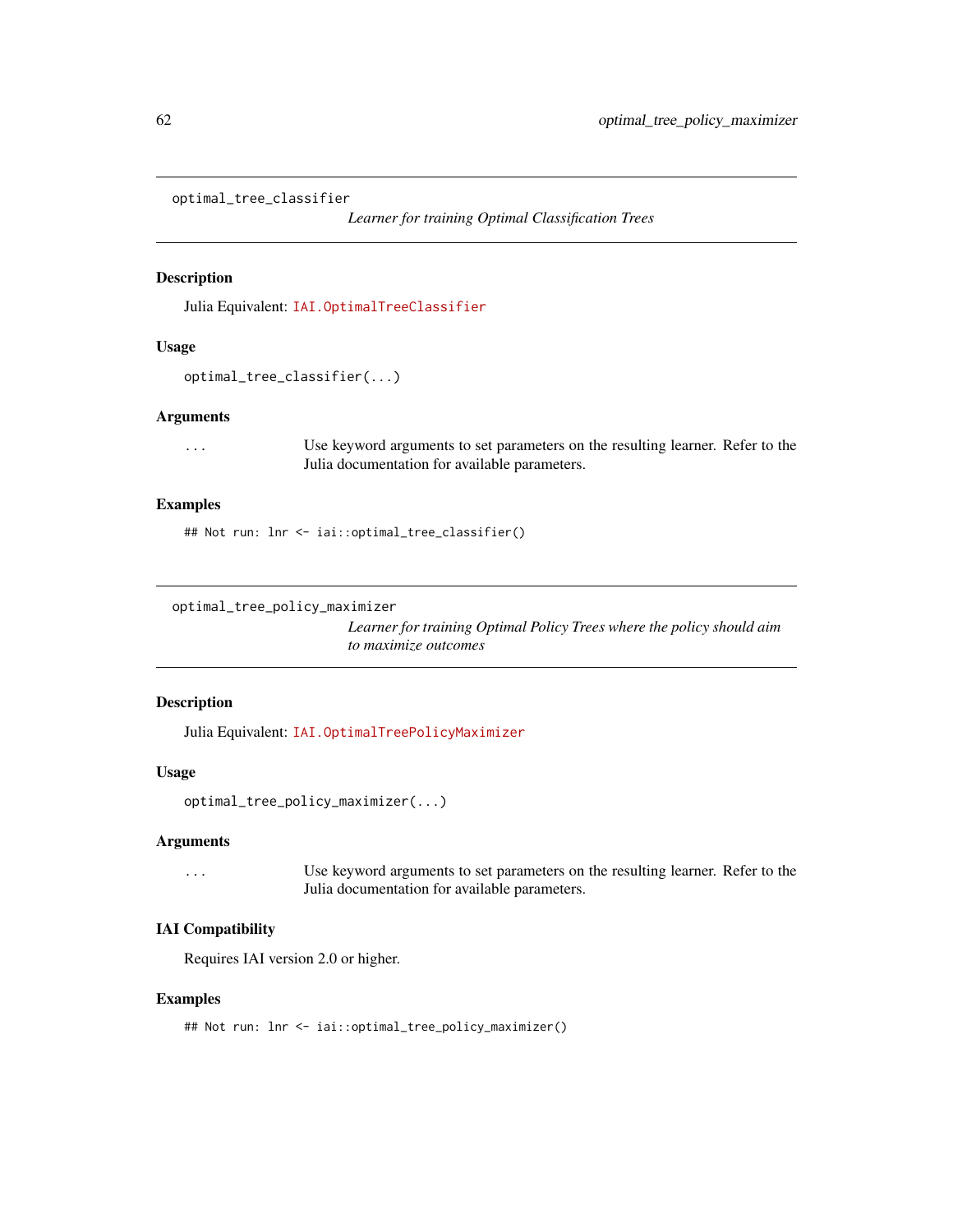## optimal_tree_classifier

*Learner for training Optimal Classification Trees*

### Description

Julia Equivalent: IAI.OptimalTreeClassifier

### Usage

```
optimal_tree_classifier(...)
```

### Arguments

`...` Use keyword arguments to set parameters on the resulting learner. Refer to the Julia documentation for available parameters.

### Examples

```
## Not run: lnr <- iai::optimal_tree_classifier()
```

## optimal_tree_policy_maximizer

*Learner for training Optimal Policy Trees where the policy should aim to maximize outcomes*

### Description

Julia Equivalent: IAI.OptimalTreePolicyMaximizer

### Usage

```
optimal_tree_policy_maximizer(...)
```

### Arguments

`...` Use keyword arguments to set parameters on the resulting learner. Refer to the Julia documentation for available parameters.

### IAI Compatibility

Requires IAI version 2.0 or higher.

### Examples

```
## Not run: lnr <- iai::optimal_tree_policy_maximizer()
```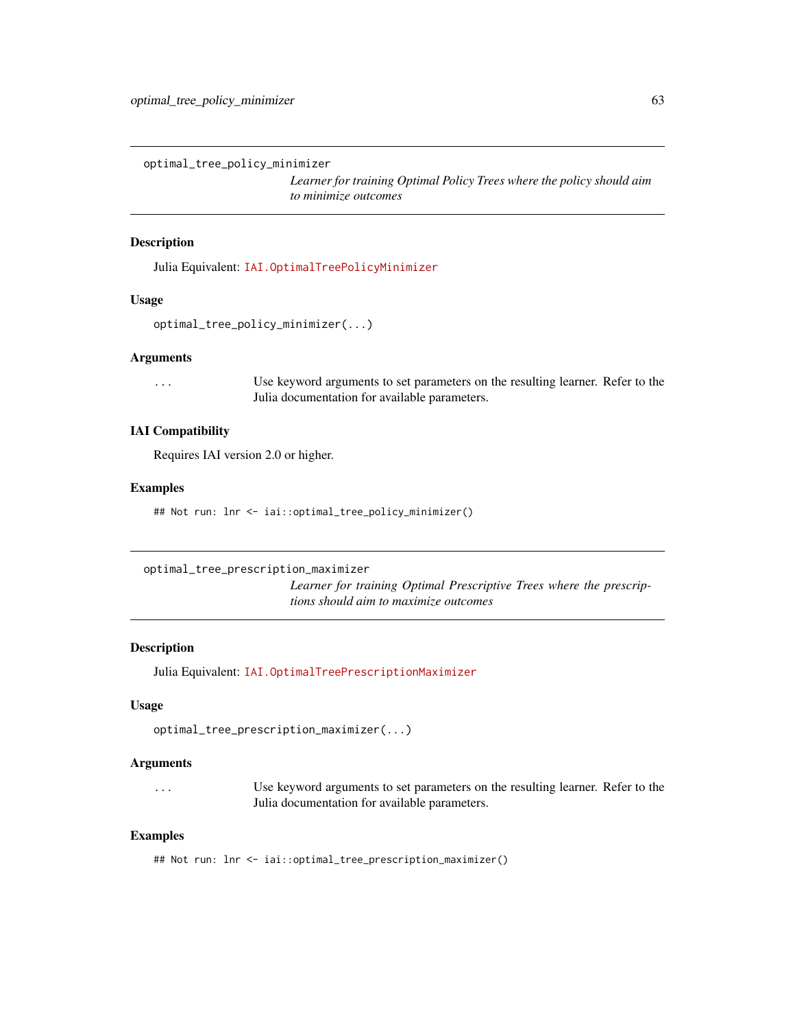## optimal_tree_policy_minimizer

*Learner for training Optimal Policy Trees where the policy should aim to minimize outcomes*

### Description

Julia Equivalent: IAI.OptimalTreePolicyMinimizer

### Usage

```
optimal_tree_policy_minimizer(...)
```

### Arguments

| | |
|---|---|
| ... | Use keyword arguments to set parameters on the resulting learner. Refer to the Julia documentation for available parameters. |

### IAI Compatibility

Requires IAI version 2.0 or higher.

### Examples

```
## Not run: lnr <- iai::optimal_tree_policy_minimizer()
```

## optimal_tree_prescription_maximizer

*Learner for training Optimal Prescriptive Trees where the prescriptions should aim to maximize outcomes*

### Description

Julia Equivalent: IAI.OptimalTreePrescriptionMaximizer

### Usage

```
optimal_tree_prescription_maximizer(...)
```

### Arguments

| | |
|---|---|
| ... | Use keyword arguments to set parameters on the resulting learner. Refer to the Julia documentation for available parameters. |

### Examples

```
## Not run: lnr <- iai::optimal_tree_prescription_maximizer()
```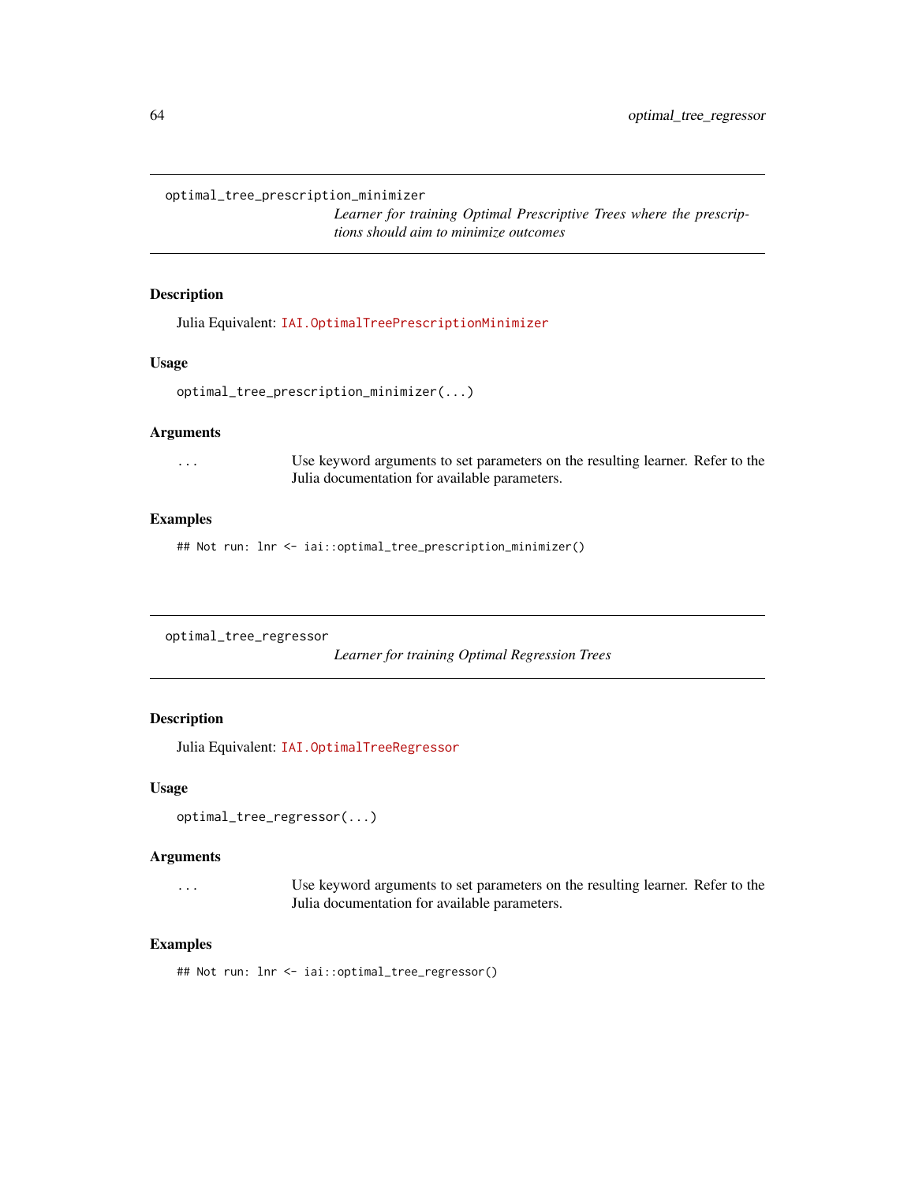## optimal_tree_prescription_minimizer

*Learner for training Optimal Prescriptive Trees where the prescriptions should aim to minimize outcomes*

### Description

Julia Equivalent: `IAI.OptimalTreePrescriptionMinimizer`

### Usage

```
optimal_tree_prescription_minimizer(...)
```

### Arguments

| | |
|---|---|
| `...` | Use keyword arguments to set parameters on the resulting learner. Refer to the Julia documentation for available parameters. |

### Examples

```
## Not run: lnr <- iai::optimal_tree_prescription_minimizer()
```

## optimal_tree_regressor

*Learner for training Optimal Regression Trees*

### Description

Julia Equivalent: `IAI.OptimalTreeRegressor`

### Usage

```
optimal_tree_regressor(...)
```

### Arguments

| | |
|---|---|
| `...` | Use keyword arguments to set parameters on the resulting learner. Refer to the Julia documentation for available parameters. |

### Examples

```
## Not run: lnr <- iai::optimal_tree_regressor()
```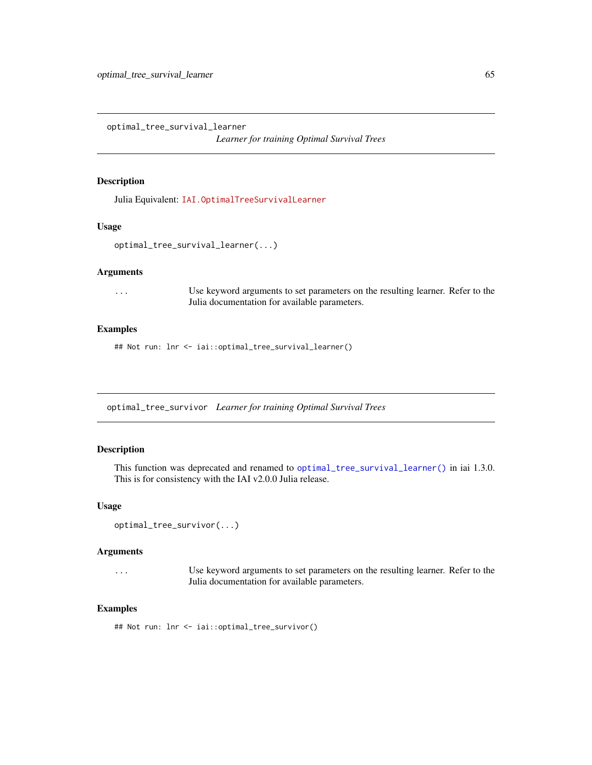## optimal_tree_survival_learner

*Learner for training Optimal Survival Trees*

### Description

Julia Equivalent: `IAI.OptimalTreeSurvivalLearner`

### Usage

```
optimal_tree_survival_learner(...)
```

### Arguments

| | |
|---|---|
| `...` | Use keyword arguments to set parameters on the resulting learner. Refer to the Julia documentation for available parameters. |

### Examples

```
## Not run: lnr <- iai::optimal_tree_survival_learner()
```

## optimal_tree_survivor

*Learner for training Optimal Survival Trees*

### Description

This function was deprecated and renamed to `optimal_tree_survival_learner()` in iai 1.3.0. This is for consistency with the IAI v2.0.0 Julia release.

### Usage

```
optimal_tree_survivor(...)
```

### Arguments

| | |
|---|---|
| `...` | Use keyword arguments to set parameters on the resulting learner. Refer to the Julia documentation for available parameters. |

### Examples

```
## Not run: lnr <- iai::optimal_tree_survivor()
```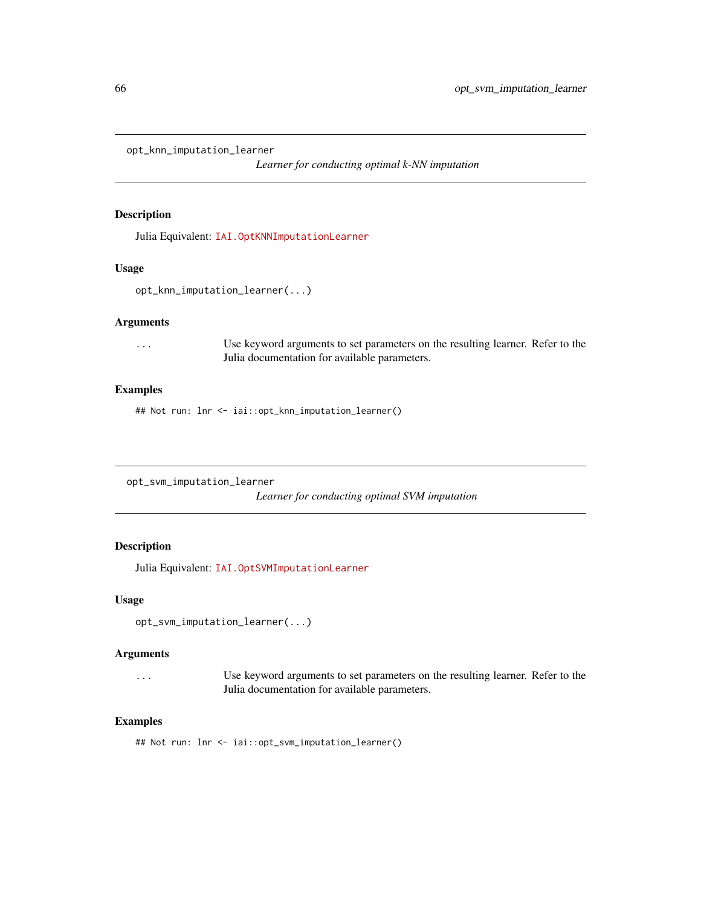## opt_knn_imputation_learner

*Learner for conducting optimal k-NN imputation*

### Description

Julia Equivalent: `IAI.OptKNNImputationLearner`

### Usage

```
opt_knn_imputation_learner(...)
```

### Arguments

`...` Use keyword arguments to set parameters on the resulting learner. Refer to the Julia documentation for available parameters.

### Examples

```
## Not run: lnr <- iai::opt_knn_imputation_learner()
```

## opt_svm_imputation_learner

*Learner for conducting optimal SVM imputation*

### Description

Julia Equivalent: `IAI.OptSVMImputationLearner`

### Usage

```
opt_svm_imputation_learner(...)
```

### Arguments

`...` Use keyword arguments to set parameters on the resulting learner. Refer to the Julia documentation for available parameters.

### Examples

```
## Not run: lnr <- iai::opt_svm_imputation_learner()
```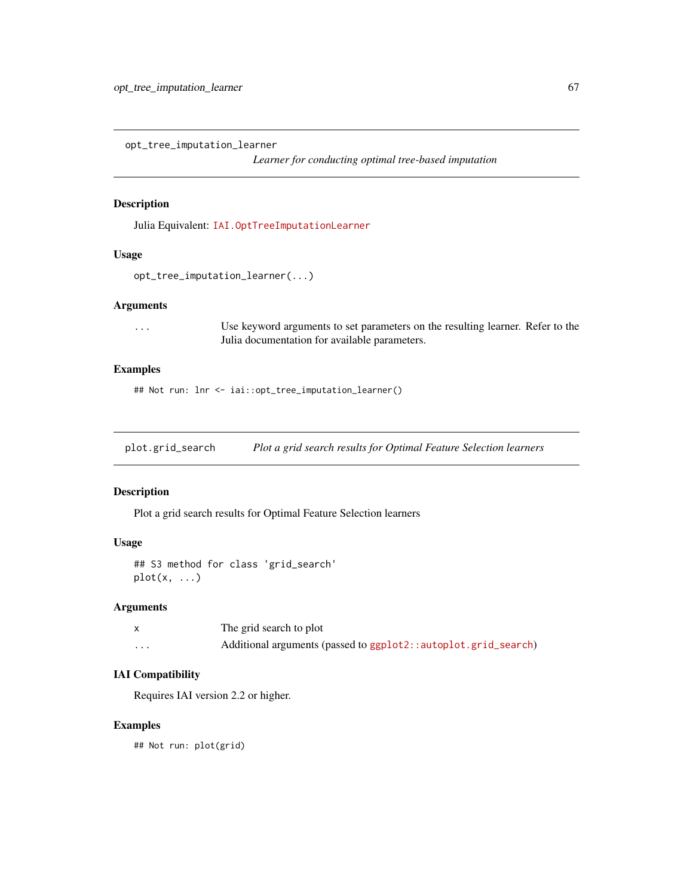## opt_tree_imputation_learner

*Learner for conducting optimal tree-based imputation*

### Description

Julia Equivalent: `IAI.OptTreeImputationLearner`

### Usage

```
opt_tree_imputation_learner(...)
```

### Arguments

| | |
|---|---|
| `...` | Use keyword arguments to set parameters on the resulting learner. Refer to the Julia documentation for available parameters. |

### Examples

```
## Not run: lnr <- iai::opt_tree_imputation_learner()
```

## plot.grid_search

*Plot a grid search results for Optimal Feature Selection learners*

### Description

Plot a grid search results for Optimal Feature Selection learners

### Usage

```
## S3 method for class 'grid_search'
plot(x, ...)
```

### Arguments

| | |
|---|---|
| `x` | The grid search to plot |
| `...` | Additional arguments (passed to `ggplot2::autoplot.grid_search`) |

### IAI Compatibility

Requires IAI version 2.2 or higher.

### Examples

```
## Not run: plot(grid)
```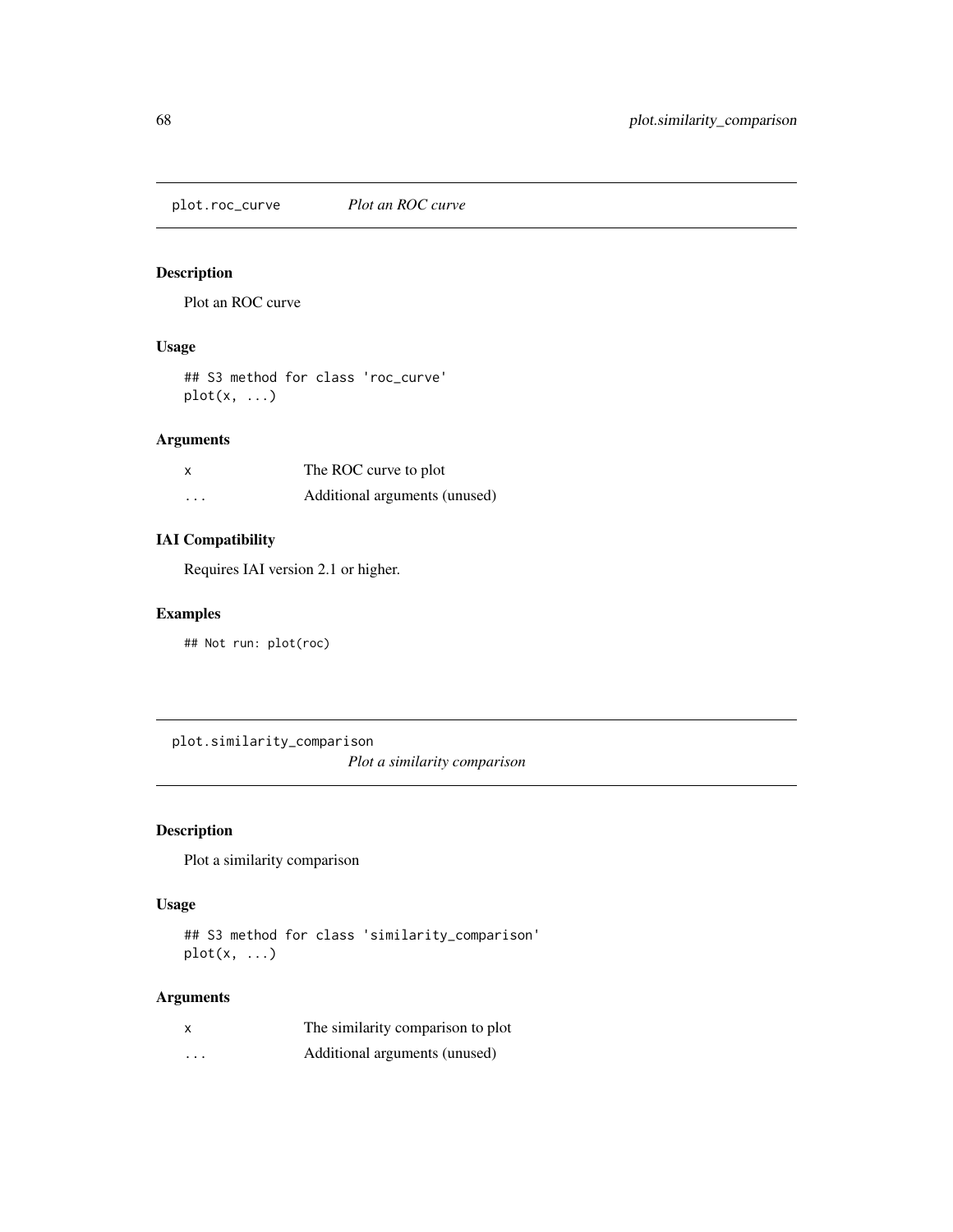## plot.roc_curve *Plot an ROC curve*

### Description

Plot an ROC curve

### Usage

```
## S3 method for class 'roc_curve'
plot(x, ...)
```

### Arguments

| | |
|---|---|
| x | The ROC curve to plot |
| ... | Additional arguments (unused) |

### IAI Compatibility

Requires IAI version 2.1 or higher.

### Examples

```
## Not run: plot(roc)
```

## plot.similarity_comparison *Plot a similarity comparison*

### Description

Plot a similarity comparison

### Usage

```
## S3 method for class 'similarity_comparison'
plot(x, ...)
```

### Arguments

| | |
|---|---|
| x | The similarity comparison to plot |
| ... | Additional arguments (unused) |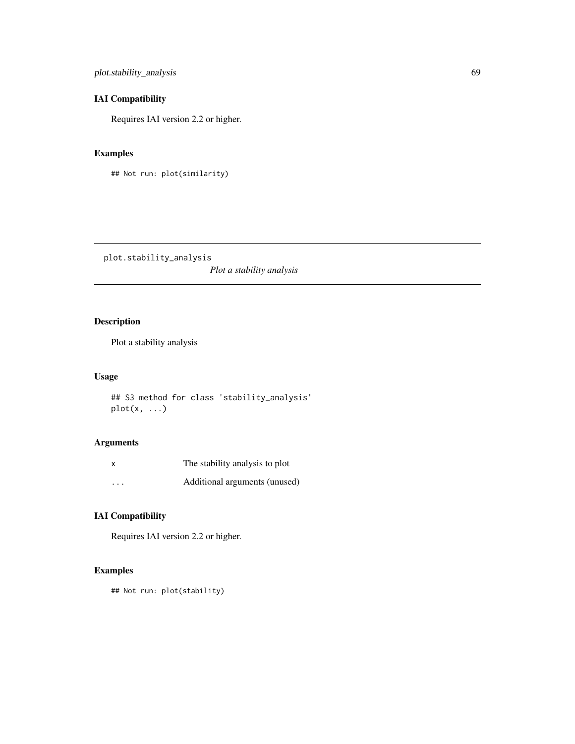## IAI Compatibility

Requires IAI version 2.2 or higher.

## Examples

```
## Not run: plot(similarity)
```

---

# plot.stability_analysis

*Plot a stability analysis*

---

## Description

Plot a stability analysis

## Usage

```
## S3 method for class 'stability_analysis'
plot(x, ...)
```

## Arguments

| | |
|---|---|
| x | The stability analysis to plot |
| ... | Additional arguments (unused) |

## IAI Compatibility

Requires IAI version 2.2 or higher.

## Examples

```
## Not run: plot(stability)
```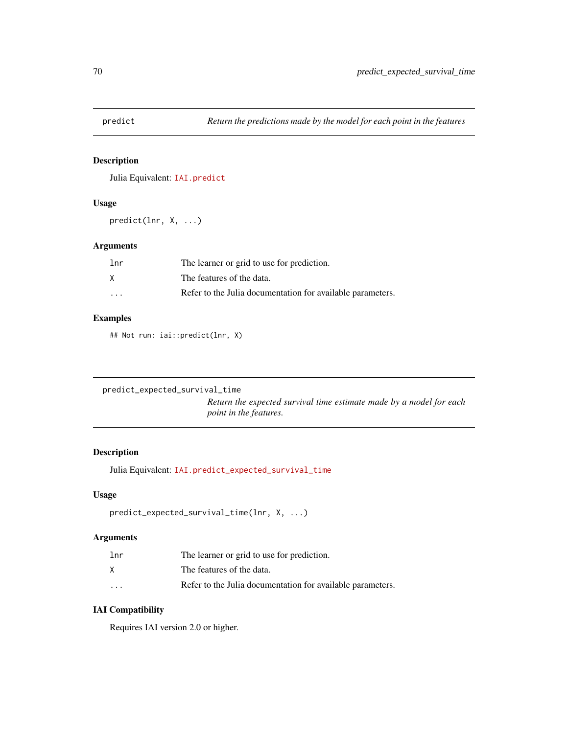## predict

*Return the predictions made by the model for each point in the features*

### Description

Julia Equivalent: `IAI.predict`

### Usage

```
predict(lnr, X, ...)
```

### Arguments

| | |
|---|---|
| `lnr` | The learner or grid to use for prediction. |
| `X` | The features of the data. |
| `...` | Refer to the Julia documentation for available parameters. |

### Examples

```
## Not run: iai::predict(lnr, X)
```

## predict_expected_survival_time

*Return the expected survival time estimate made by a model for each point in the features.*

### Description

Julia Equivalent: `IAI.predict_expected_survival_time`

### Usage

```
predict_expected_survival_time(lnr, X, ...)
```

### Arguments

| | |
|---|---|
| `lnr` | The learner or grid to use for prediction. |
| `X` | The features of the data. |
| `...` | Refer to the Julia documentation for available parameters. |

### IAI Compatibility

Requires IAI version 2.0 or higher.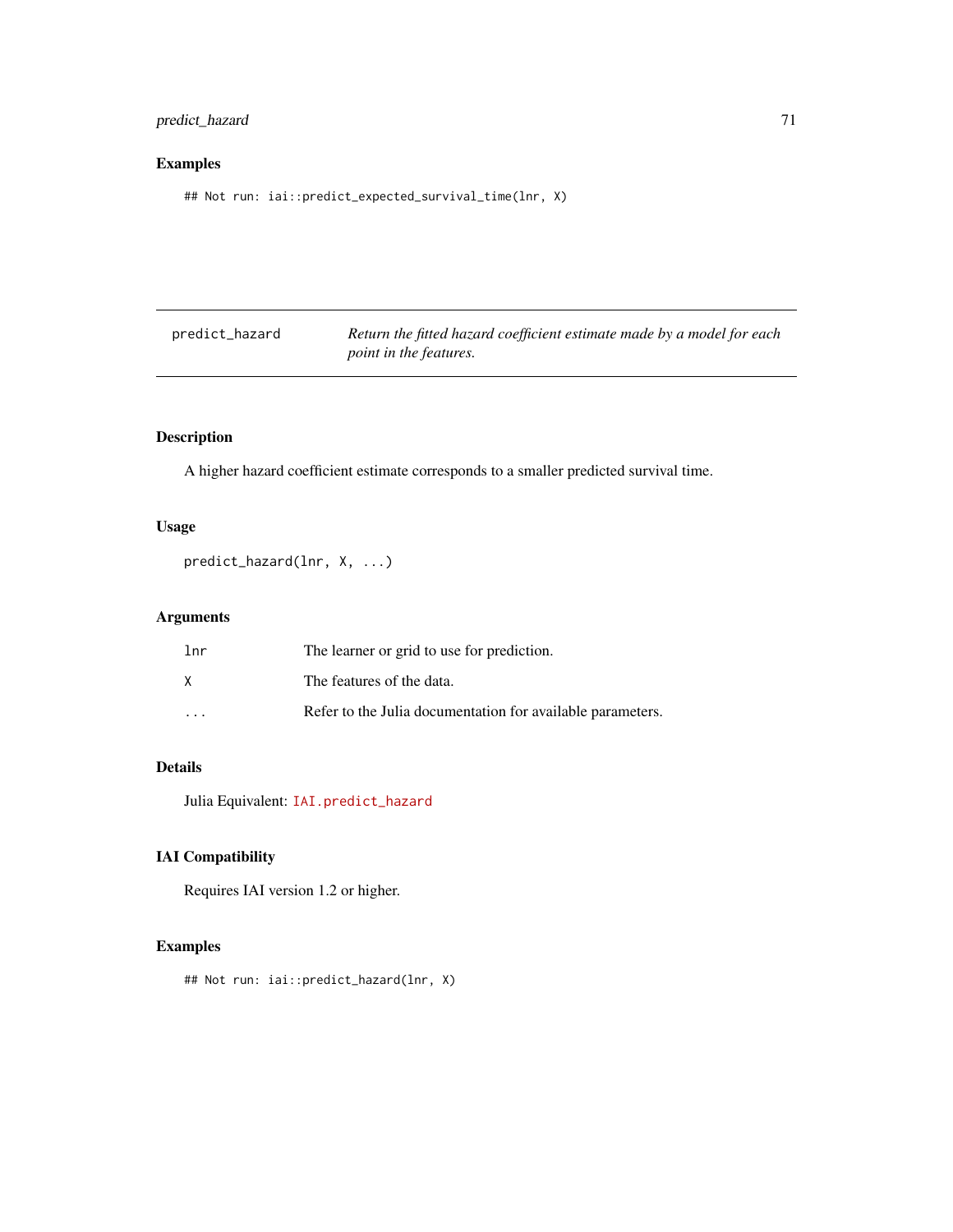## Examples

```
## Not run: iai::predict_expected_survival_time(lnr, X)
```

---

## predict_hazard

*Return the fitted hazard coefficient estimate made by a model for each point in the features.*

### Description

A higher hazard coefficient estimate corresponds to a smaller predicted survival time.

### Usage

```
predict_hazard(lnr, X, ...)
```

### Arguments

| | |
|---|---|
| lnr | The learner or grid to use for prediction. |
| X | The features of the data. |
| ... | Refer to the Julia documentation for available parameters. |

### Details

Julia Equivalent: `IAI.predict_hazard`

### IAI Compatibility

Requires IAI version 1.2 or higher.

### Examples

```
## Not run: iai::predict_hazard(lnr, X)
```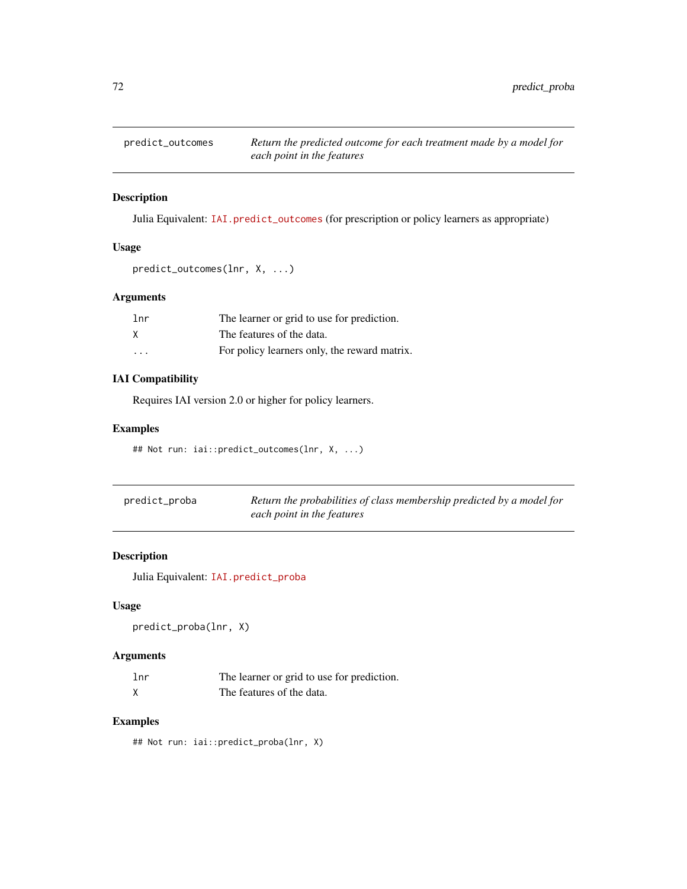## predict_outcomes

*Return the predicted outcome for each treatment made by a model for each point in the features*

### Description

Julia Equivalent: `IAI.predict_outcomes` (for prescription or policy learners as appropriate)

### Usage

```
predict_outcomes(lnr, X, ...)
```

### Arguments

| | |
|---|---|
| `lnr` | The learner or grid to use for prediction. |
| `X` | The features of the data. |
| `...` | For policy learners only, the reward matrix. |

### IAI Compatibility

Requires IAI version 2.0 or higher for policy learners.

### Examples

```
## Not run: iai::predict_outcomes(lnr, X, ...)
```

## predict_proba

*Return the probabilities of class membership predicted by a model for each point in the features*

### Description

Julia Equivalent: `IAI.predict_proba`

### Usage

```
predict_proba(lnr, X)
```

### Arguments

| | |
|---|---|
| `lnr` | The learner or grid to use for prediction. |
| `X` | The features of the data. |

### Examples

```
## Not run: iai::predict_proba(lnr, X)
```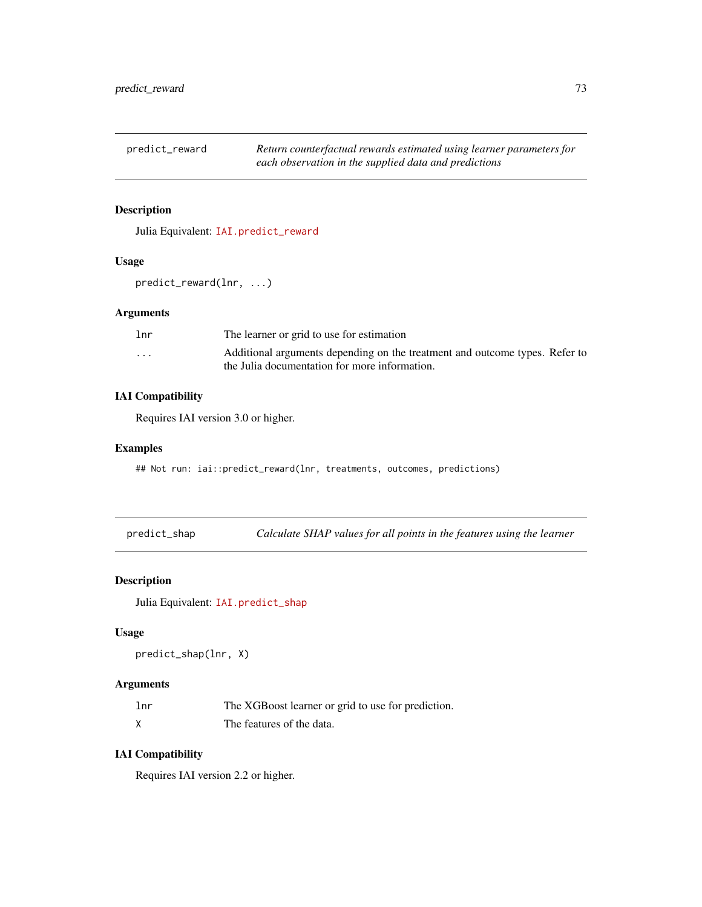## predict_reward

*Return counterfactual rewards estimated using learner parameters for each observation in the supplied data and predictions*

### Description

Julia Equivalent: `IAI.predict_reward`

### Usage

```
predict_reward(lnr, ...)
```

### Arguments

| | |
|---|---|
| `lnr` | The learner or grid to use for estimation |
| `...` | Additional arguments depending on the treatment and outcome types. Refer to the Julia documentation for more information. |

### IAI Compatibility

Requires IAI version 3.0 or higher.

### Examples

```
## Not run: iai::predict_reward(lnr, treatments, outcomes, predictions)
```

## predict_shap

*Calculate SHAP values for all points in the features using the learner*

### Description

Julia Equivalent: `IAI.predict_shap`

### Usage

```
predict_shap(lnr, X)
```

### Arguments

| | |
|---|---|
| `lnr` | The XGBoost learner or grid to use for prediction. |
| `X` | The features of the data. |

### IAI Compatibility

Requires IAI version 2.2 or higher.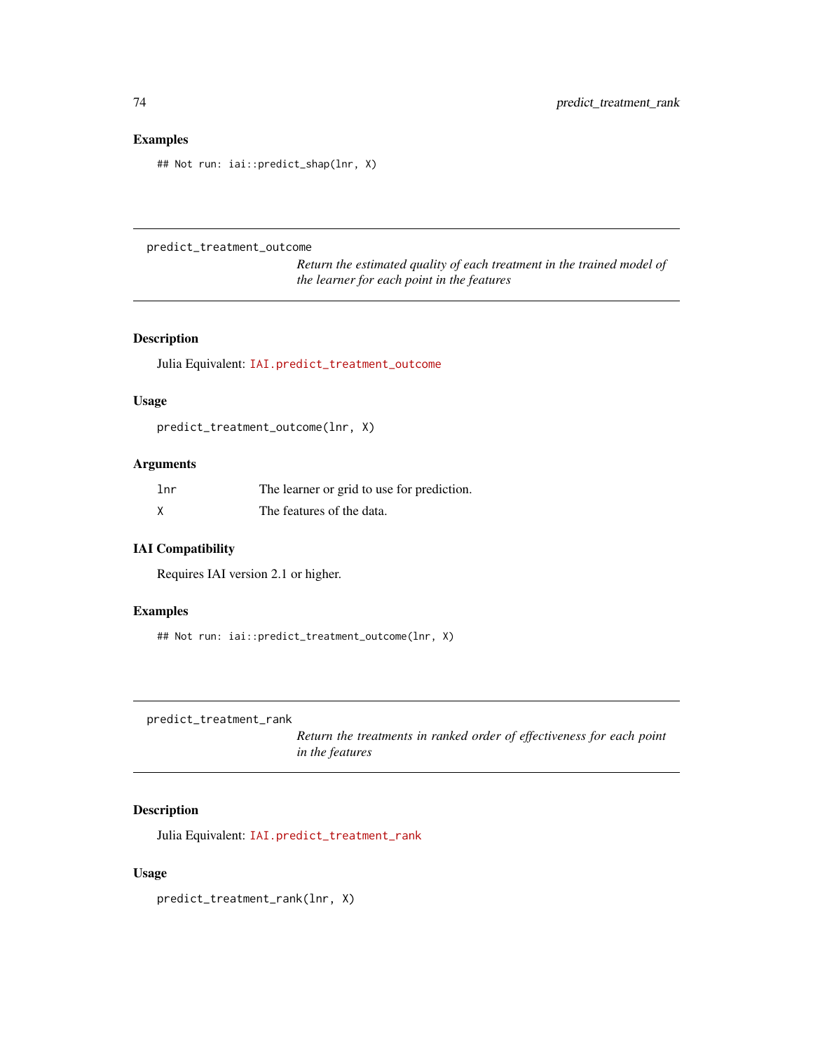### Examples

```
## Not run: iai::predict_shap(lnr, X)
```

---

## predict_treatment_outcome

*Return the estimated quality of each treatment in the trained model of the learner for each point in the features*

---

### Description

Julia Equivalent: `IAI.predict_treatment_outcome`

### Usage

```
predict_treatment_outcome(lnr, X)
```

### Arguments

| | |
|---|---|
| `lnr` | The learner or grid to use for prediction. |
| `X` | The features of the data. |

### IAI Compatibility

Requires IAI version 2.1 or higher.

### Examples

```
## Not run: iai::predict_treatment_outcome(lnr, X)
```

---

## predict_treatment_rank

*Return the treatments in ranked order of effectiveness for each point in the features*

---

### Description

Julia Equivalent: `IAI.predict_treatment_rank`

### Usage

```
predict_treatment_rank(lnr, X)
```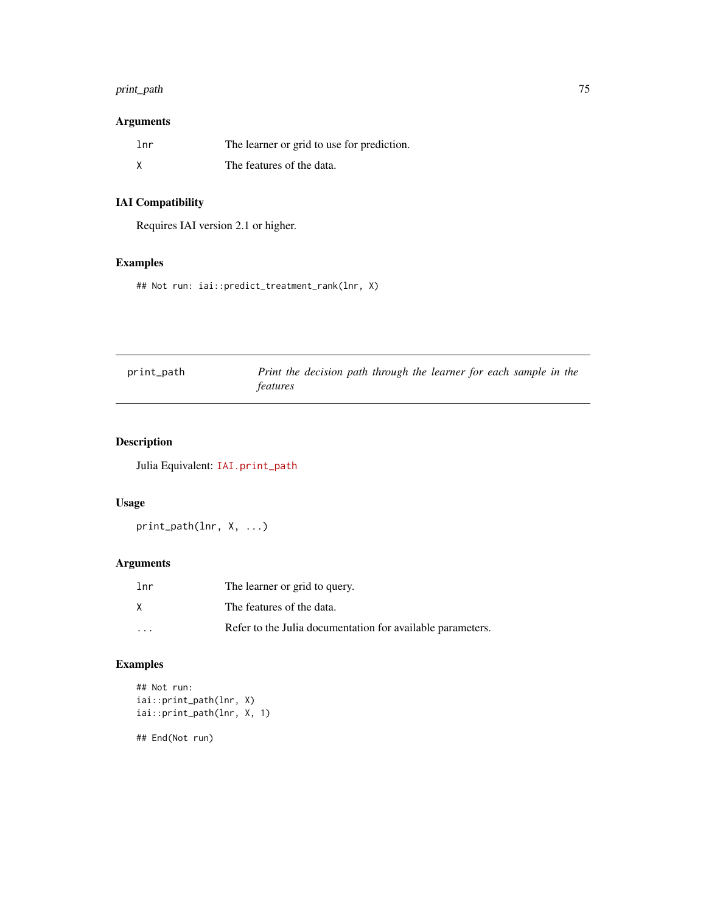### Arguments

| | |
|---|---|
| lnr | The learner or grid to use for prediction. |
| X | The features of the data. |

### IAI Compatibility

Requires IAI version 2.1 or higher.

### Examples

```
## Not run: iai::predict_treatment_rank(lnr, X)
```

---

## print_path — *Print the decision path through the learner for each sample in the features*

---

### Description

Julia Equivalent: `IAI.print_path`

### Usage

```
print_path(lnr, X, ...)
```

### Arguments

| | |
|---|---|
| lnr | The learner or grid to query. |
| X | The features of the data. |
| ... | Refer to the Julia documentation for available parameters. |

### Examples

```
## Not run:
iai::print_path(lnr, X)
iai::print_path(lnr, X, 1)

## End(Not run)
```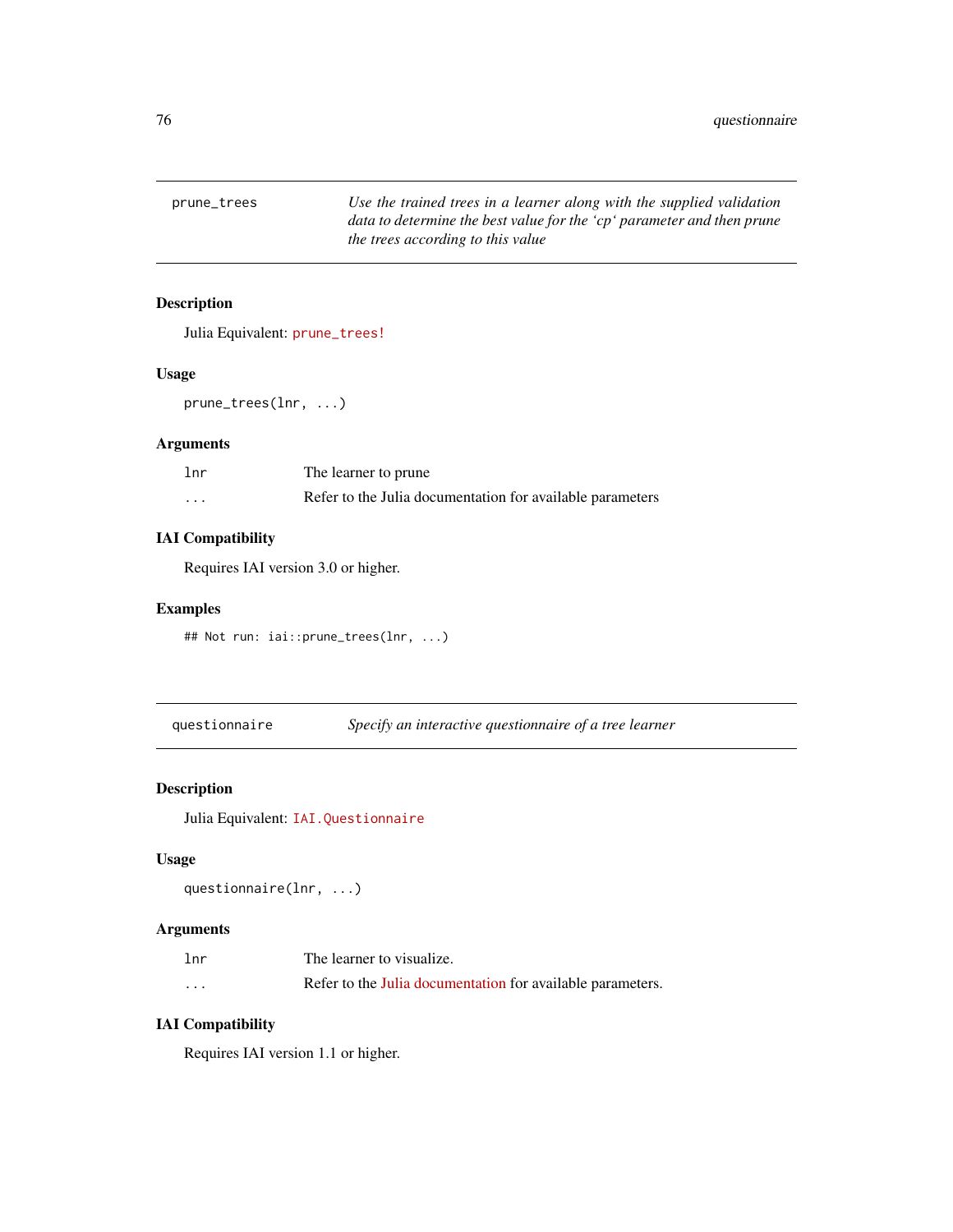## prune_trees

*Use the trained trees in a learner along with the supplied validation data to determine the best value for the 'cp' parameter and then prune the trees according to this value*

### Description

Julia Equivalent: `prune_trees!`

### Usage

```
prune_trees(lnr, ...)
```

### Arguments

| | |
|---|---|
| `lnr` | The learner to prune |
| `...` | Refer to the Julia documentation for available parameters |

### IAI Compatibility

Requires IAI version 3.0 or higher.

### Examples

```
## Not run: iai::prune_trees(lnr, ...)
```

## questionnaire

*Specify an interactive questionnaire of a tree learner*

### Description

Julia Equivalent: `IAI.Questionnaire`

### Usage

```
questionnaire(lnr, ...)
```

### Arguments

| | |
|---|---|
| `lnr` | The learner to visualize. |
| `...` | Refer to the Julia documentation for available parameters. |

### IAI Compatibility

Requires IAI version 1.1 or higher.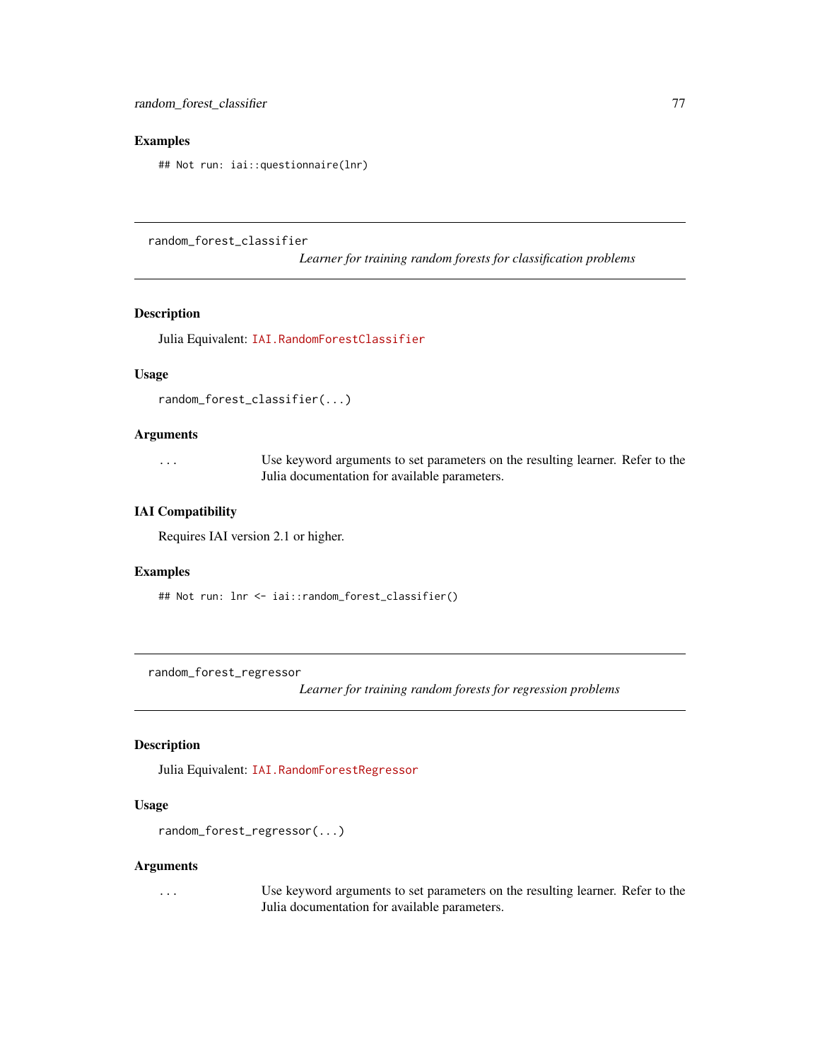### Examples

```
## Not run: iai::questionnaire(lnr)
```

---

## random_forest_classifier

*Learner for training random forests for classification problems*

### Description

Julia Equivalent: `IAI.RandomForestClassifier`

### Usage

```
random_forest_classifier(...)
```

### Arguments

`...` Use keyword arguments to set parameters on the resulting learner. Refer to the Julia documentation for available parameters.

### IAI Compatibility

Requires IAI version 2.1 or higher.

### Examples

```
## Not run: lnr <- iai::random_forest_classifier()
```

---

## random_forest_regressor

*Learner for training random forests for regression problems*

### Description

Julia Equivalent: `IAI.RandomForestRegressor`

### Usage

```
random_forest_regressor(...)
```

### Arguments

`...` Use keyword arguments to set parameters on the resulting learner. Refer to the Julia documentation for available parameters.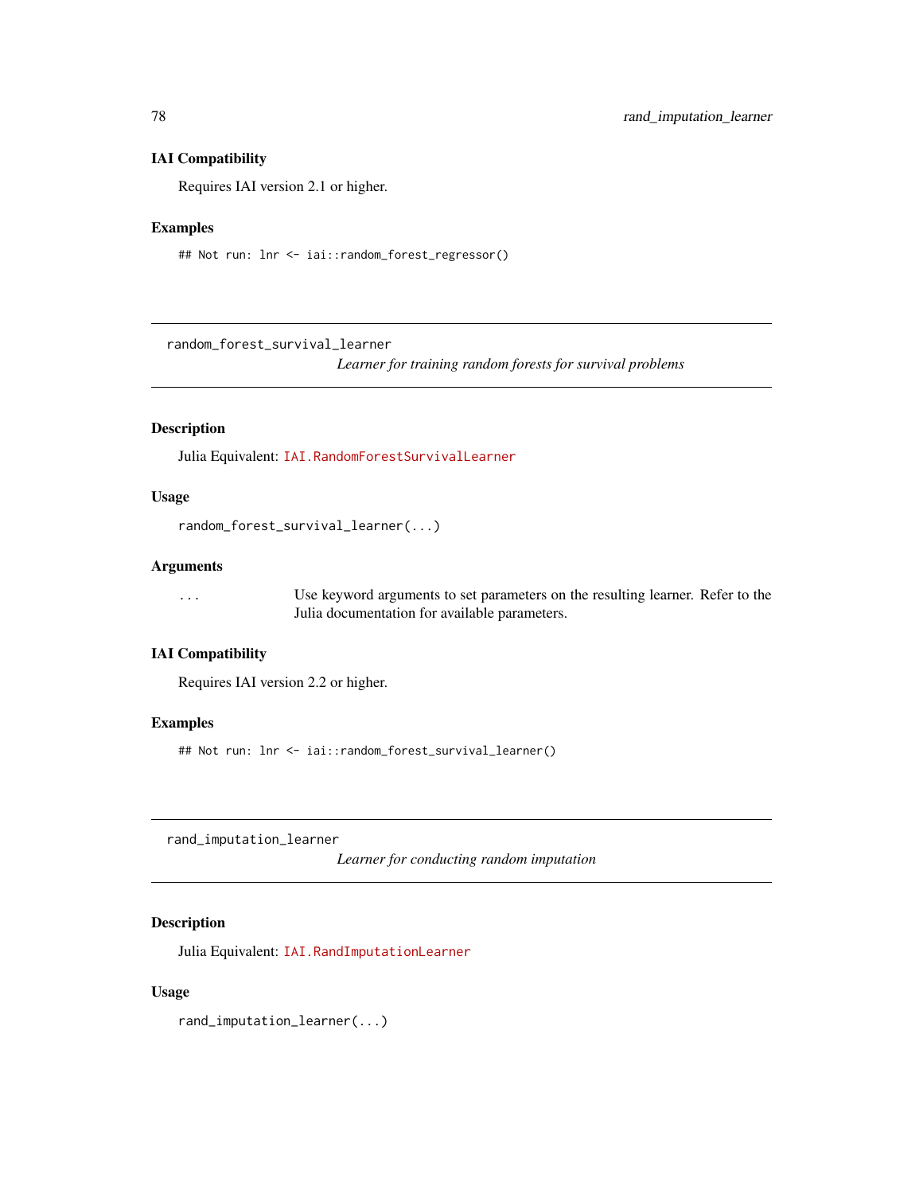### IAI Compatibility

Requires IAI version 2.1 or higher.

### Examples

```
## Not run: lnr <- iai::random_forest_regressor()
```

---

## random_forest_survival_learner

*Learner for training random forests for survival problems*

---

### Description

Julia Equivalent: `IAI.RandomForestSurvivalLearner`

### Usage

```
random_forest_survival_learner(...)
```

### Arguments

| | |
|---|---|
| ... | Use keyword arguments to set parameters on the resulting learner. Refer to the Julia documentation for available parameters. |

### IAI Compatibility

Requires IAI version 2.2 or higher.

### Examples

```
## Not run: lnr <- iai::random_forest_survival_learner()
```

---

## rand_imputation_learner

*Learner for conducting random imputation*

---

### Description

Julia Equivalent: `IAI.RandImputationLearner`

### Usage

```
rand_imputation_learner(...)
```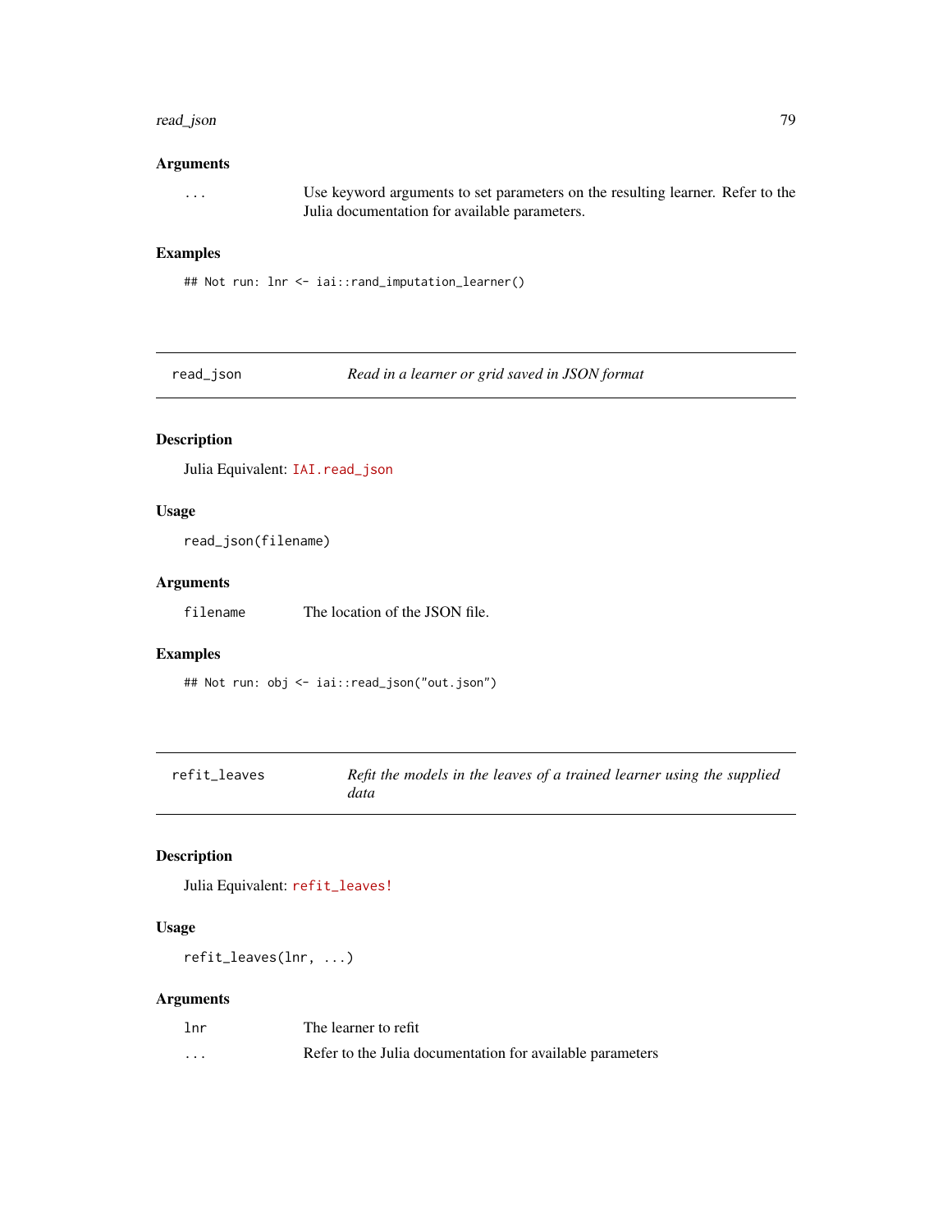### Arguments

`...` Use keyword arguments to set parameters on the resulting learner. Refer to the Julia documentation for available parameters.

### Examples

```
## Not run: lnr <- iai::rand_imputation_learner()
```

## read_json — *Read in a learner or grid saved in JSON format*

### Description

Julia Equivalent: `IAI.read_json`

### Usage

```
read_json(filename)
```

### Arguments

`filename` The location of the JSON file.

### Examples

```
## Not run: obj <- iai::read_json("out.json")
```

## refit_leaves — *Refit the models in the leaves of a trained learner using the supplied data*

### Description

Julia Equivalent: `refit_leaves!`

### Usage

```
refit_leaves(lnr, ...)
```

### Arguments

`lnr` The learner to refit

`...` Refer to the Julia documentation for available parameters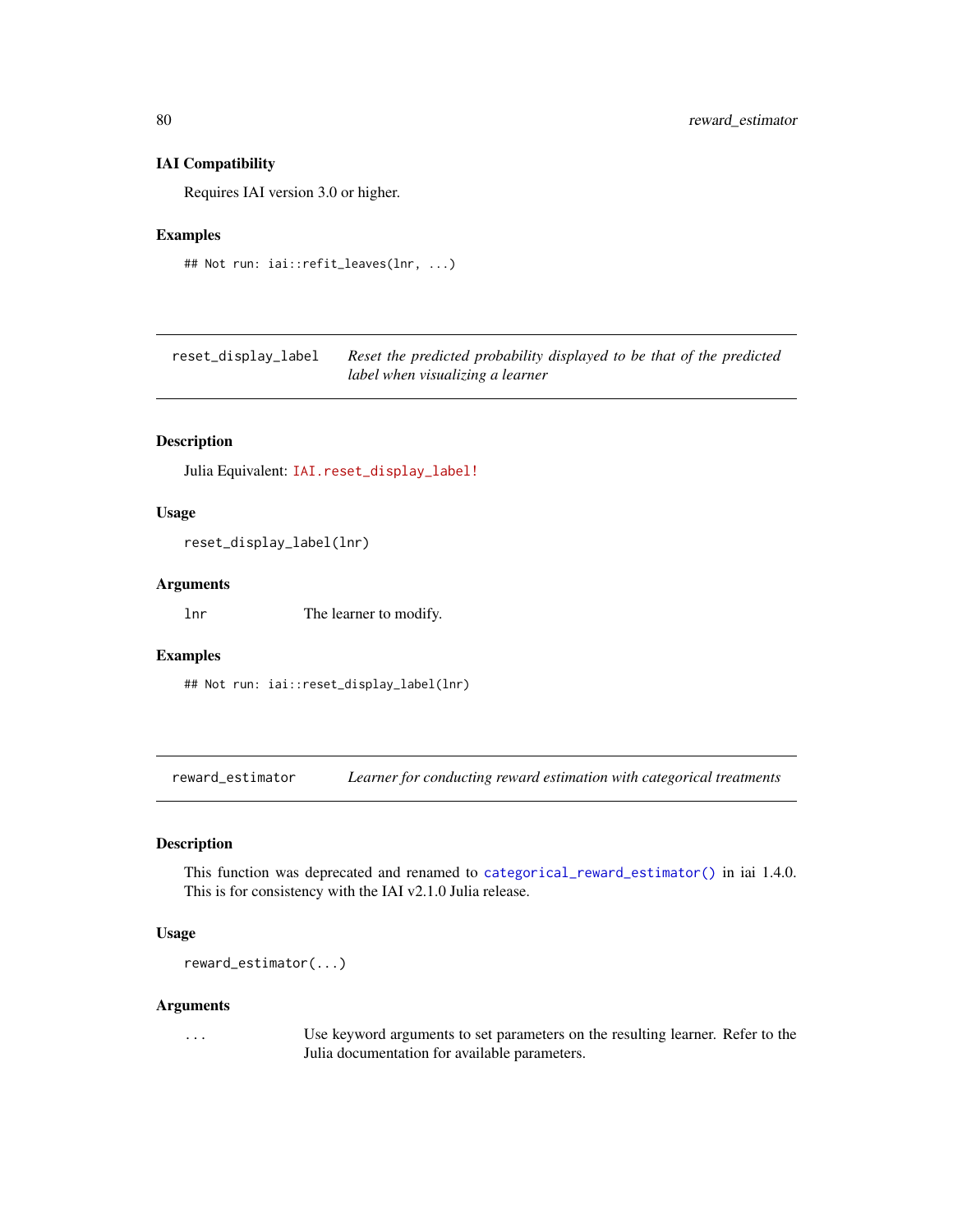### IAI Compatibility

Requires IAI version 3.0 or higher.

### Examples

```
## Not run: iai::refit_leaves(lnr, ...)
```

---

## reset_display_label — *Reset the predicted probability displayed to be that of the predicted label when visualizing a learner*

---

### Description

Julia Equivalent: `IAI.reset_display_label!`

### Usage

```
reset_display_label(lnr)
```

### Arguments

| | |
|---|---|
| `lnr` | The learner to modify. |

### Examples

```
## Not run: iai::reset_display_label(lnr)
```

---

## reward_estimator — *Learner for conducting reward estimation with categorical treatments*

---

### Description

This function was deprecated and renamed to `categorical_reward_estimator()` in iai 1.4.0. This is for consistency with the IAI v2.1.0 Julia release.

### Usage

```
reward_estimator(...)
```

### Arguments

| | |
|---|---|
| `...` | Use keyword arguments to set parameters on the resulting learner. Refer to the Julia documentation for available parameters. |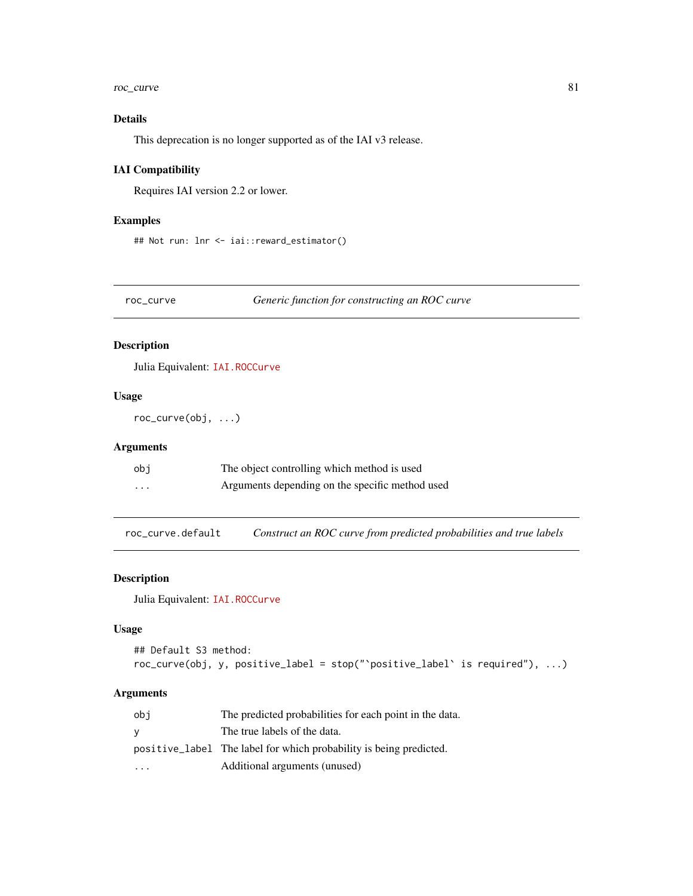### Details

This deprecation is no longer supported as of the IAI v3 release.

### IAI Compatibility

Requires IAI version 2.2 or lower.

### Examples

```
## Not run: lnr <- iai::reward_estimator()
```

---

## roc_curve — *Generic function for constructing an ROC curve*

### Description

Julia Equivalent: `IAI.ROCCurve`

### Usage

```
roc_curve(obj, ...)
```

### Arguments

| | |
|---|---|
| `obj` | The object controlling which method is used |
| `...` | Arguments depending on the specific method used |

---

## roc_curve.default — *Construct an ROC curve from predicted probabilities and true labels*

### Description

Julia Equivalent: `IAI.ROCCurve`

### Usage

```
## Default S3 method:
roc_curve(obj, y, positive_label = stop("`positive_label` is required"), ...)
```

### Arguments

| | |
|---|---|
| `obj` | The predicted probabilities for each point in the data. |
| `y` | The true labels of the data. |
| `positive_label` | The label for which probability is being predicted. |
| `...` | Additional arguments (unused) |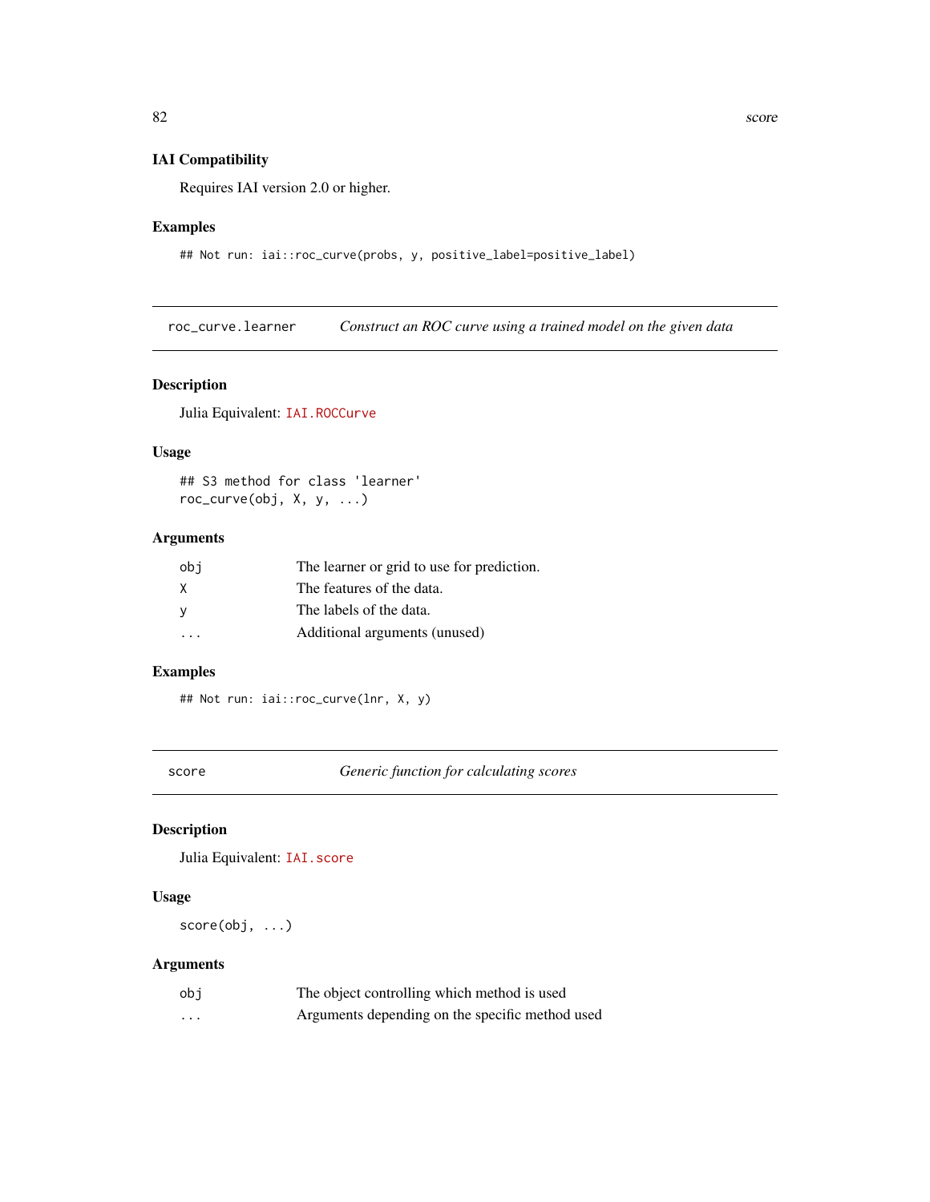### IAI Compatibility

Requires IAI version 2.0 or higher.

### Examples

```
## Not run: iai::roc_curve(probs, y, positive_label=positive_label)
```

---

## roc_curve.learner — *Construct an ROC curve using a trained model on the given data*

### Description

Julia Equivalent: `IAI.ROCCurve`

### Usage

```
## S3 method for class 'learner'
roc_curve(obj, X, y, ...)
```

### Arguments

| | |
|---|---|
| `obj` | The learner or grid to use for prediction. |
| `X` | The features of the data. |
| `y` | The labels of the data. |
| `...` | Additional arguments (unused) |

### Examples

```
## Not run: iai::roc_curve(lnr, X, y)
```

---

## score — *Generic function for calculating scores*

### Description

Julia Equivalent: `IAI.score`

### Usage

```
score(obj, ...)
```

### Arguments

| | |
|---|---|
| `obj` | The object controlling which method is used |
| `...` | Arguments depending on the specific method used |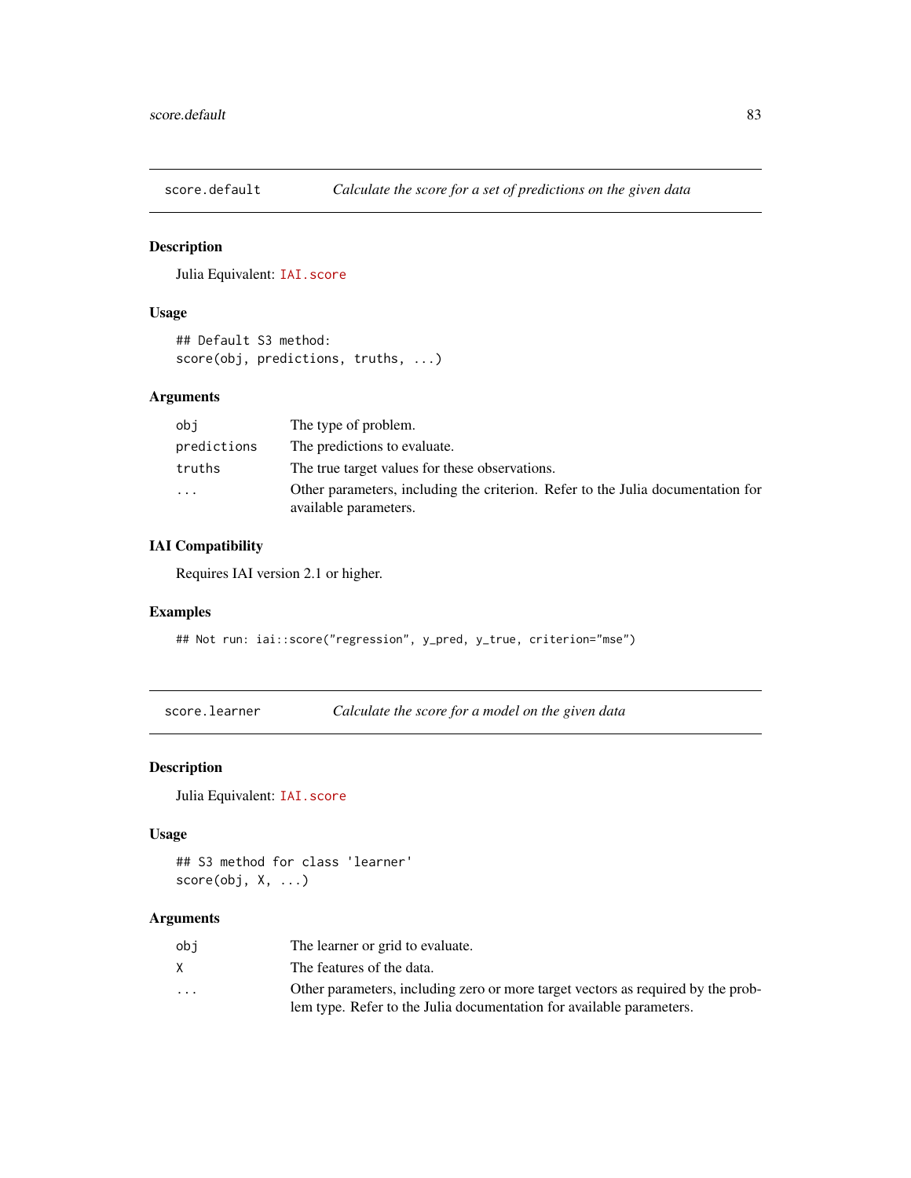## score.default — *Calculate the score for a set of predictions on the given data*

### Description

Julia Equivalent: `IAI.score`

### Usage

```
## Default S3 method:
score(obj, predictions, truths, ...)
```

### Arguments

| | |
|---|---|
| `obj` | The type of problem. |
| `predictions` | The predictions to evaluate. |
| `truths` | The true target values for these observations. |
| `...` | Other parameters, including the criterion. Refer to the Julia documentation for available parameters. |

### IAI Compatibility

Requires IAI version 2.1 or higher.

### Examples

```
## Not run: iai::score("regression", y_pred, y_true, criterion="mse")
```

## score.learner — *Calculate the score for a model on the given data*

### Description

Julia Equivalent: `IAI.score`

### Usage

```
## S3 method for class 'learner'
score(obj, X, ...)
```

### Arguments

| | |
|---|---|
| `obj` | The learner or grid to evaluate. |
| `X` | The features of the data. |
| `...` | Other parameters, including zero or more target vectors as required by the problem type. Refer to the Julia documentation for available parameters. |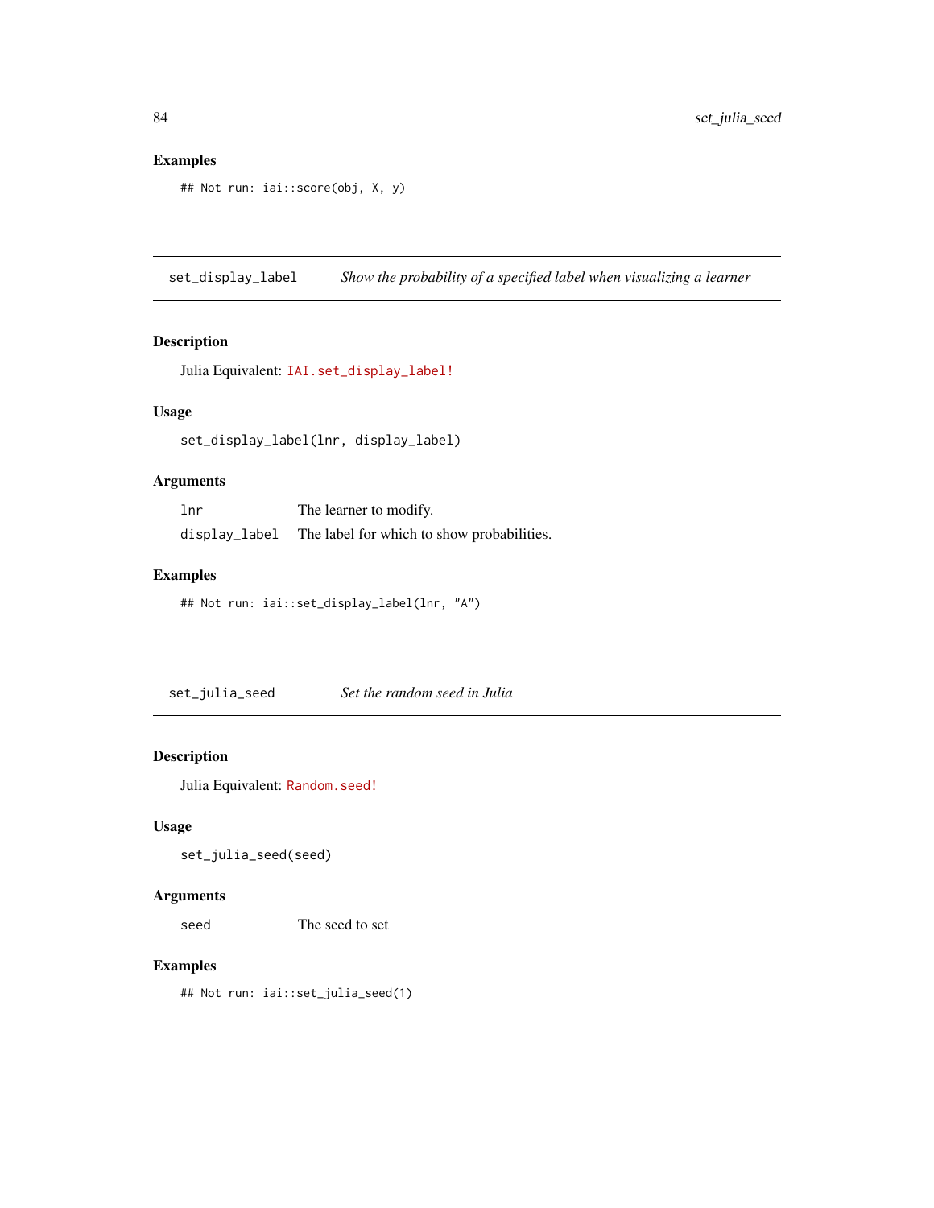## Examples

```
## Not run: iai::score(obj, X, y)
```

---

## set_display_label — *Show the probability of a specified label when visualizing a learner*

### Description

Julia Equivalent: `IAI.set_display_label!`

### Usage

```
set_display_label(lnr, display_label)
```

### Arguments

| | |
|---|---|
| `lnr` | The learner to modify. |
| `display_label` | The label for which to show probabilities. |

### Examples

```
## Not run: iai::set_display_label(lnr, "A")
```

---

## set_julia_seed — *Set the random seed in Julia*

### Description

Julia Equivalent: `Random.seed!`

### Usage

```
set_julia_seed(seed)
```

### Arguments

| | |
|---|---|
| `seed` | The seed to set |

### Examples

```
## Not run: iai::set_julia_seed(1)
```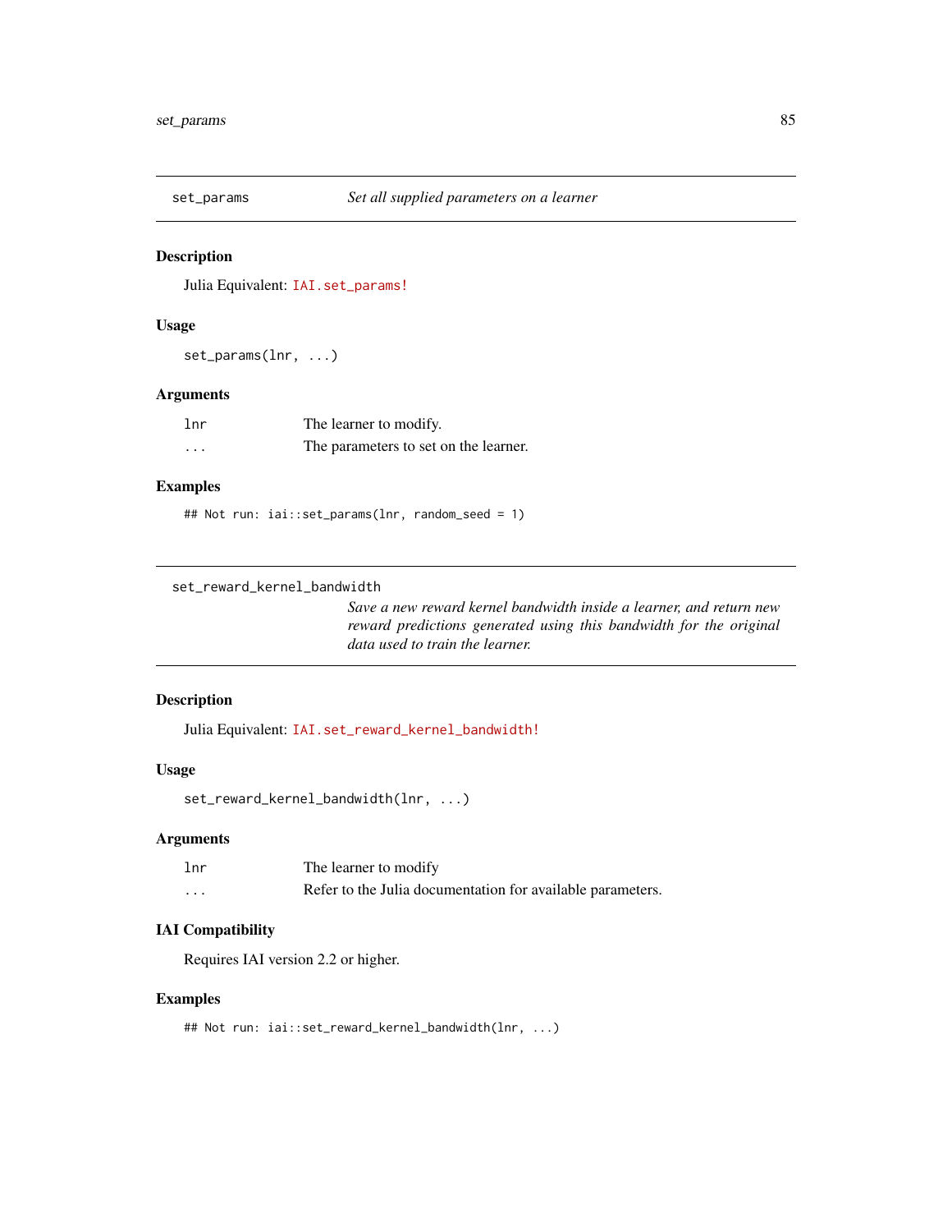## set_params — *Set all supplied parameters on a learner*

### Description

Julia Equivalent: IAI.set_params!

### Usage

```
set_params(lnr, ...)
```

### Arguments

| | |
|---|---|
| lnr | The learner to modify. |
| ... | The parameters to set on the learner. |

### Examples

```
## Not run: iai::set_params(lnr, random_seed = 1)
```

## set_reward_kernel_bandwidth — *Save a new reward kernel bandwidth inside a learner, and return new reward predictions generated using this bandwidth for the original data used to train the learner.*

### Description

Julia Equivalent: IAI.set_reward_kernel_bandwidth!

### Usage

```
set_reward_kernel_bandwidth(lnr, ...)
```

### Arguments

| | |
|---|---|
| lnr | The learner to modify |
| ... | Refer to the Julia documentation for available parameters. |

### IAI Compatibility

Requires IAI version 2.2 or higher.

### Examples

```
## Not run: iai::set_reward_kernel_bandwidth(lnr, ...)
```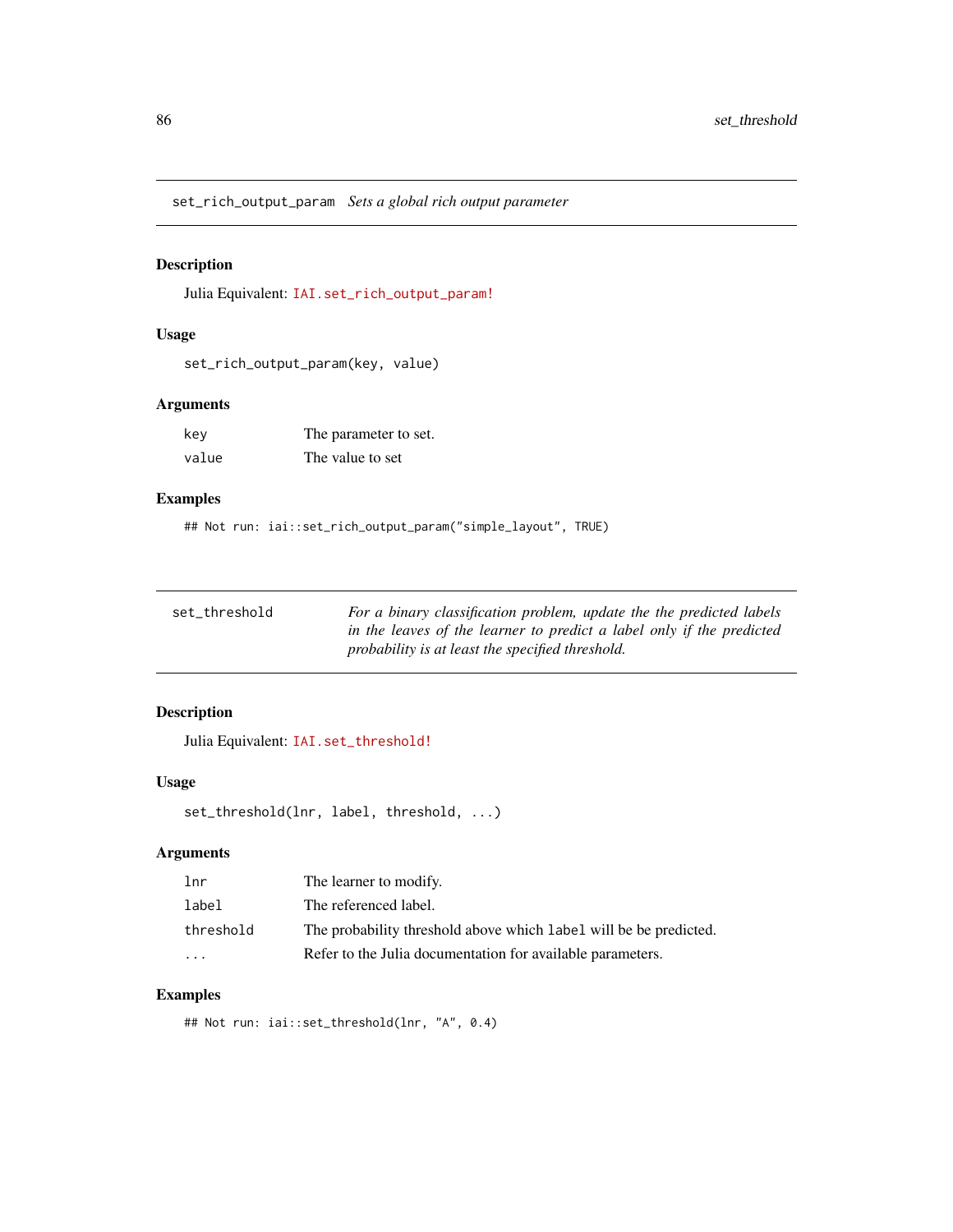## set_rich_output_param *Sets a global rich output parameter*

### Description

Julia Equivalent: IAI.set_rich_output_param!

### Usage

```
set_rich_output_param(key, value)
```

### Arguments

| | |
|---|---|
| key | The parameter to set. |
| value | The value to set |

### Examples

```
## Not run: iai::set_rich_output_param("simple_layout", TRUE)
```

## set_threshold *For a binary classification problem, update the the predicted labels in the leaves of the learner to predict a label only if the predicted probability is at least the specified threshold.*

### Description

Julia Equivalent: IAI.set_threshold!

### Usage

```
set_threshold(lnr, label, threshold, ...)
```

### Arguments

| | |
|---|---|
| lnr | The learner to modify. |
| label | The referenced label. |
| threshold | The probability threshold above which label will be be predicted. |
| ... | Refer to the Julia documentation for available parameters. |

### Examples

```
## Not run: iai::set_threshold(lnr, "A", 0.4)
```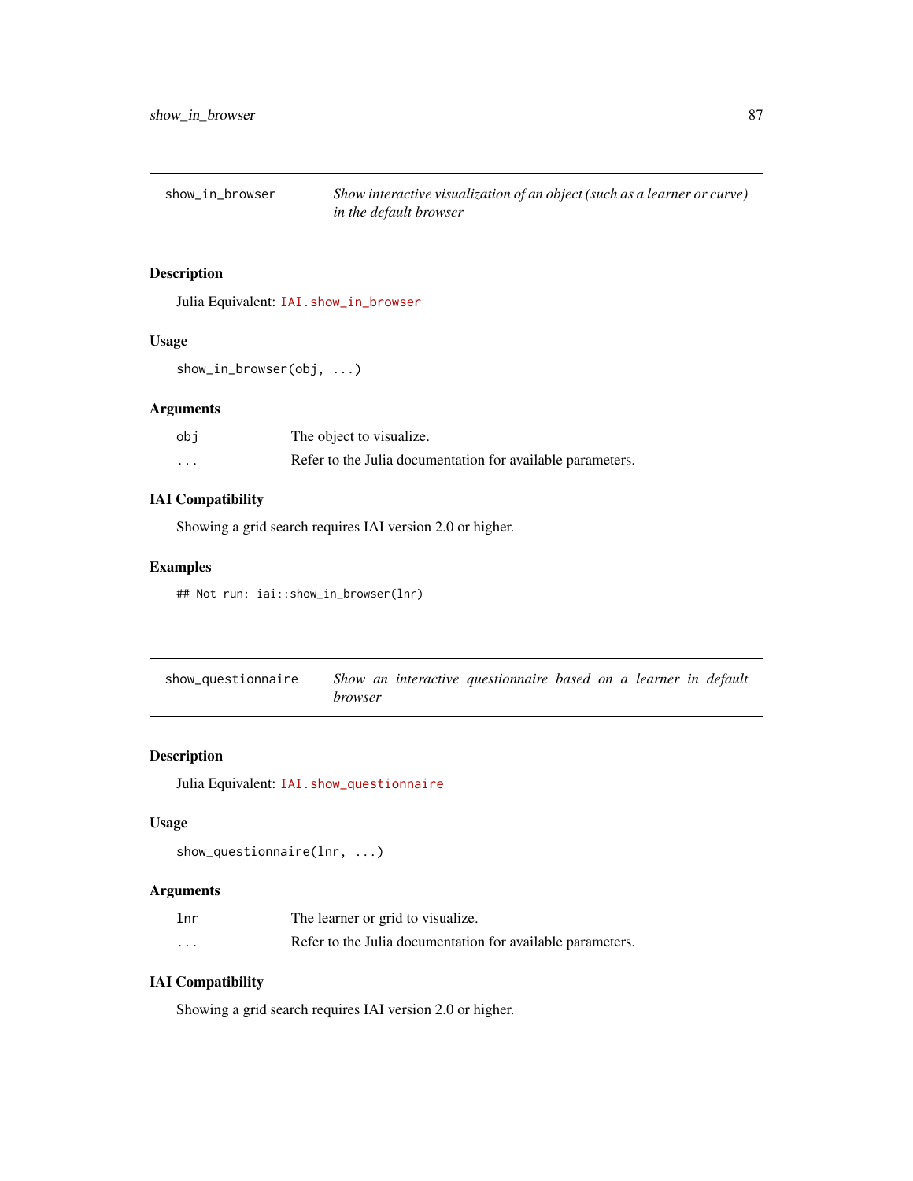## show_in_browser

*Show interactive visualization of an object (such as a learner or curve) in the default browser*

### Description

Julia Equivalent: `IAI.show_in_browser`

### Usage

```
show_in_browser(obj, ...)
```

### Arguments

| | |
|---|---|
| `obj` | The object to visualize. |
| `...` | Refer to the Julia documentation for available parameters. |

### IAI Compatibility

Showing a grid search requires IAI version 2.0 or higher.

### Examples

```
## Not run: iai::show_in_browser(lnr)
```

## show_questionnaire

*Show an interactive questionnaire based on a learner in default browser*

### Description

Julia Equivalent: `IAI.show_questionnaire`

### Usage

```
show_questionnaire(lnr, ...)
```

### Arguments

| | |
|---|---|
| `lnr` | The learner or grid to visualize. |
| `...` | Refer to the Julia documentation for available parameters. |

### IAI Compatibility

Showing a grid search requires IAI version 2.0 or higher.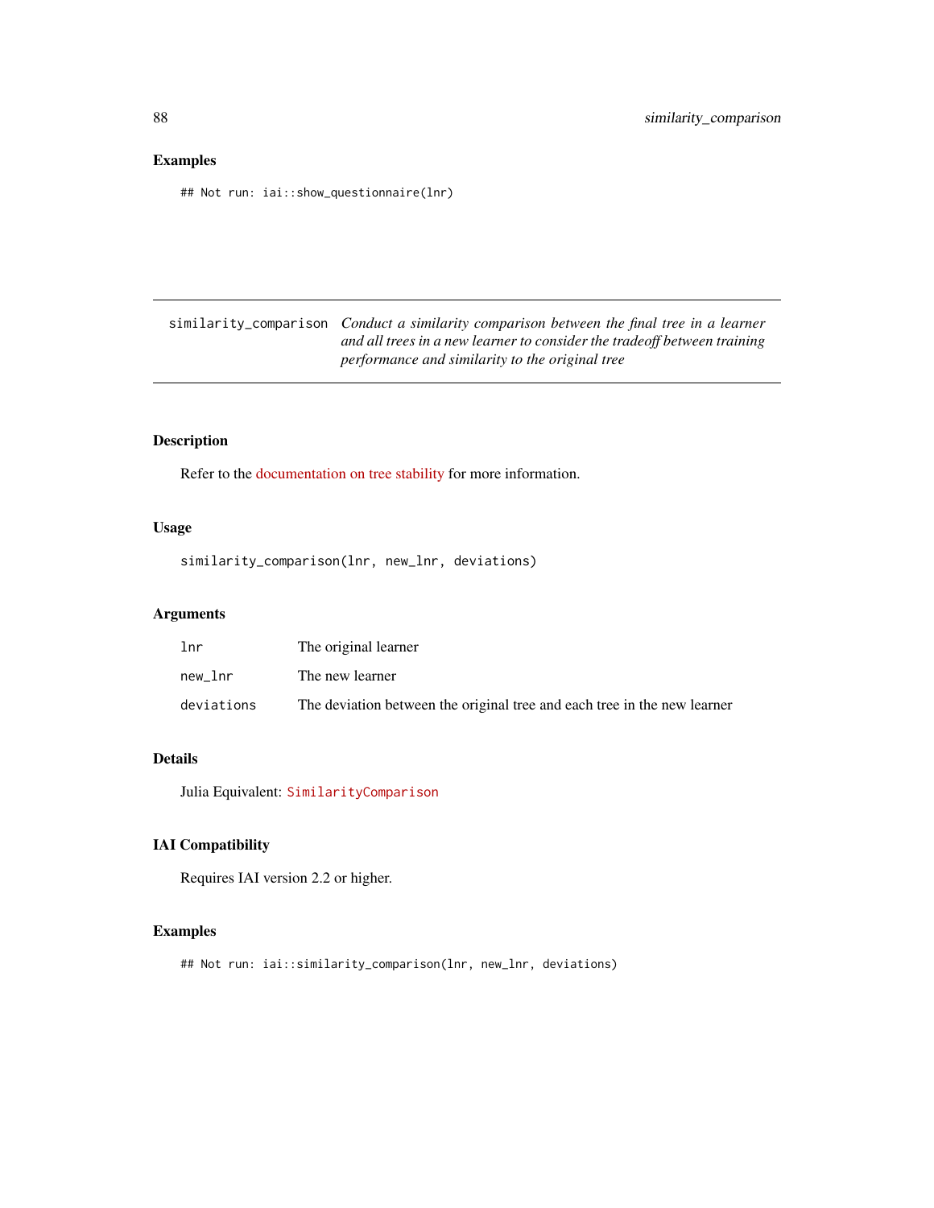## Examples

```
## Not run: iai::show_questionnaire(lnr)
```

---

## similarity_comparison

*Conduct a similarity comparison between the final tree in a learner and all trees in a new learner to consider the tradeoff between training performance and similarity to the original tree*

---

### Description

Refer to the documentation on tree stability for more information.

### Usage

```
similarity_comparison(lnr, new_lnr, deviations)
```

### Arguments

| | |
|---|---|
| `lnr` | The original learner |
| `new_lnr` | The new learner |
| `deviations` | The deviation between the original tree and each tree in the new learner |

### Details

Julia Equivalent: `SimilarityComparison`

### IAI Compatibility

Requires IAI version 2.2 or higher.

### Examples

```
## Not run: iai::similarity_comparison(lnr, new_lnr, deviations)
```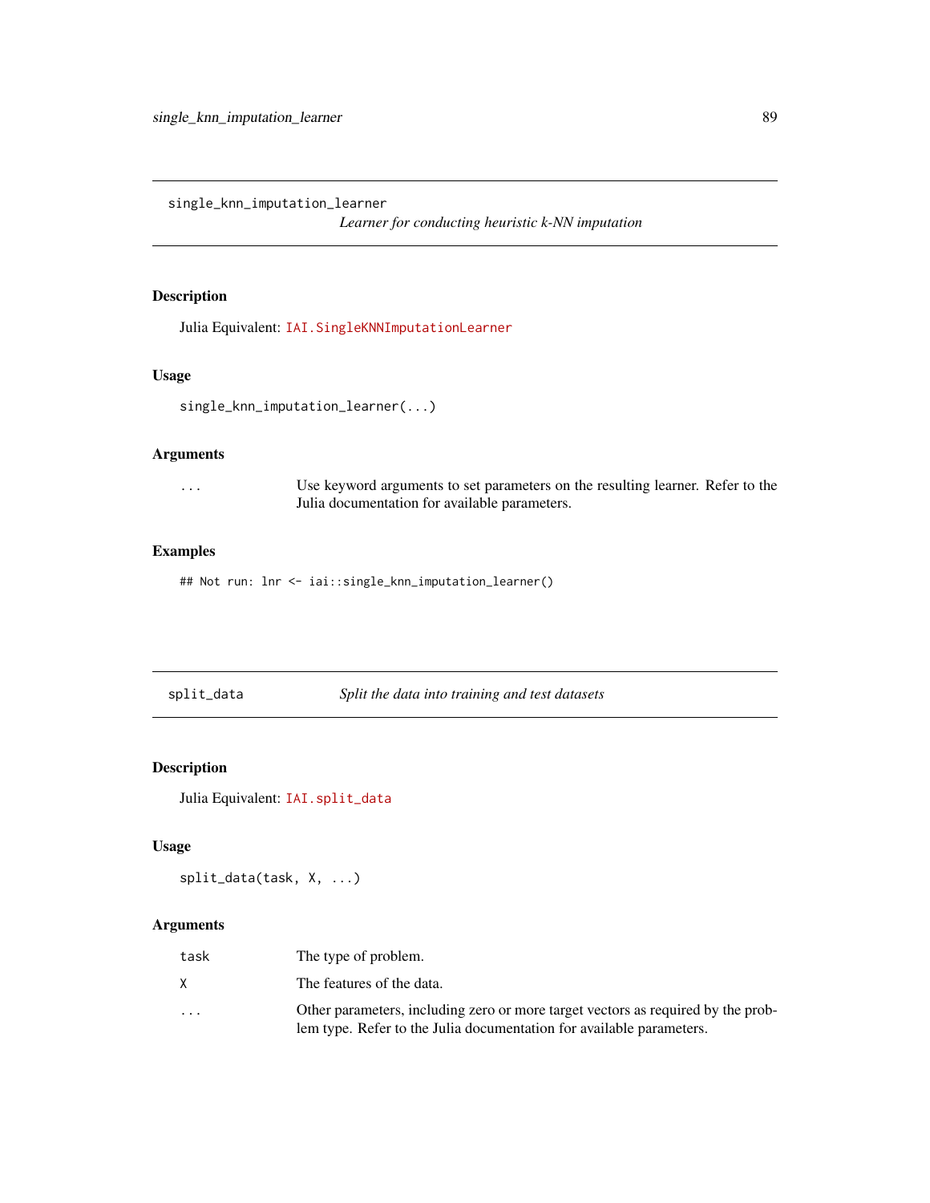## single_knn_imputation_learner

*Learner for conducting heuristic k-NN imputation*

### Description

Julia Equivalent: `IAI.SingleKNNImputationLearner`

### Usage

```
single_knn_imputation_learner(...)
```

### Arguments

| | |
|---|---|
| `...` | Use keyword arguments to set parameters on the resulting learner. Refer to the Julia documentation for available parameters. |

### Examples

```
## Not run: lnr <- iai::single_knn_imputation_learner()
```

## split_data

*Split the data into training and test datasets*

### Description

Julia Equivalent: `IAI.split_data`

### Usage

```
split_data(task, X, ...)
```

### Arguments

| | |
|---|---|
| `task` | The type of problem. |
| `X` | The features of the data. |
| `...` | Other parameters, including zero or more target vectors as required by the problem type. Refer to the Julia documentation for available parameters. |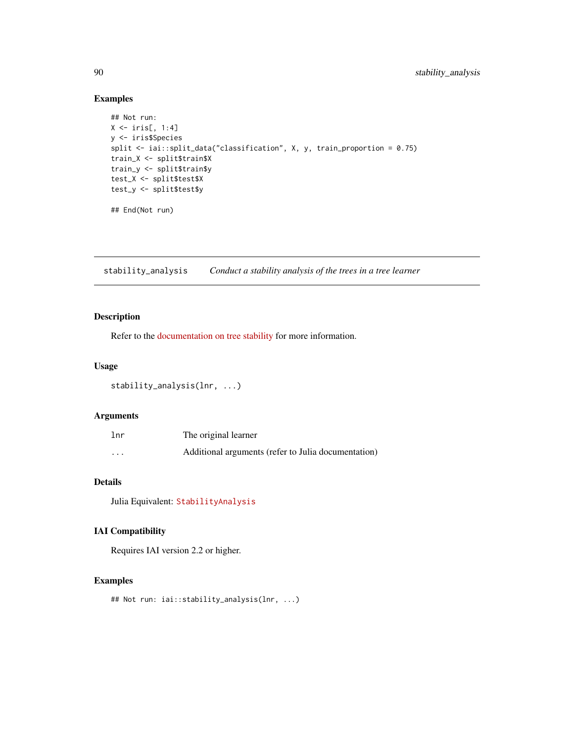### Examples

```
## Not run:
X <- iris[, 1:4]
y <- iris$Species
split <- iai::split_data("classification", X, y, train_proportion = 0.75)
train_X <- split$train$X
train_y <- split$train$y
test_X <- split$test$X
test_y <- split$test$y

## End(Not run)
```

---

## stability_analysis — *Conduct a stability analysis of the trees in a tree learner*

### Description

Refer to the documentation on tree stability for more information.

### Usage

```
stability_analysis(lnr, ...)
```

### Arguments

| | |
|---|---|
| `lnr` | The original learner |
| `...` | Additional arguments (refer to Julia documentation) |

### Details

Julia Equivalent: `StabilityAnalysis`

### IAI Compatibility

Requires IAI version 2.2 or higher.

### Examples

```
## Not run: iai::stability_analysis(lnr, ...)
```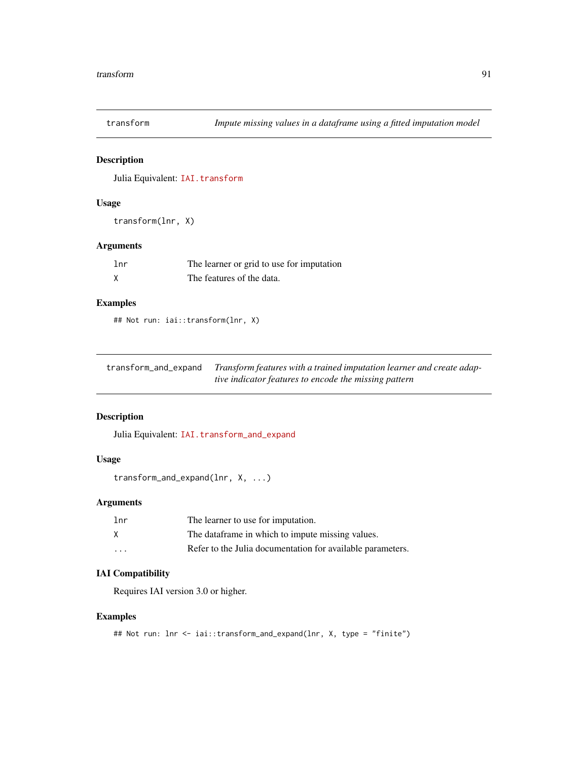## transform

*Impute missing values in a dataframe using a fitted imputation model*

### Description

Julia Equivalent: `IAI.transform`

### Usage

```
transform(lnr, X)
```

### Arguments

| | |
|---|---|
| `lnr` | The learner or grid to use for imputation |
| `X` | The features of the data. |

### Examples

```
## Not run: iai::transform(lnr, X)
```

## transform_and_expand

*Transform features with a trained imputation learner and create adaptive indicator features to encode the missing pattern*

### Description

Julia Equivalent: `IAI.transform_and_expand`

### Usage

```
transform_and_expand(lnr, X, ...)
```

### Arguments

| | |
|---|---|
| `lnr` | The learner to use for imputation. |
| `X` | The dataframe in which to impute missing values. |
| `...` | Refer to the Julia documentation for available parameters. |

### IAI Compatibility

Requires IAI version 3.0 or higher.

### Examples

```
## Not run: lnr <- iai::transform_and_expand(lnr, X, type = "finite")
```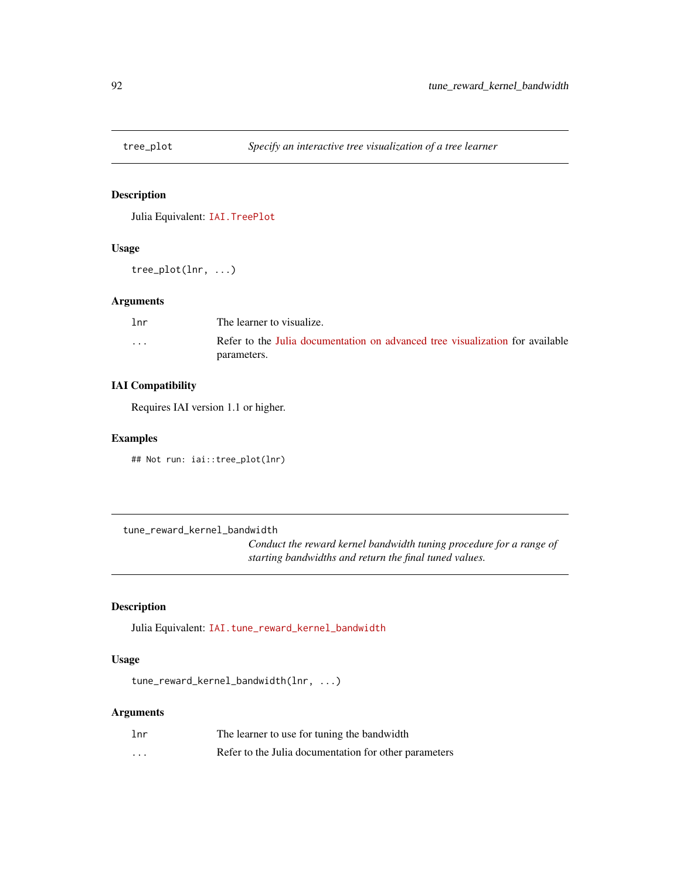## tree_plot — *Specify an interactive tree visualization of a tree learner*

### Description

Julia Equivalent: `IAI.TreePlot`

### Usage

```
tree_plot(lnr, ...)
```

### Arguments

| | |
|---|---|
| `lnr` | The learner to visualize. |
| `...` | Refer to the Julia documentation on advanced tree visualization for available parameters. |

### IAI Compatibility

Requires IAI version 1.1 or higher.

### Examples

```
## Not run: iai::tree_plot(lnr)
```

## tune_reward_kernel_bandwidth — *Conduct the reward kernel bandwidth tuning procedure for a range of starting bandwidths and return the final tuned values.*

### Description

Julia Equivalent: `IAI.tune_reward_kernel_bandwidth`

### Usage

```
tune_reward_kernel_bandwidth(lnr, ...)
```

### Arguments

| | |
|---|---|
| `lnr` | The learner to use for tuning the bandwidth |
| `...` | Refer to the Julia documentation for other parameters |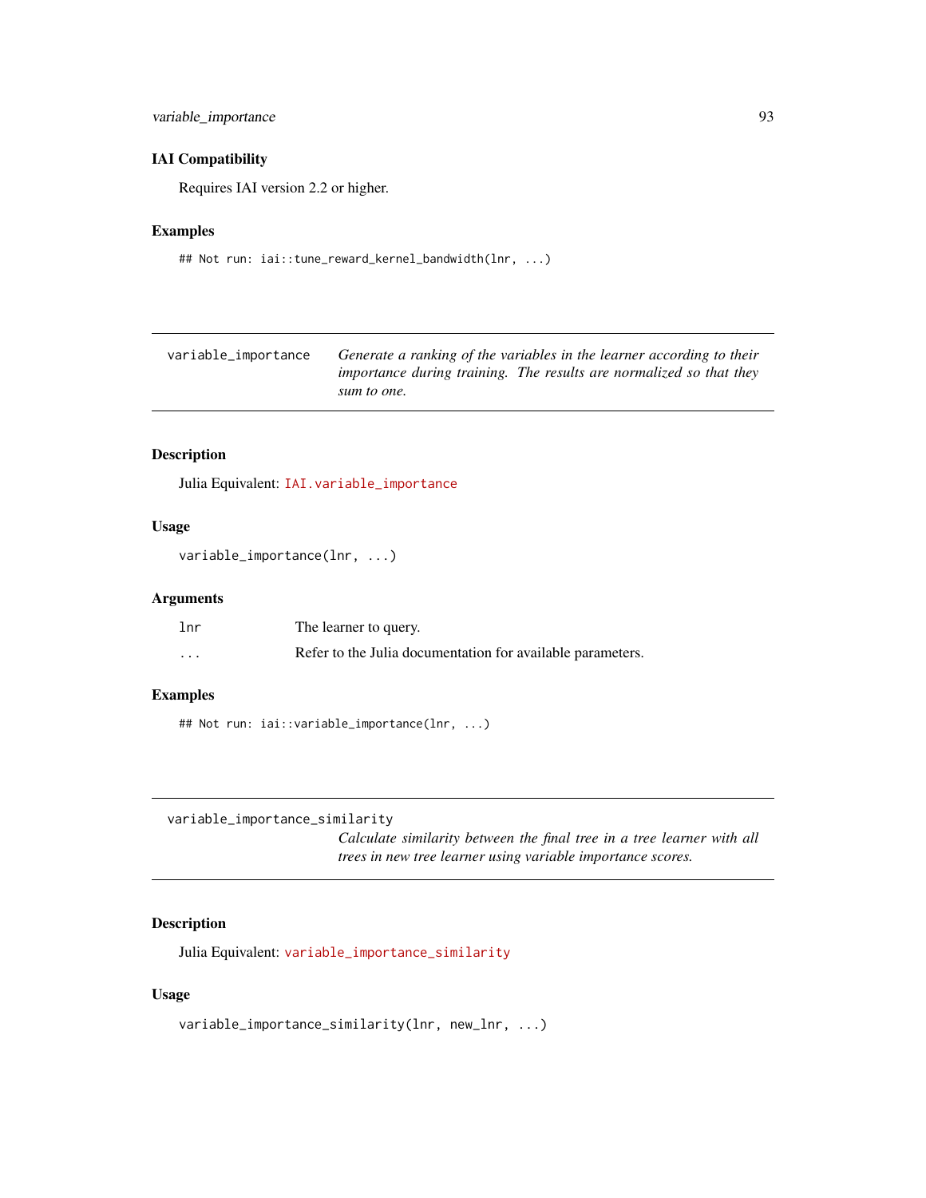### IAI Compatibility

Requires IAI version 2.2 or higher.

### Examples

```
## Not run: iai::tune_reward_kernel_bandwidth(lnr, ...)
```

---

## variable_importance

*Generate a ranking of the variables in the learner according to their importance during training. The results are normalized so that they sum to one.*

### Description

Julia Equivalent: `IAI.variable_importance`

### Usage

```
variable_importance(lnr, ...)
```

### Arguments

| | |
|---|---|
| `lnr` | The learner to query. |
| `...` | Refer to the Julia documentation for available parameters. |

### Examples

```
## Not run: iai::variable_importance(lnr, ...)
```

---

## variable_importance_similarity

*Calculate similarity between the final tree in a tree learner with all trees in new tree learner using variable importance scores.*

### Description

Julia Equivalent: `variable_importance_similarity`

### Usage

```
variable_importance_similarity(lnr, new_lnr, ...)
```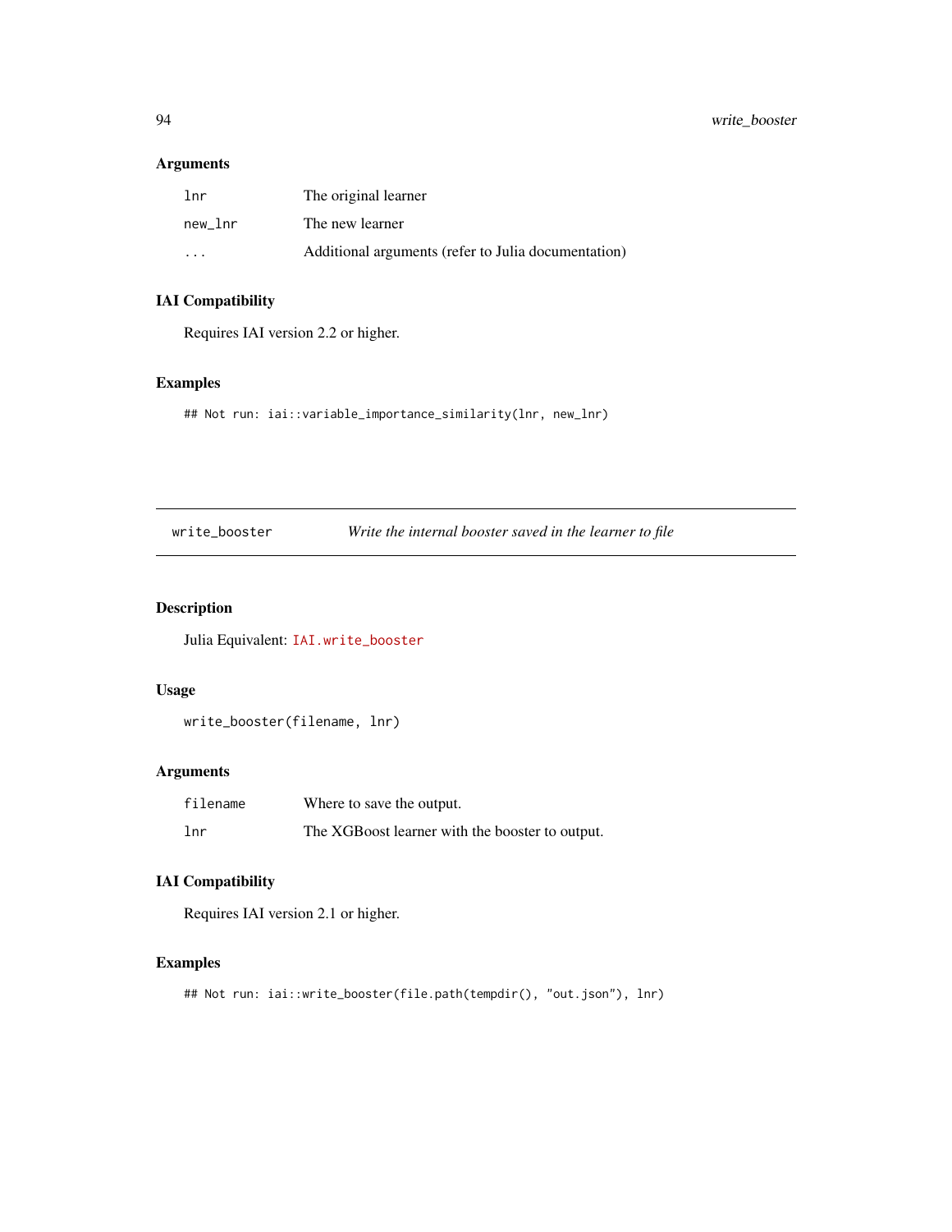### Arguments

| | |
|---|---|
| lnr | The original learner |
| new_lnr | The new learner |
| ... | Additional arguments (refer to Julia documentation) |

### IAI Compatibility

Requires IAI version 2.2 or higher.

### Examples

```
## Not run: iai::variable_importance_similarity(lnr, new_lnr)
```

---

## write_booster — *Write the internal booster saved in the learner to file*

---

### Description

Julia Equivalent: `IAI.write_booster`

### Usage

```
write_booster(filename, lnr)
```

### Arguments

| | |
|---|---|
| filename | Where to save the output. |
| lnr | The XGBoost learner with the booster to output. |

### IAI Compatibility

Requires IAI version 2.1 or higher.

### Examples

```
## Not run: iai::write_booster(file.path(tempdir(), "out.json"), lnr)
```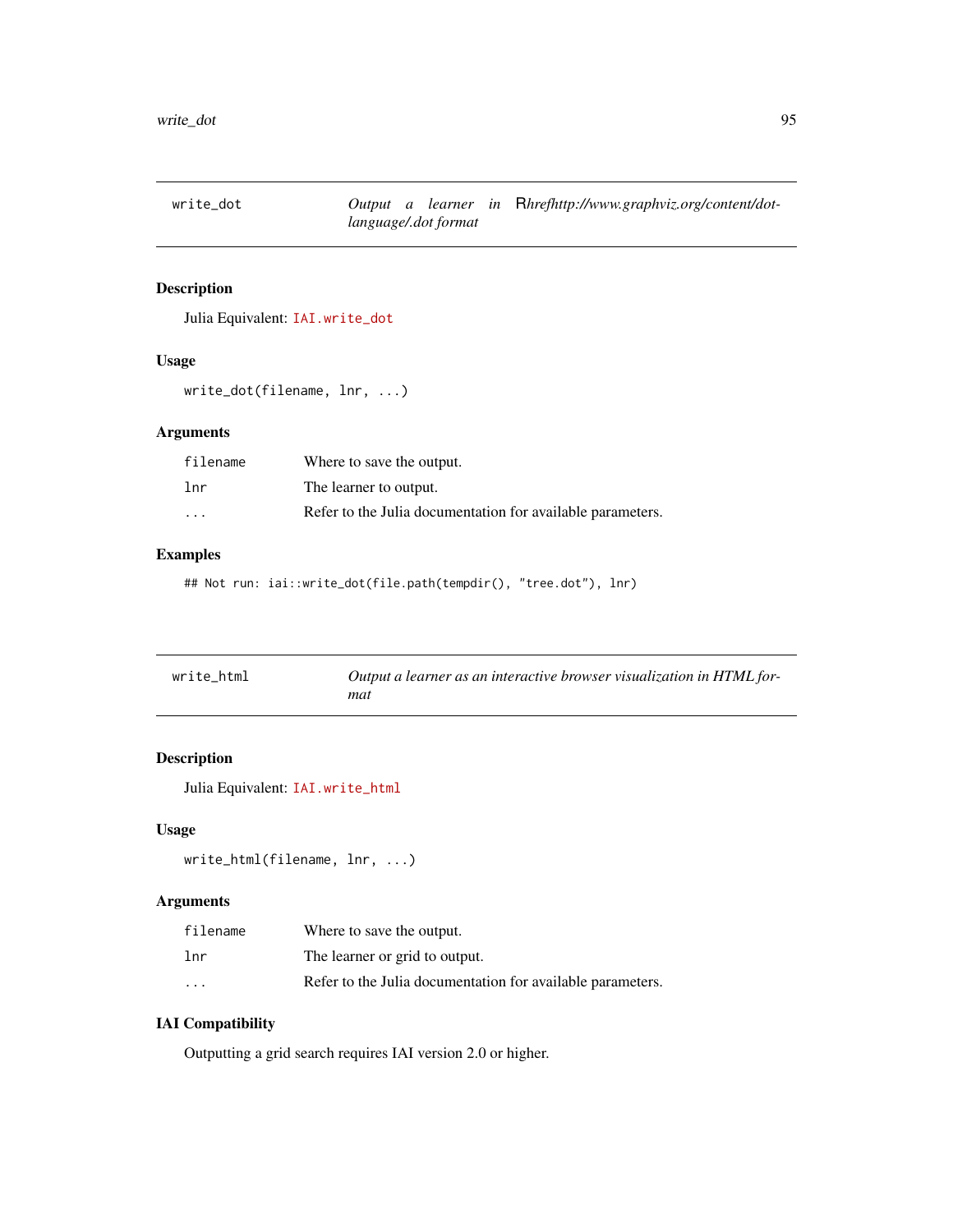## write_dot

*Output a learner in* R*hrefhttp://www.graphviz.org/content/dot-language/.dot format*

### Description

Julia Equivalent: `IAI.write_dot`

### Usage

```
write_dot(filename, lnr, ...)
```

### Arguments

| | |
|---|---|
| `filename` | Where to save the output. |
| `lnr` | The learner to output. |
| `...` | Refer to the Julia documentation for available parameters. |

### Examples

```
## Not run: iai::write_dot(file.path(tempdir(), "tree.dot"), lnr)
```

## write_html

*Output a learner as an interactive browser visualization in HTML format*

### Description

Julia Equivalent: `IAI.write_html`

### Usage

```
write_html(filename, lnr, ...)
```

### Arguments

| | |
|---|---|
| `filename` | Where to save the output. |
| `lnr` | The learner or grid to output. |
| `...` | Refer to the Julia documentation for available parameters. |

### IAI Compatibility

Outputting a grid search requires IAI version 2.0 or higher.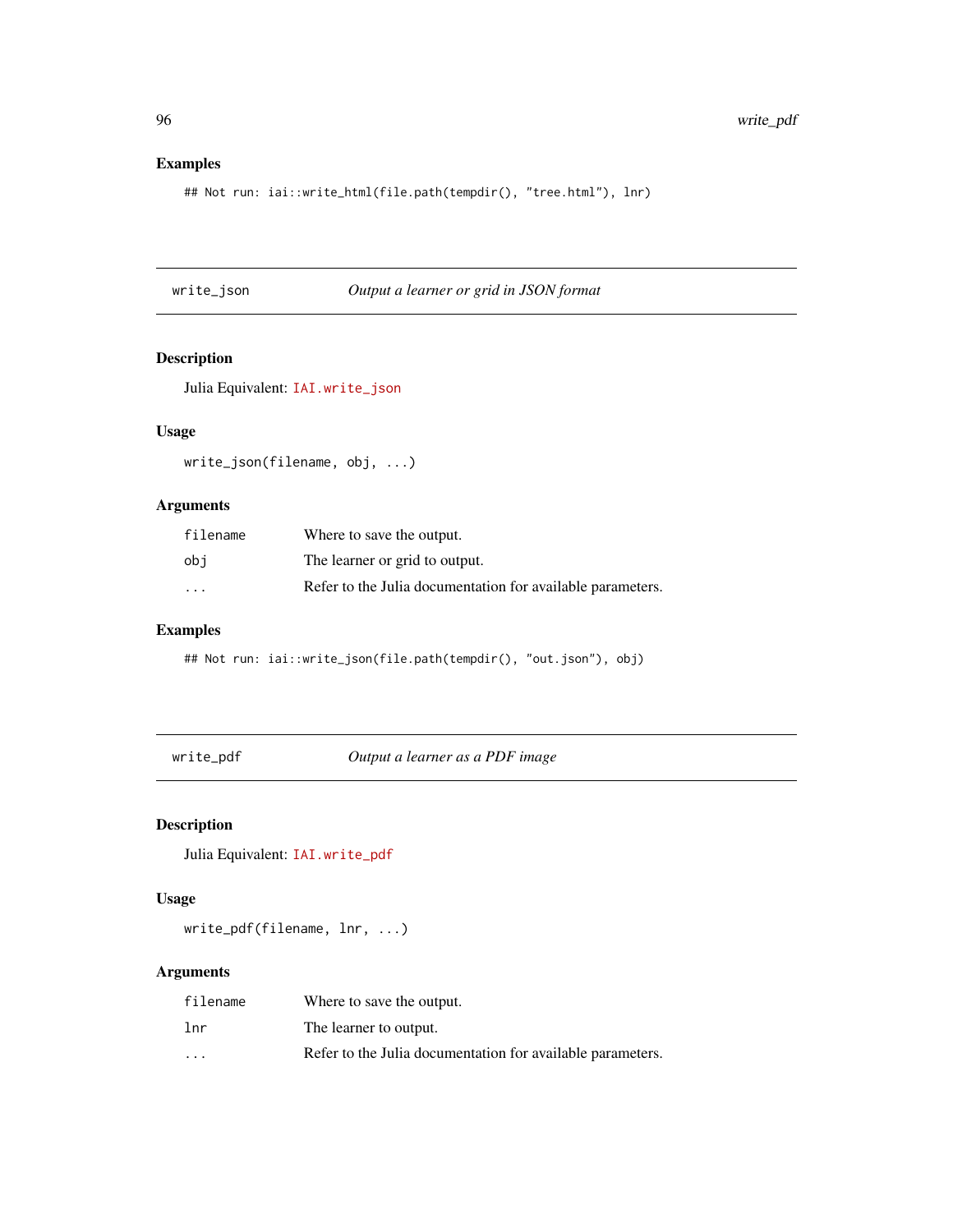### Examples

```
## Not run: iai::write_html(file.path(tempdir(), "tree.html"), lnr)
```

## write_json *Output a learner or grid in JSON format*

### Description

Julia Equivalent: `IAI.write_json`

### Usage

```
write_json(filename, obj, ...)
```

### Arguments

| | |
|---|---|
| `filename` | Where to save the output. |
| `obj` | The learner or grid to output. |
| `...` | Refer to the Julia documentation for available parameters. |

### Examples

```
## Not run: iai::write_json(file.path(tempdir(), "out.json"), obj)
```

## write_pdf *Output a learner as a PDF image*

### Description

Julia Equivalent: `IAI.write_pdf`

### Usage

```
write_pdf(filename, lnr, ...)
```

### Arguments

| | |
|---|---|
| `filename` | Where to save the output. |
| `lnr` | The learner to output. |
| `...` | Refer to the Julia documentation for available parameters. |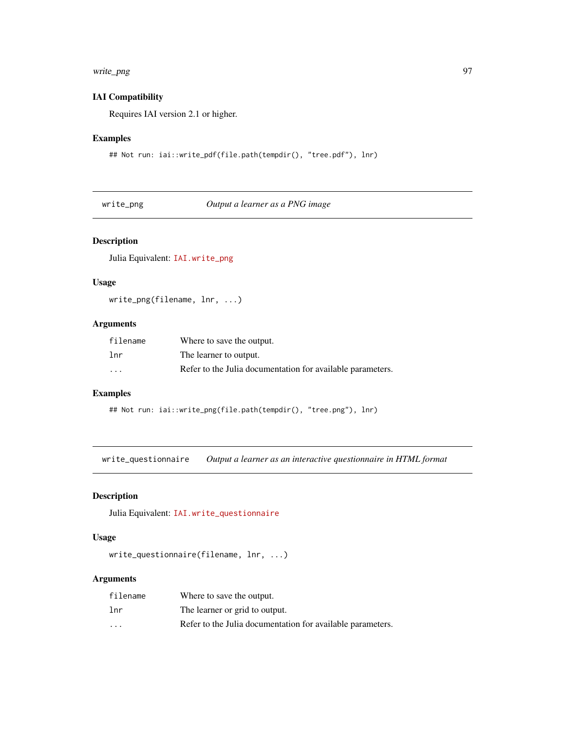### IAI Compatibility

Requires IAI version 2.1 or higher.

### Examples

```
## Not run: iai::write_pdf(file.path(tempdir(), "tree.pdf"), lnr)
```

---

## write_png — *Output a learner as a PNG image*

### Description

Julia Equivalent: IAI.write_png

### Usage

```
write_png(filename, lnr, ...)
```

### Arguments

| | |
|---|---|
| filename | Where to save the output. |
| lnr | The learner to output. |
| ... | Refer to the Julia documentation for available parameters. |

### Examples

```
## Not run: iai::write_png(file.path(tempdir(), "tree.png"), lnr)
```

---

## write_questionnaire — *Output a learner as an interactive questionnaire in HTML format*

### Description

Julia Equivalent: IAI.write_questionnaire

### Usage

```
write_questionnaire(filename, lnr, ...)
```

### Arguments

| | |
|---|---|
| filename | Where to save the output. |
| lnr | The learner or grid to output. |
| ... | Refer to the Julia documentation for available parameters. |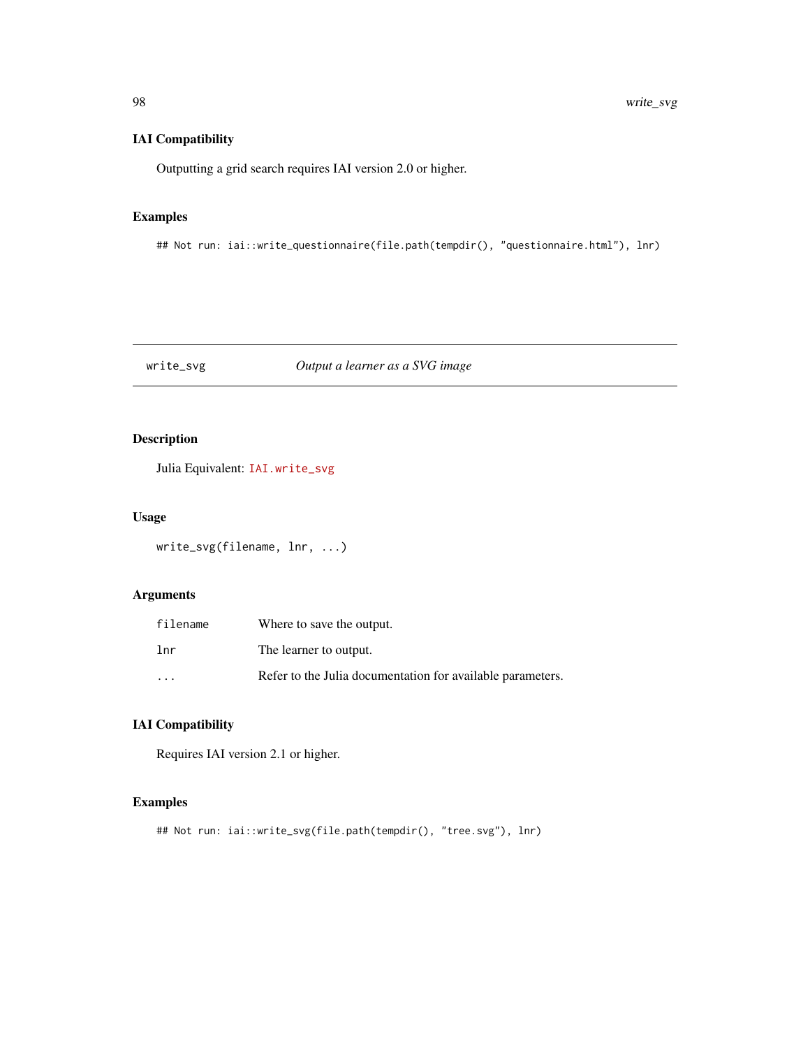### IAI Compatibility

Outputting a grid search requires IAI version 2.0 or higher.

### Examples

```
## Not run: iai::write_questionnaire(file.path(tempdir(), "questionnaire.html"), lnr)
```

---

## write_svg *Output a learner as a SVG image*

---

### Description

Julia Equivalent: `IAI.write_svg`

### Usage

```
write_svg(filename, lnr, ...)
```

### Arguments

| | |
|---|---|
| `filename` | Where to save the output. |
| `lnr` | The learner to output. |
| `...` | Refer to the Julia documentation for available parameters. |

### IAI Compatibility

Requires IAI version 2.1 or higher.

### Examples

```
## Not run: iai::write_svg(file.path(tempdir(), "tree.svg"), lnr)
```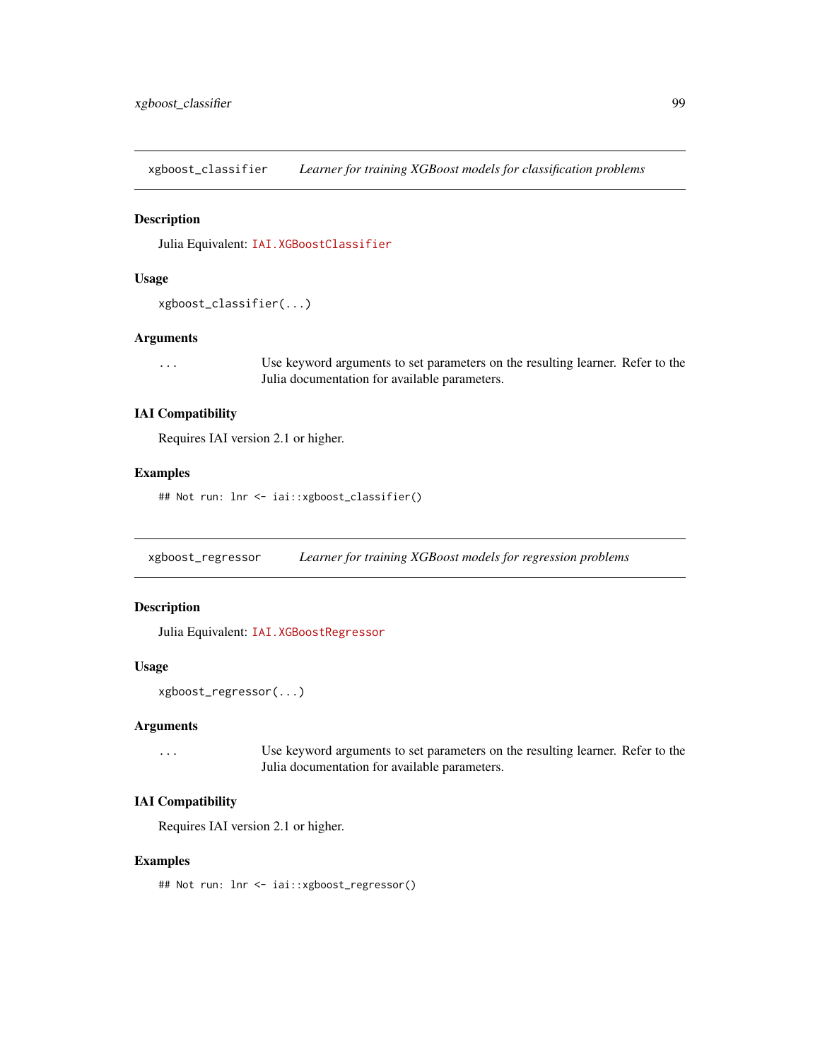## xgboost_classifier — *Learner for training XGBoost models for classification problems*

### Description

Julia Equivalent: `IAI.XGBoostClassifier`

### Usage

```
xgboost_classifier(...)
```

### Arguments

`...` Use keyword arguments to set parameters on the resulting learner. Refer to the Julia documentation for available parameters.

### IAI Compatibility

Requires IAI version 2.1 or higher.

### Examples

```
## Not run: lnr <- iai::xgboost_classifier()
```

## xgboost_regressor — *Learner for training XGBoost models for regression problems*

### Description

Julia Equivalent: `IAI.XGBoostRegressor`

### Usage

```
xgboost_regressor(...)
```

### Arguments

`...` Use keyword arguments to set parameters on the resulting learner. Refer to the Julia documentation for available parameters.

### IAI Compatibility

Requires IAI version 2.1 or higher.

### Examples

```
## Not run: lnr <- iai::xgboost_regressor()
```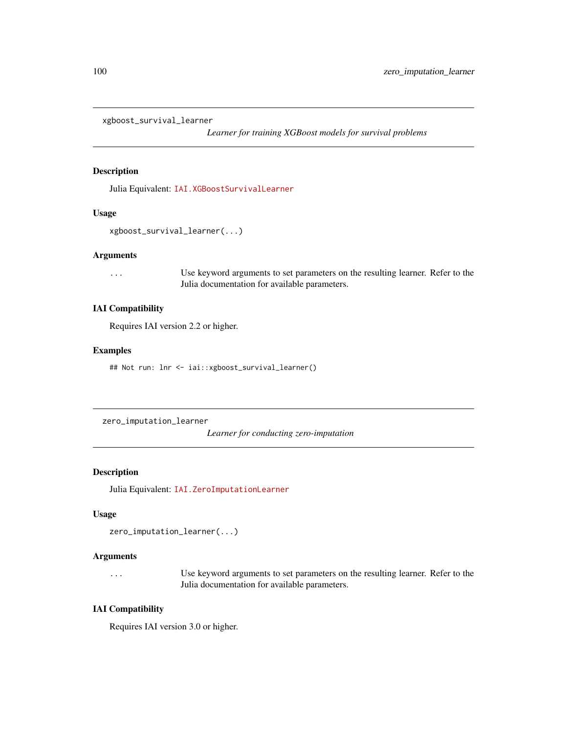## xgboost_survival_learner

*Learner for training XGBoost models for survival problems*

### Description

Julia Equivalent: `IAI.XGBoostSurvivalLearner`

### Usage

```
xgboost_survival_learner(...)
```

### Arguments

| | |
|---|---|
| ... | Use keyword arguments to set parameters on the resulting learner. Refer to the Julia documentation for available parameters. |

### IAI Compatibility

Requires IAI version 2.2 or higher.

### Examples

```
## Not run: lnr <- iai::xgboost_survival_learner()
```

## zero_imputation_learner

*Learner for conducting zero-imputation*

### Description

Julia Equivalent: `IAI.ZeroImputationLearner`

### Usage

```
zero_imputation_learner(...)
```

### Arguments

| | |
|---|---|
| ... | Use keyword arguments to set parameters on the resulting learner. Refer to the Julia documentation for available parameters. |

### IAI Compatibility

Requires IAI version 3.0 or higher.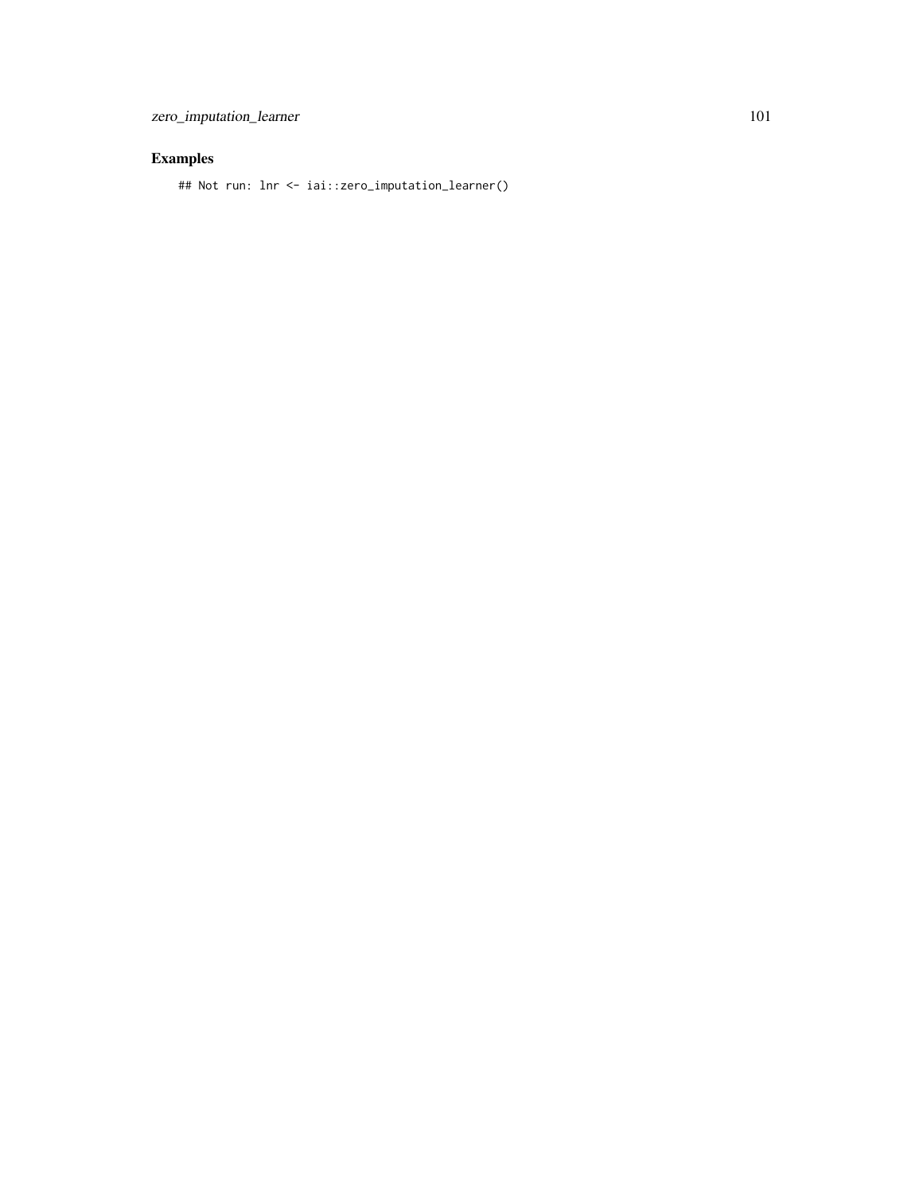## Examples

```
## Not run: lnr <- iai::zero_imputation_learner()
```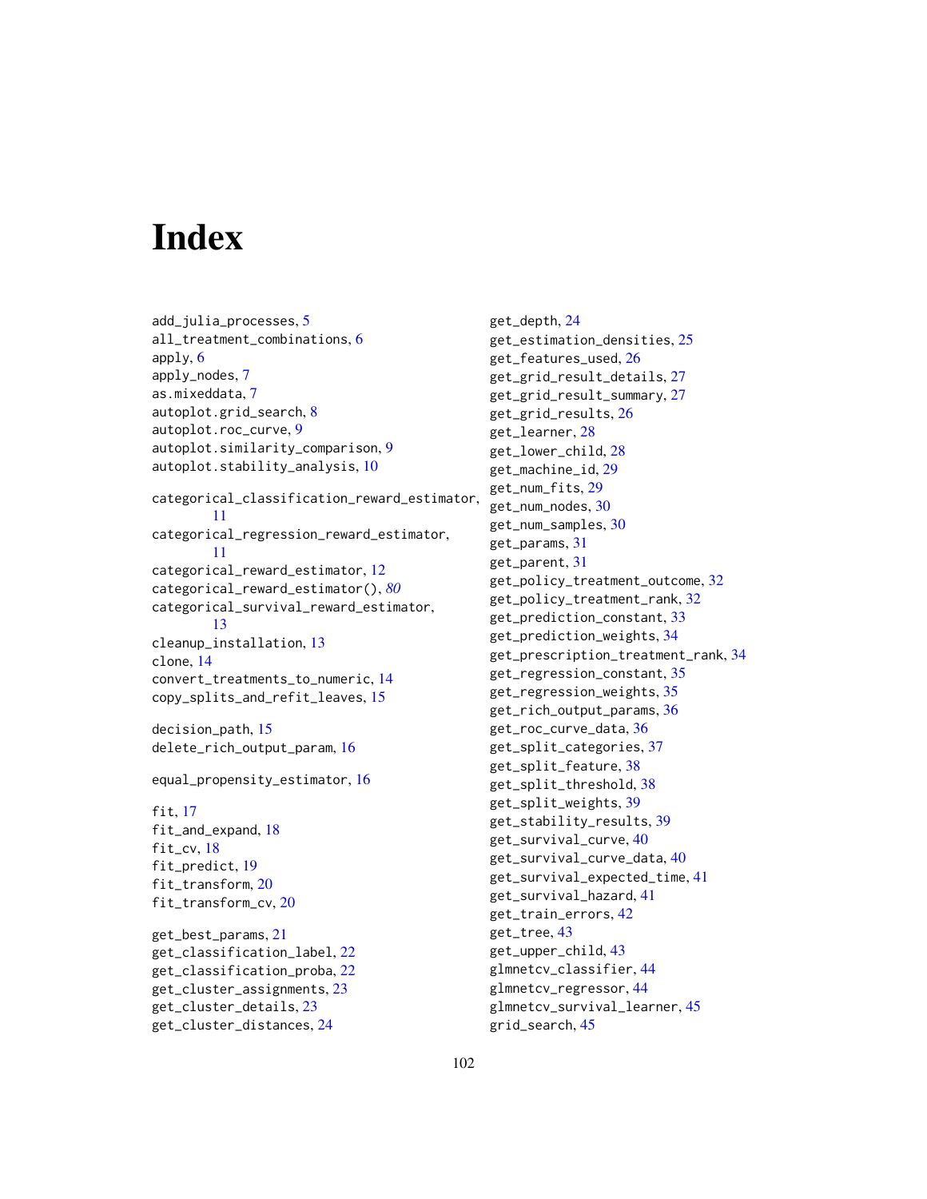# Index

add_julia_processes, 5
all_treatment_combinations, 6
apply, 6
apply_nodes, 7
as.mixeddata, 7
autoplot.grid_search, 8
autoplot.roc_curve, 9
autoplot.similarity_comparison, 9
autoplot.stability_analysis, 10

categorical_classification_reward_estimator, 11
categorical_regression_reward_estimator, 11
categorical_reward_estimator, 12
categorical_reward_estimator(), *80*
categorical_survival_reward_estimator, 13
cleanup_installation, 13
clone, 14
convert_treatments_to_numeric, 14
copy_splits_and_refit_leaves, 15

decision_path, 15
delete_rich_output_param, 16

equal_propensity_estimator, 16

fit, 17
fit_and_expand, 18
fit_cv, 18
fit_predict, 19
fit_transform, 20
fit_transform_cv, 20

get_best_params, 21
get_classification_label, 22
get_classification_proba, 22
get_cluster_assignments, 23
get_cluster_details, 23
get_cluster_distances, 24
get_depth, 24
get_estimation_densities, 25
get_features_used, 26
get_grid_result_details, 27
get_grid_result_summary, 27
get_grid_results, 26
get_learner, 28
get_lower_child, 28
get_machine_id, 29
get_num_fits, 29
get_num_nodes, 30
get_num_samples, 30
get_params, 31
get_parent, 31
get_policy_treatment_outcome, 32
get_policy_treatment_rank, 32
get_prediction_constant, 33
get_prediction_weights, 34
get_prescription_treatment_rank, 34
get_regression_constant, 35
get_regression_weights, 35
get_rich_output_params, 36
get_roc_curve_data, 36
get_split_categories, 37
get_split_feature, 38
get_split_threshold, 38
get_split_weights, 39
get_stability_results, 39
get_survival_curve, 40
get_survival_curve_data, 40
get_survival_expected_time, 41
get_survival_hazard, 41
get_train_errors, 42
get_tree, 43
get_upper_child, 43
glmnetcv_classifier, 44
glmnetcv_regressor, 44
glmnetcv_survival_learner, 45
grid_search, 45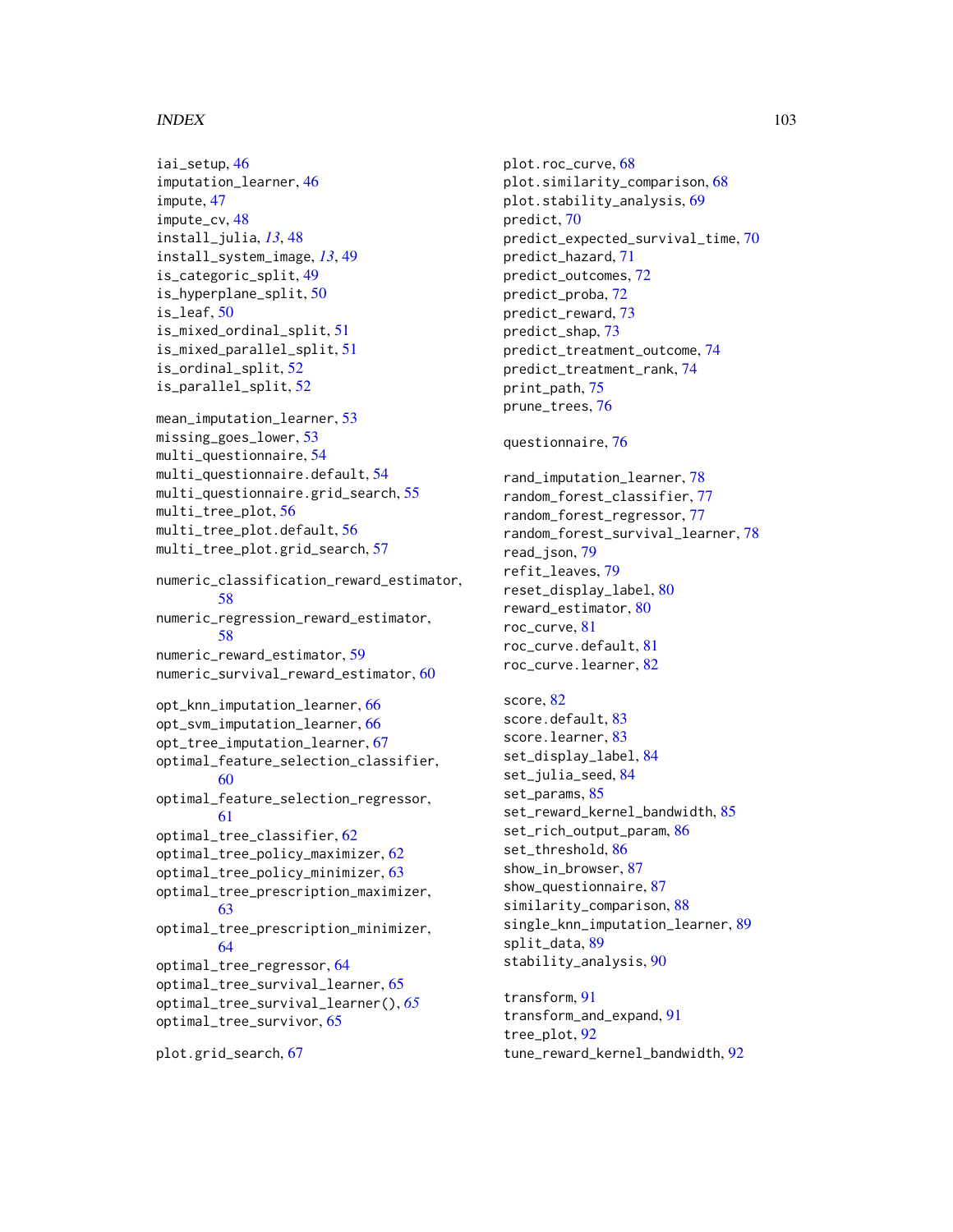iai_setup, 46
imputation_learner, 46
impute, 47
impute_cv, 48
install_julia, *13*, 48
install_system_image, *13*, 49
is_categoric_split, 49
is_hyperplane_split, 50
is_leaf, 50
is_mixed_ordinal_split, 51
is_mixed_parallel_split, 51
is_ordinal_split, 52
is_parallel_split, 52

mean_imputation_learner, 53
missing_goes_lower, 53
multi_questionnaire, 54
multi_questionnaire.default, 54
multi_questionnaire.grid_search, 55
multi_tree_plot, 56
multi_tree_plot.default, 56
multi_tree_plot.grid_search, 57

numeric_classification_reward_estimator, 58
numeric_regression_reward_estimator, 58
numeric_reward_estimator, 59
numeric_survival_reward_estimator, 60

opt_knn_imputation_learner, 66
opt_svm_imputation_learner, 66
opt_tree_imputation_learner, 67
optimal_feature_selection_classifier, 60
optimal_feature_selection_regressor, 61
optimal_tree_classifier, 62
optimal_tree_policy_maximizer, 62
optimal_tree_policy_minimizer, 63
optimal_tree_prescription_maximizer, 63
optimal_tree_prescription_minimizer, 64
optimal_tree_regressor, 64
optimal_tree_survival_learner, 65
optimal_tree_survival_learner(), *65*
optimal_tree_survivor, 65

plot.grid_search, 67
plot.roc_curve, 68
plot.similarity_comparison, 68
plot.stability_analysis, 69
predict, 70
predict_expected_survival_time, 70
predict_hazard, 71
predict_outcomes, 72
predict_proba, 72
predict_reward, 73
predict_shap, 73
predict_treatment_outcome, 74
predict_treatment_rank, 74
print_path, 75
prune_trees, 76

questionnaire, 76

rand_imputation_learner, 78
random_forest_classifier, 77
random_forest_regressor, 77
random_forest_survival_learner, 78
read_json, 79
refit_leaves, 79
reset_display_label, 80
reward_estimator, 80
roc_curve, 81
roc_curve.default, 81
roc_curve.learner, 82

score, 82
score.default, 83
score.learner, 83
set_display_label, 84
set_julia_seed, 84
set_params, 85
set_reward_kernel_bandwidth, 85
set_rich_output_param, 86
set_threshold, 86
show_in_browser, 87
show_questionnaire, 87
similarity_comparison, 88
single_knn_imputation_learner, 89
split_data, 89
stability_analysis, 90

transform, 91
transform_and_expand, 91
tree_plot, 92
tune_reward_kernel_bandwidth, 92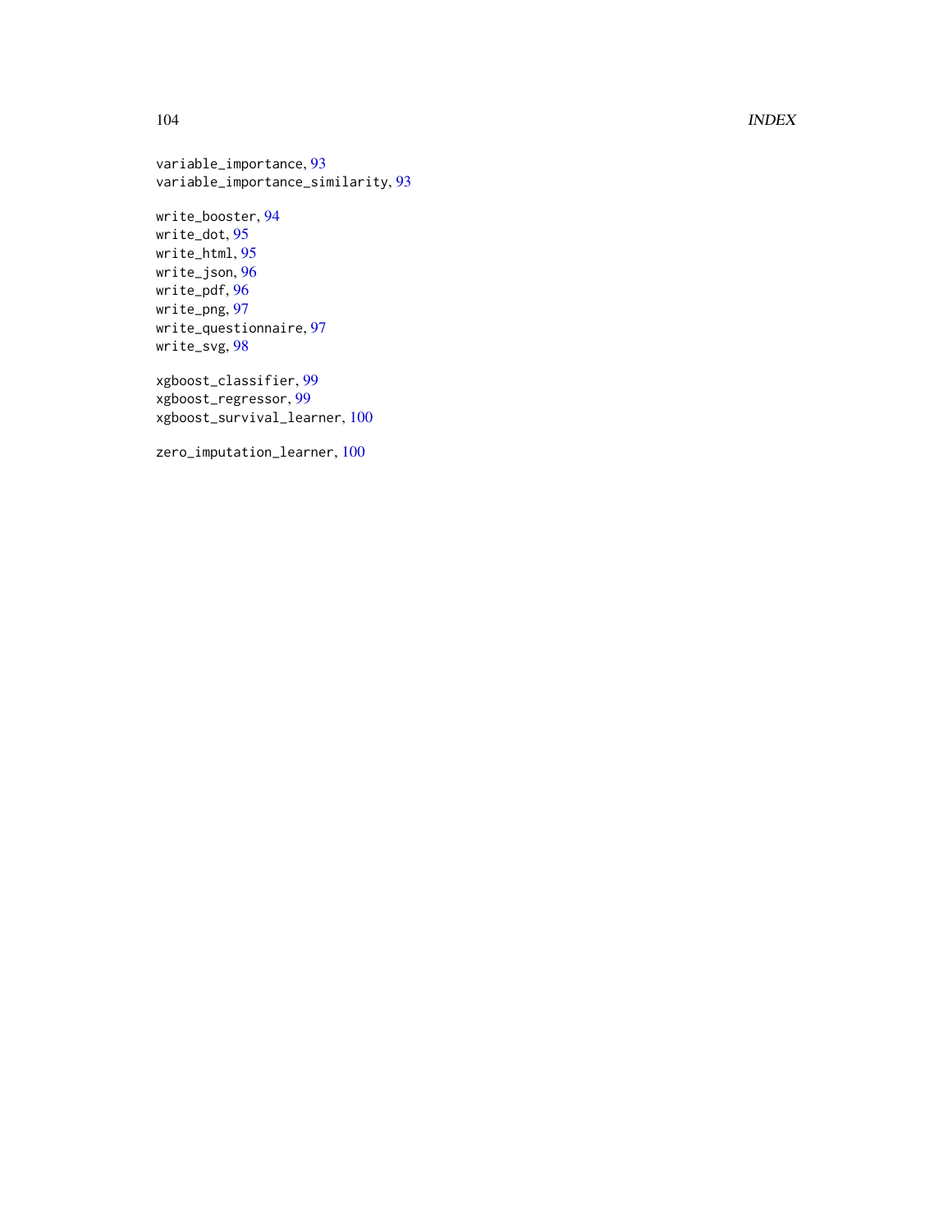variable_importance, 93
variable_importance_similarity, 93

write_booster, 94
write_dot, 95
write_html, 95
write_json, 96
write_pdf, 96
write_png, 97
write_questionnaire, 97
write_svg, 98

xgboost_classifier, 99
xgboost_regressor, 99
xgboost_survival_learner, 100

zero_imputation_learner, 100